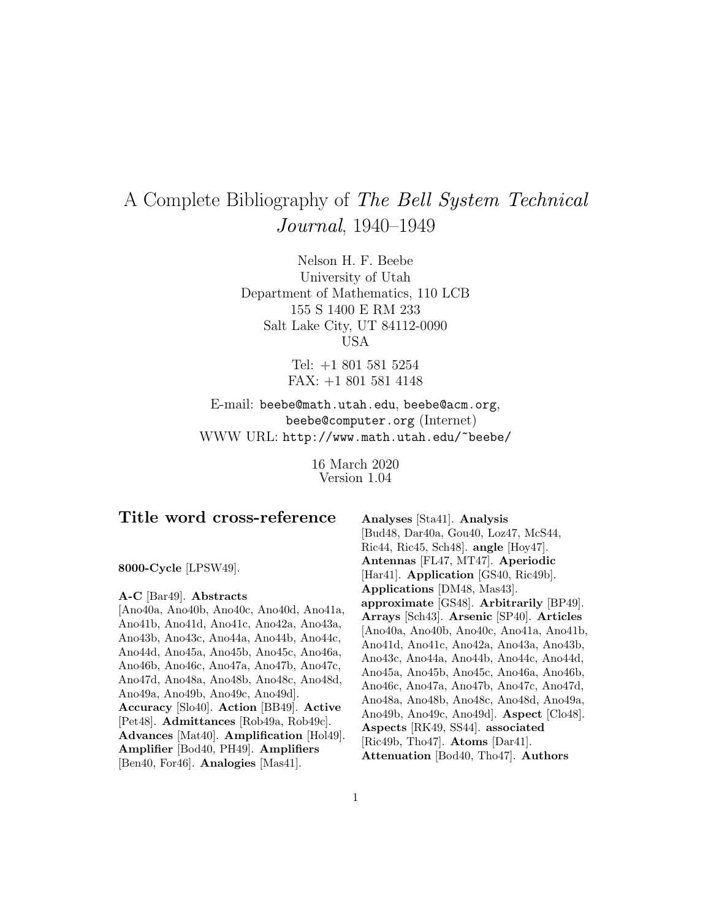# A Complete Bibliography of *The Bell System Technical Journal*, 1940–1949

Nelson H. F. Beebe
University of Utah
Department of Mathematics, 110 LCB
155 S 1400 E RM 233
Salt Lake City, UT 84112-0090
USA

Tel: +1 801 581 5254
FAX: +1 801 581 4148

E-mail: `beebe@math.utah.edu`, `beebe@acm.org`, `beebe@computer.org` (Internet)
WWW URL: `http://www.math.utah.edu/~beebe/`

16 March 2020
Version 1.04

## Title word cross-reference

**8000-Cycle** [LPSW49].

**A-C** [Bar49]. **Abstracts** [Ano40a, Ano40b, Ano40c, Ano40d, Ano41a, Ano41b, Ano41d, Ano41c, Ano42a, Ano43a, Ano43b, Ano43c, Ano44a, Ano44b, Ano44c, Ano44d, Ano45a, Ano45b, Ano45c, Ano46a, Ano46b, Ano46c, Ano47a, Ano47b, Ano47c, Ano47d, Ano48a, Ano48b, Ano48c, Ano48d, Ano49a, Ano49b, Ano49c, Ano49d]. **Accuracy** [Slo40]. **Action** [BB49]. **Active** [Pet48]. **Admittances** [Rob49a, Rob49c]. **Advances** [Mat40]. **Amplification** [Hol49]. **Amplifier** [Bod40, PH49]. **Amplifiers** [Ben40, For46]. **Analogies** [Mas41]. **Analyses** [Sta41]. **Analysis** [Bud48, Dar40a, Gou40, Loz47, McS44, Ric44, Ric45, Sch48]. **angle** [Hoy47]. **Antennas** [FL47, MT47]. **Aperiodic** [Har41]. **Application** [GS40, Ric49b]. **Applications** [DM48, Mas43]. **approximate** [GS48]. **Arbitrarily** [BP49]. **Arrays** [Sch43]. **Arsenic** [SP40]. **Articles** [Ano40a, Ano40b, Ano40c, Ano41a, Ano41b, Ano41d, Ano41c, Ano42a, Ano43a, Ano43b, Ano43c, Ano44a, Ano44b, Ano44c, Ano44d, Ano45a, Ano45b, Ano45c, Ano46a, Ano46b, Ano46c, Ano47a, Ano47b, Ano47c, Ano47d, Ano48a, Ano48b, Ano48c, Ano48d, Ano49a, Ano49b, Ano49c, Ano49d]. **Aspect** [Clo48]. **Aspects** [RK49, SS44]. **associated** [Ric49b, Tho47]. **Atoms** [Dar41]. **Attenuation** [Bod40, Tho47]. **Authors**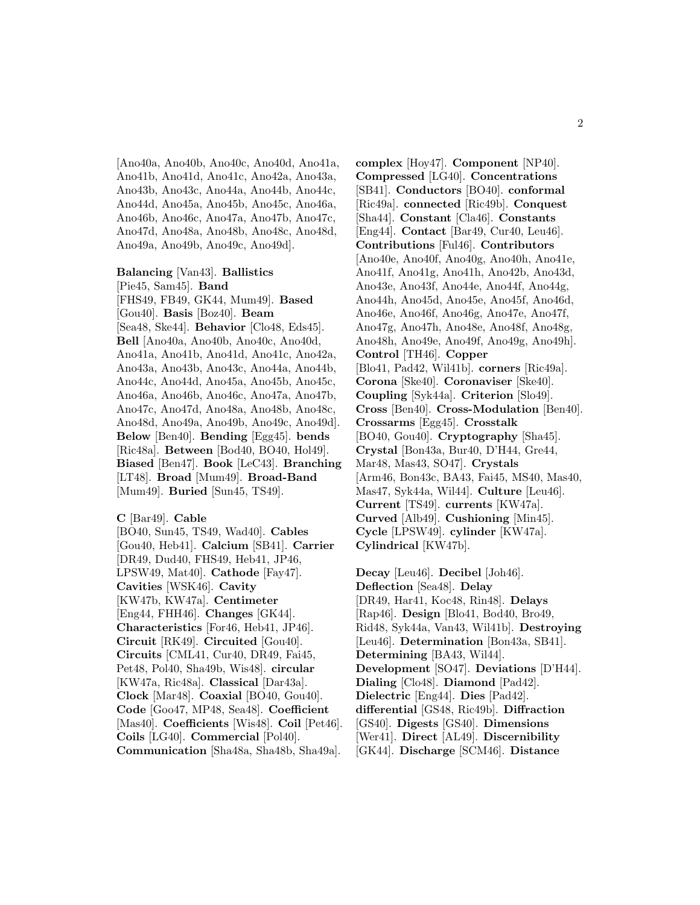[Ano40a, Ano40b, Ano40c, Ano40d, Ano41a, Ano41b, Ano41d, Ano41c, Ano42a, Ano43a, Ano43b, Ano43c, Ano44a, Ano44b, Ano44c, Ano44d, Ano45a, Ano45b, Ano45c, Ano46a, Ano46b, Ano46c, Ano47a, Ano47b, Ano47c, Ano47d, Ano48a, Ano48b, Ano48c, Ano48d, Ano49a, Ano49b, Ano49c, Ano49d].

**Balancing** [Van43]. **Ballistics** [Pie45, Sam45]. **Band** [FHS49, FB49, GK44, Mum49]. **Based** [Gou40]. **Basis** [Boz40]. **Beam** [Sea48, Ske44]. **Behavior** [Clo48, Eds45]. **Bell** [Ano40a, Ano40b, Ano40c, Ano40d, Ano41a, Ano41b, Ano41d, Ano41c, Ano42a, Ano43a, Ano43b, Ano43c, Ano44a, Ano44b, Ano44c, Ano44d, Ano45a, Ano45b, Ano45c, Ano46a, Ano46b, Ano46c, Ano47a, Ano47b, Ano47c, Ano47d, Ano48a, Ano48b, Ano48c, Ano48d, Ano49a, Ano49b, Ano49c, Ano49d]. **Below** [Ben40]. **Bending** [Egg45]. **bends** [Ric48a]. **Between** [Bod40, BO40, Hol49]. **Biased** [Ben47]. **Book** [LeC43]. **Branching** [LT48]. **Broad** [Mum49]. **Broad-Band** [Mum49]. **Buried** [Sun45, TS49].

**C** [Bar49]. **Cable** [BO40, Sun45, TS49, Wad40]. **Cables** [Gou40, Heb41]. **Calcium** [SB41]. **Carrier** [DR49, Dud40, FHS49, Heb41, JP46, LPSW49, Mat40]. **Cathode** [Fay47]. **Cavities** [WSK46]. **Cavity** [KW47b, KW47a]. **Centimeter** [Eng44, FHH46]. **Changes** [GK44]. **Characteristics** [For46, Heb41, JP46]. **Circuit** [RK49]. **Circuited** [Gou40]. **Circuits** [CML41, Cur40, DR49, Fai45, Pet48, Pol40, Sha49b, Wis48]. **circular** [KW47a, Ric48a]. **Classical** [Dar43a]. **Clock** [Mar48]. **Coaxial** [BO40, Gou40]. **Code** [Goo47, MP48, Sea48]. **Coefficient** [Mas40]. **Coefficients** [Wis48]. **Coil** [Pet46]. **Coils** [LG40]. **Commercial** [Pol40]. **Communication** [Sha48a, Sha48b, Sha49a]. **complex** [Hoy47]. **Component** [NP40]. **Compressed** [LG40]. **Concentrations** [SB41]. **Conductors** [BO40]. **conformal** [Ric49a]. **connected** [Ric49b]. **Conquest** [Sha44]. **Constant** [Cla46]. **Constants** [Eng44]. **Contact** [Bar49, Cur40, Leu46]. **Contributions** [Ful46]. **Contributors** [Ano40e, Ano40f, Ano40g, Ano40h, Ano41e, Ano41f, Ano41g, Ano41h, Ano42b, Ano43d, Ano43e, Ano43f, Ano44e, Ano44f, Ano44g, Ano44h, Ano45d, Ano45e, Ano45f, Ano46d, Ano46e, Ano46f, Ano46g, Ano47e, Ano47f, Ano47g, Ano47h, Ano48e, Ano48f, Ano48g, Ano48h, Ano49e, Ano49f, Ano49g, Ano49h]. **Control** [TH46]. **Copper** [Blo41, Pad42, Wil41b]. **corners** [Ric49a]. **Corona** [Ske40]. **Coronaviser** [Ske40]. **Coupling** [Syk44a]. **Criterion** [Slo49]. **Cross** [Ben40]. **Cross-Modulation** [Ben40]. **Crossarms** [Egg45]. **Crosstalk** [BO40, Gou40]. **Cryptography** [Sha45]. **Crystal** [Bon43a, Bur40, D'H44, Gre44, Mar48, Mas43, SO47]. **Crystals** [Arm46, Bon43c, BA43, Fai45, MS40, Mas40, Mas47, Syk44a, Wil44]. **Culture** [Leu46]. **Current** [TS49]. **currents** [KW47a]. **Curved** [Alb49]. **Cushioning** [Min45]. **Cycle** [LPSW49]. **cylinder** [KW47a]. **Cylindrical** [KW47b].

**Decay** [Leu46]. **Decibel** [Joh46]. **Deflection** [Sea48]. **Delay** [DR49, Har41, Koc48, Rin48]. **Delays** [Rap46]. **Design** [Blo41, Bod40, Bro49, Rid48, Syk44a, Van43, Wil41b]. **Destroying** [Leu46]. **Determination** [Bon43a, SB41]. **Determining** [BA43, Wil44]. **Development** [SO47]. **Deviations** [D'H44]. **Dialing** [Clo48]. **Diamond** [Pad42]. **Dielectric** [Eng44]. **Dies** [Pad42]. **differential** [GS48, Ric49b]. **Diffraction** [GS40]. **Digests** [GS40]. **Dimensions** [Wer41]. **Direct** [AL49]. **Discernibility** [GK44]. **Discharge** [SCM46]. **Distance**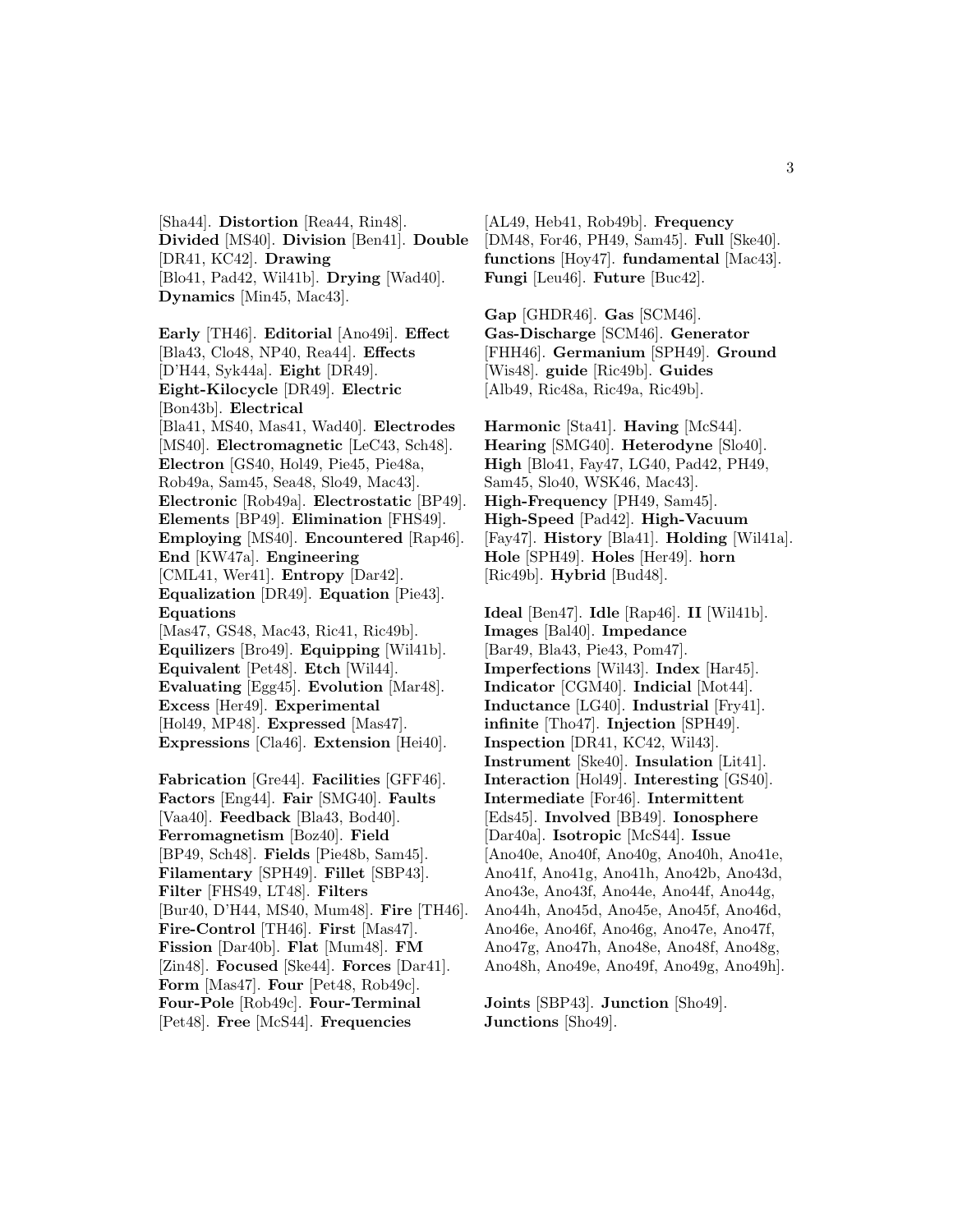[Sha44]. **Distortion** [Rea44, Rin48]. **Divided** [MS40]. **Division** [Ben41]. **Double** [DR41, KC42]. **Drawing** [Blo41, Pad42, Wil41b]. **Drying** [Wad40]. **Dynamics** [Min45, Mac43].

**Early** [TH46]. **Editorial** [Ano49i]. **Effect** [Bla43, Clo48, NP40, Rea44]. **Effects** [D'H44, Syk44a]. **Eight** [DR49]. **Eight-Kilocycle** [DR49]. **Electric** [Bon43b]. **Electrical** [Bla41, MS40, Mas41, Wad40]. **Electrodes** [MS40]. **Electromagnetic** [LeC43, Sch48]. **Electron** [GS40, Hol49, Pie45, Pie48a, Rob49a, Sam45, Sea48, Slo49, Mac43]. **Electronic** [Rob49a]. **Electrostatic** [BP49]. **Elements** [BP49]. **Elimination** [FHS49]. **Employing** [MS40]. **Encountered** [Rap46]. **End** [KW47a]. **Engineering** [CML41, Wer41]. **Entropy** [Dar42]. **Equalization** [DR49]. **Equation** [Pie43]. **Equations** [Mas47, GS48, Mac43, Ric41, Ric49b]. **Equilizers** [Bro49]. **Equipping** [Wil41b]. **Equivalent** [Pet48]. **Etch** [Wil44]. **Evaluating** [Egg45]. **Evolution** [Mar48]. **Excess** [Her49]. **Experimental** [Hol49, MP48]. **Expressed** [Mas47]. **Expressions** [Cla46]. **Extension** [Hei40].

**Fabrication** [Gre44]. **Facilities** [GFF46]. **Factors** [Eng44]. **Fair** [SMG40]. **Faults** [Vaa40]. **Feedback** [Bla43, Bod40]. **Ferromagnetism** [Boz40]. **Field** [BP49, Sch48]. **Fields** [Pie48b, Sam45]. **Filamentary** [SPH49]. **Fillet** [SBP43]. **Filter** [FHS49, LT48]. **Filters** [Bur40, D'H44, MS40, Mum48]. **Fire** [TH46]. **Fire-Control** [TH46]. **First** [Mas47]. **Fission** [Dar40b]. **Flat** [Mum48]. **FM** [Zin48]. **Focused** [Ske44]. **Forces** [Dar41]. **Form** [Mas47]. **Four** [Pet48, Rob49c]. **Four-Pole** [Rob49c]. **Four-Terminal** [Pet48]. **Free** [McS44]. **Frequencies** [AL49, Heb41, Rob49b]. **Frequency** [DM48, For46, PH49, Sam45]. **Full** [Ske40]. **functions** [Hoy47]. **fundamental** [Mac43]. **Fungi** [Leu46]. **Future** [Buc42].

**Gap** [GHDR46]. **Gas** [SCM46]. **Gas-Discharge** [SCM46]. **Generator** [FHH46]. **Germanium** [SPH49]. **Ground** [Wis48]. **guide** [Ric49b]. **Guides** [Alb49, Ric48a, Ric49a, Ric49b].

**Harmonic** [Sta41]. **Having** [McS44]. **Hearing** [SMG40]. **Heterodyne** [Slo40]. **High** [Blo41, Fay47, LG40, Pad42, PH49, Sam45, Slo40, WSK46, Mac43]. **High-Frequency** [PH49, Sam45]. **High-Speed** [Pad42]. **High-Vacuum** [Fay47]. **History** [Bla41]. **Holding** [Wil41a]. **Hole** [SPH49]. **Holes** [Her49]. **horn** [Ric49b]. **Hybrid** [Bud48].

**Ideal** [Ben47]. **Idle** [Rap46]. **II** [Wil41b]. **Images** [Bal40]. **Impedance** [Bar49, Bla43, Pie43, Pom47]. **Imperfections** [Wil43]. **Index** [Har45]. **Indicator** [CGM40]. **Indicial** [Mot44]. **Inductance** [LG40]. **Industrial** [Fry41]. **infinite** [Tho47]. **Injection** [SPH49]. **Inspection** [DR41, KC42, Wil43]. **Instrument** [Ske40]. **Insulation** [Lit41]. **Interaction** [Hol49]. **Interesting** [GS40]. **Intermediate** [For46]. **Intermittent** [Eds45]. **Involved** [BB49]. **Ionosphere** [Dar40a]. **Isotropic** [McS44]. **Issue** [Ano40e, Ano40f, Ano40g, Ano40h, Ano41e, Ano41f, Ano41g, Ano41h, Ano42b, Ano43d, Ano43e, Ano43f, Ano44e, Ano44f, Ano44g, Ano44h, Ano45d, Ano45e, Ano45f, Ano46d, Ano46e, Ano46f, Ano46g, Ano47e, Ano47f, Ano47g, Ano47h, Ano48e, Ano48f, Ano48g, Ano48h, Ano49e, Ano49f, Ano49g, Ano49h].

**Joints** [SBP43]. **Junction** [Sho49]. **Junctions** [Sho49].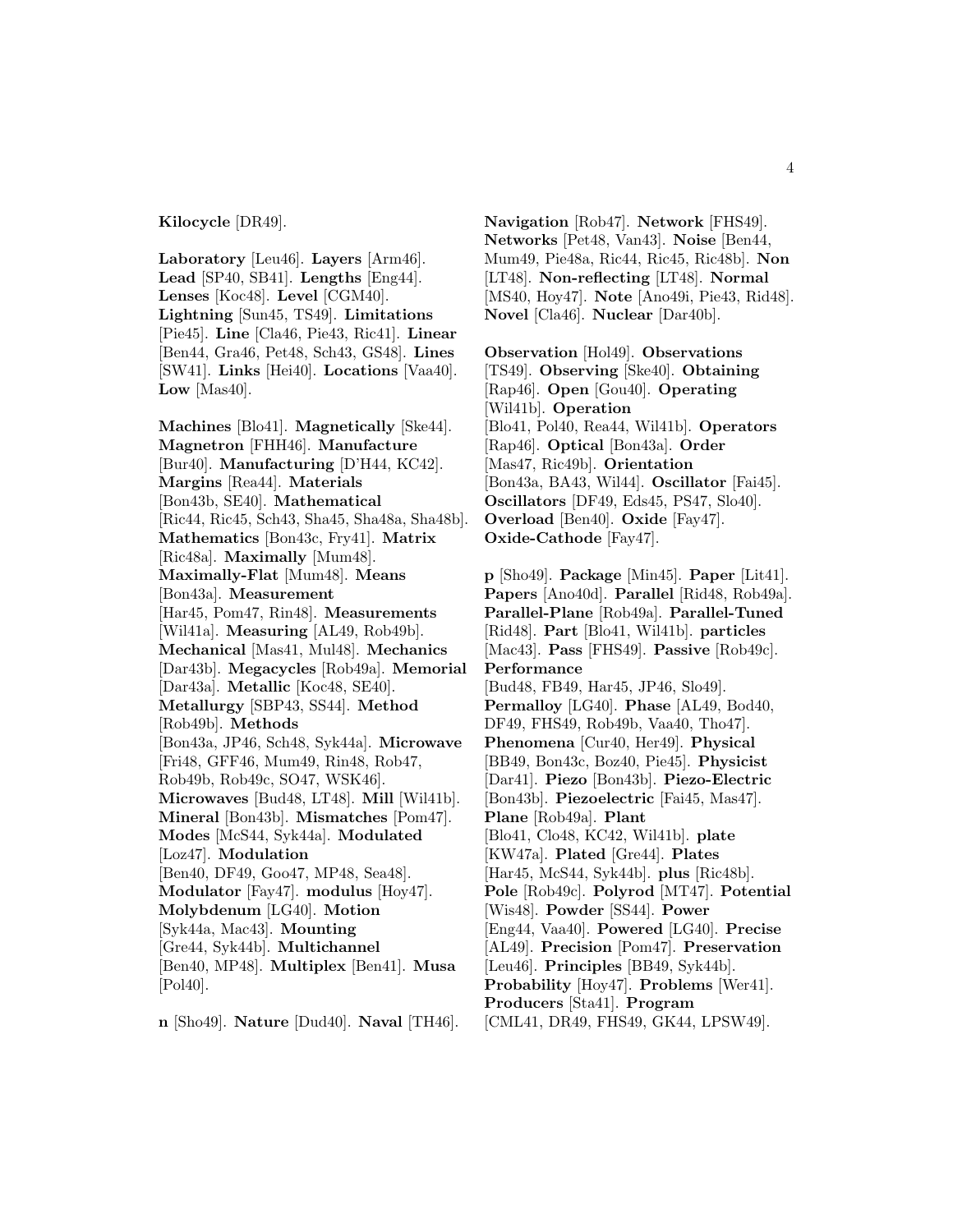**Kilocycle** [DR49].

**Laboratory** [Leu46]. **Layers** [Arm46]. **Lead** [SP40, SB41]. **Lengths** [Eng44]. **Lenses** [Koc48]. **Level** [CGM40]. **Lightning** [Sun45, TS49]. **Limitations** [Pie45]. **Line** [Cla46, Pie43, Ric41]. **Linear** [Ben44, Gra46, Pet48, Sch43, GS48]. **Lines** [SW41]. **Links** [Hei40]. **Locations** [Vaa40]. **Low** [Mas40].

**Machines** [Blo41]. **Magnetically** [Ske44]. **Magnetron** [FHH46]. **Manufacture** [Bur40]. **Manufacturing** [D'H44, KC42]. **Margins** [Rea44]. **Materials** [Bon43b, SE40]. **Mathematical** [Ric44, Ric45, Sch43, Sha45, Sha48a, Sha48b]. **Mathematics** [Bon43c, Fry41]. **Matrix** [Ric48a]. **Maximally** [Mum48]. **Maximally-Flat** [Mum48]. **Means** [Bon43a]. **Measurement** [Har45, Pom47, Rin48]. **Measurements** [Wil41a]. **Measuring** [AL49, Rob49b]. **Mechanical** [Mas41, Mul48]. **Mechanics** [Dar43b]. **Megacycles** [Rob49a]. **Memorial** [Dar43a]. **Metallic** [Koc48, SE40]. **Metallurgy** [SBP43, SS44]. **Method** [Rob49b]. **Methods** [Bon43a, JP46, Sch48, Syk44a]. **Microwave** [Fri48, GFF46, Mum49, Rin48, Rob47, Rob49b, Rob49c, SO47, WSK46]. **Microwaves** [Bud48, LT48]. **Mill** [Wil41b]. **Mineral** [Bon43b]. **Mismatches** [Pom47]. **Modes** [McS44, Syk44a]. **Modulated** [Loz47]. **Modulation** [Ben40, DF49, Goo47, MP48, Sea48]. **Modulator** [Fay47]. **modulus** [Hoy47]. **Molybdenum** [LG40]. **Motion** [Syk44a, Mac43]. **Mounting** [Gre44, Syk44b]. **Multichannel** [Ben40, MP48]. **Multiplex** [Ben41]. **Musa** [Pol40].

**n** [Sho49]. **Nature** [Dud40]. **Naval** [TH46]. **Navigation** [Rob47]. **Network** [FHS49]. **Networks** [Pet48, Van43]. **Noise** [Ben44, Mum49, Pie48a, Ric44, Ric45, Ric48b]. **Non** [LT48]. **Non-reflecting** [LT48]. **Normal** [MS40, Hoy47]. **Note** [Ano49i, Pie43, Rid48]. **Novel** [Cla46]. **Nuclear** [Dar40b].

**Observation** [Hol49]. **Observations** [TS49]. **Observing** [Ske40]. **Obtaining** [Rap46]. **Open** [Gou40]. **Operating** [Wil41b]. **Operation** [Blo41, Pol40, Rea44, Wil41b]. **Operators** [Rap46]. **Optical** [Bon43a]. **Order** [Mas47, Ric49b]. **Orientation** [Bon43a, BA43, Wil44]. **Oscillator** [Fai45]. **Oscillators** [DF49, Eds45, PS47, Slo40]. **Overload** [Ben40]. **Oxide** [Fay47]. **Oxide-Cathode** [Fay47].

**p** [Sho49]. **Package** [Min45]. **Paper** [Lit41]. **Papers** [Ano40d]. **Parallel** [Rid48, Rob49a]. **Parallel-Plane** [Rob49a]. **Parallel-Tuned** [Rid48]. **Part** [Blo41, Wil41b]. **particles** [Mac43]. **Pass** [FHS49]. **Passive** [Rob49c]. **Performance** [Bud48, FB49, Har45, JP46, Slo49]. **Permalloy** [LG40]. **Phase** [AL49, Bod40, DF49, FHS49, Rob49b, Vaa40, Tho47]. **Phenomena** [Cur40, Her49]. **Physical** [BB49, Bon43c, Boz40, Pie45]. **Physicist** [Dar41]. **Piezo** [Bon43b]. **Piezo-Electric** [Bon43b]. **Piezoelectric** [Fai45, Mas47]. **Plane** [Rob49a]. **Plant** [Blo41, Clo48, KC42, Wil41b]. **plate** [KW47a]. **Plated** [Gre44]. **Plates** [Har45, McS44, Syk44b]. **plus** [Ric48b]. **Pole** [Rob49c]. **Polyrod** [MT47]. **Potential** [Wis48]. **Powder** [SS44]. **Power** [Eng44, Vaa40]. **Powered** [LG40]. **Precise** [AL49]. **Precision** [Pom47]. **Preservation** [Leu46]. **Principles** [BB49, Syk44b]. **Probability** [Hoy47]. **Problems** [Wer41]. **Producers** [Sta41]. **Program** [CML41, DR49, FHS49, GK44, LPSW49].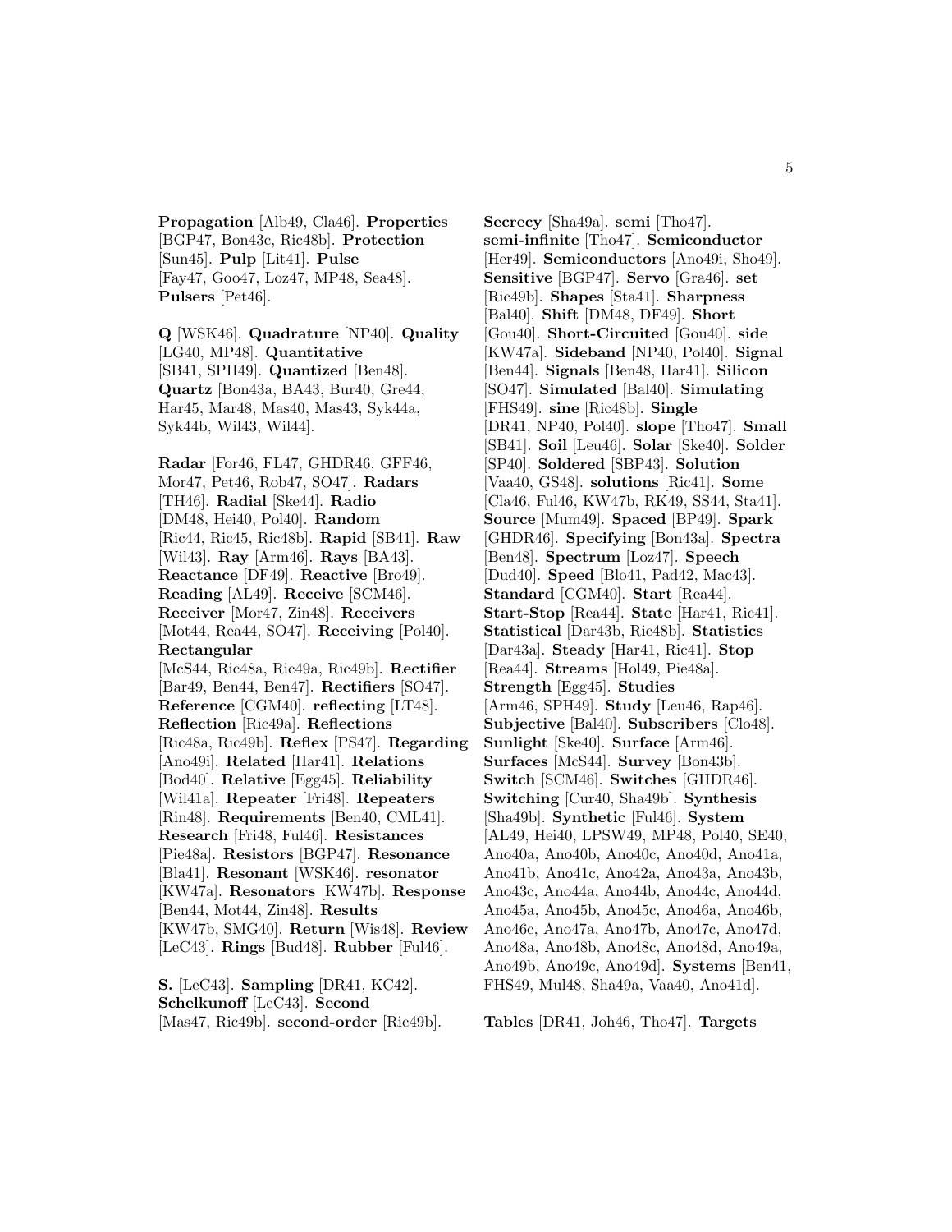**Propagation** [Alb49, Cla46]. **Properties** [BGP47, Bon43c, Ric48b]. **Protection** [Sun45]. **Pulp** [Lit41]. **Pulse** [Fay47, Goo47, Loz47, MP48, Sea48]. **Pulsers** [Pet46].

**Q** [WSK46]. **Quadrature** [NP40]. **Quality** [LG40, MP48]. **Quantitative** [SB41, SPH49]. **Quantized** [Ben48]. **Quartz** [Bon43a, BA43, Bur40, Gre44, Har45, Mar48, Mas40, Mas43, Syk44a, Syk44b, Wil43, Wil44].

**Radar** [For46, FL47, GHDR46, GFF46, Mor47, Pet46, Rob47, SO47]. **Radars** [TH46]. **Radial** [Ske44]. **Radio** [DM48, Hei40, Pol40]. **Random** [Ric44, Ric45, Ric48b]. **Rapid** [SB41]. **Raw** [Wil43]. **Ray** [Arm46]. **Rays** [BA43]. **Reactance** [DF49]. **Reactive** [Bro49]. **Reading** [AL49]. **Receive** [SCM46]. **Receiver** [Mor47, Zin48]. **Receivers** [Mot44, Rea44, SO47]. **Receiving** [Pol40]. **Rectangular** [McS44, Ric48a, Ric49a, Ric49b]. **Rectifier** [Bar49, Ben44, Ben47]. **Rectifiers** [SO47]. **Reference** [CGM40]. **reflecting** [LT48]. **Reflection** [Ric49a]. **Reflections** [Ric48a, Ric49b]. **Reflex** [PS47]. **Regarding** [Ano49i]. **Related** [Har41]. **Relations** [Bod40]. **Relative** [Egg45]. **Reliability** [Wil41a]. **Repeater** [Fri48]. **Repeaters** [Rin48]. **Requirements** [Ben40, CML41]. **Research** [Fri48, Ful46]. **Resistances** [Pie48a]. **Resistors** [BGP47]. **Resonance** [Bla41]. **Resonant** [WSK46]. **resonator** [KW47a]. **Resonators** [KW47b]. **Response** [Ben44, Mot44, Zin48]. **Results** [KW47b, SMG40]. **Return** [Wis48]. **Review** [LeC43]. **Rings** [Bud48]. **Rubber** [Ful46].

**S.** [LeC43]. **Sampling** [DR41, KC42]. **Schelkunoff** [LeC43]. **Second** [Mas47, Ric49b]. **second-order** [Ric49b]. **Secrecy** [Sha49a]. **semi** [Tho47]. **semi-infinite** [Tho47]. **Semiconductor** [Her49]. **Semiconductors** [Ano49i, Sho49]. **Sensitive** [BGP47]. **Servo** [Gra46]. **set** [Ric49b]. **Shapes** [Sta41]. **Sharpness** [Bal40]. **Shift** [DM48, DF49]. **Short** [Gou40]. **Short-Circuited** [Gou40]. **side** [KW47a]. **Sideband** [NP40, Pol40]. **Signal** [Ben44]. **Signals** [Ben48, Har41]. **Silicon** [SO47]. **Simulated** [Bal40]. **Simulating** [FHS49]. **sine** [Ric48b]. **Single** [DR41, NP40, Pol40]. **slope** [Tho47]. **Small** [SB41]. **Soil** [Leu46]. **Solar** [Ske40]. **Solder** [SP40]. **Soldered** [SBP43]. **Solution** [Vaa40, GS48]. **solutions** [Ric41]. **Some** [Cla46, Ful46, KW47b, RK49, SS44, Sta41]. **Source** [Mum49]. **Spaced** [BP49]. **Spark** [GHDR46]. **Specifying** [Bon43a]. **Spectra** [Ben48]. **Spectrum** [Loz47]. **Speech** [Dud40]. **Speed** [Blo41, Pad42, Mac43]. **Standard** [CGM40]. **Start** [Rea44]. **Start-Stop** [Rea44]. **State** [Har41, Ric41]. **Statistical** [Dar43b, Ric48b]. **Statistics** [Dar43a]. **Steady** [Har41, Ric41]. **Stop** [Rea44]. **Streams** [Hol49, Pie48a]. **Strength** [Egg45]. **Studies** [Arm46, SPH49]. **Study** [Leu46, Rap46]. **Subjective** [Bal40]. **Subscribers** [Clo48]. **Sunlight** [Ske40]. **Surface** [Arm46]. **Surfaces** [McS44]. **Survey** [Bon43b]. **Switch** [SCM46]. **Switches** [GHDR46]. **Switching** [Cur40, Sha49b]. **Synthesis** [Sha49b]. **Synthetic** [Ful46]. **System** [AL49, Hei40, LPSW49, MP48, Pol40, SE40, Ano40a, Ano40b, Ano40c, Ano40d, Ano41a, Ano41b, Ano41c, Ano42a, Ano43a, Ano43b, Ano43c, Ano44a, Ano44b, Ano44c, Ano44d, Ano45a, Ano45b, Ano45c, Ano46a, Ano46b, Ano46c, Ano47a, Ano47b, Ano47c, Ano47d, Ano48a, Ano48b, Ano48c, Ano48d, Ano49a, Ano49b, Ano49c, Ano49d]. **Systems** [Ben41, FHS49, Mul48, Sha49a, Vaa40, Ano41d].

**Tables** [DR41, Joh46, Tho47]. **Targets**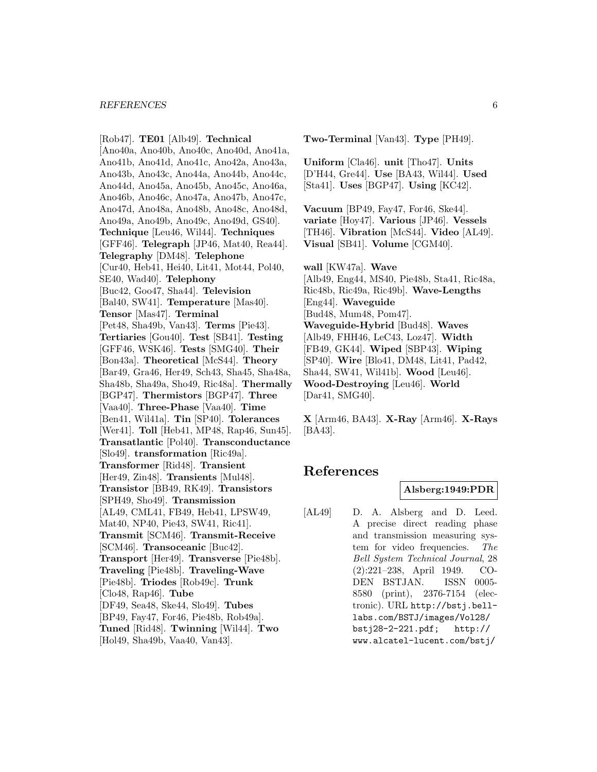[Rob47]. **TE01** [Alb49]. **Technical** [Ano40a, Ano40b, Ano40c, Ano40d, Ano41a, Ano41b, Ano41d, Ano41c, Ano42a, Ano43a, Ano43b, Ano43c, Ano44a, Ano44b, Ano44c, Ano44d, Ano45a, Ano45b, Ano45c, Ano46a, Ano46b, Ano46c, Ano47a, Ano47b, Ano47c, Ano47d, Ano48a, Ano48b, Ano48c, Ano48d, Ano49a, Ano49b, Ano49c, Ano49d, GS40]. **Technique** [Leu46, Wil44]. **Techniques** [GFF46]. **Telegraph** [JP46, Mat40, Rea44]. **Telegraphy** [DM48]. **Telephone** [Cur40, Heb41, Hei40, Lit41, Mot44, Pol40, SE40, Wad40]. **Telephony** [Buc42, Goo47, Sha44]. **Television** [Bal40, SW41]. **Temperature** [Mas40]. **Tensor** [Mas47]. **Terminal** [Pet48, Sha49b, Van43]. **Terms** [Pie43]. **Tertiaries** [Gou40]. **Test** [SB41]. **Testing** [GFF46, WSK46]. **Tests** [SMG40]. **Their** [Bon43a]. **Theoretical** [McS44]. **Theory** [Bar49, Gra46, Her49, Sch43, Sha45, Sha48a, Sha48b, Sha49a, Sho49, Ric48a]. **Thermally** [BGP47]. **Thermistors** [BGP47]. **Three** [Vaa40]. **Three-Phase** [Vaa40]. **Time** [Ben41, Wil41a]. **Tin** [SP40]. **Tolerances** [Wer41]. **Toll** [Heb41, MP48, Rap46, Sun45]. **Transatlantic** [Pol40]. **Transconductance** [Slo49]. **transformation** [Ric49a]. **Transformer** [Rid48]. **Transient** [Her49, Zin48]. **Transients** [Mul48]. **Transistor** [BB49, RK49]. **Transistors** [SPH49, Sho49]. **Transmission** [AL49, CML41, FB49, Heb41, LPSW49, Mat40, NP40, Pie43, SW41, Ric41]. **Transmit** [SCM46]. **Transmit-Receive** [SCM46]. **Transoceanic** [Buc42]. **Transport** [Her49]. **Transverse** [Pie48b]. **Traveling** [Pie48b]. **Traveling-Wave** [Pie48b]. **Triodes** [Rob49c]. **Trunk** [Clo48, Rap46]. **Tube** [DF49, Sea48, Ske44, Slo49]. **Tubes** [BP49, Fay47, For46, Pie48b, Rob49a]. **Tuned** [Rid48]. **Twinning** [Wil44]. **Two** [Hol49, Sha49b, Vaa40, Van43].

**Two-Terminal** [Van43]. **Type** [PH49].

**Uniform** [Cla46]. **unit** [Tho47]. **Units** [D'H44, Gre44]. **Use** [BA43, Wil44]. **Used** [Sta41]. **Uses** [BGP47]. **Using** [KC42].

**Vacuum** [BP49, Fay47, For46, Ske44]. **variate** [Hoy47]. **Various** [JP46]. **Vessels** [TH46]. **Vibration** [McS44]. **Video** [AL49]. **Visual** [SB41]. **Volume** [CGM40].

**wall** [KW47a]. **Wave** [Alb49, Eng44, MS40, Pie48b, Sta41, Ric48a, Ric48b, Ric49a, Ric49b]. **Wave-Lengths** [Eng44]. **Waveguide** [Bud48, Mum48, Pom47]. **Waveguide-Hybrid** [Bud48]. **Waves** [Alb49, FHH46, LeC43, Loz47]. **Width** [FB49, GK44]. **Wiped** [SBP43]. **Wiping** [SP40]. **Wire** [Blo41, DM48, Lit41, Pad42, Sha44, SW41, Wil41b]. **Wood** [Leu46]. **Wood-Destroying** [Leu46]. **World** [Dar41, SMG40].

**X** [Arm46, BA43]. **X-Ray** [Arm46]. **X-Rays** [BA43].

# References

**Alsberg:1949:PDR**

[AL49] D. A. Alsberg and D. Leed. A precise direct reading phase and transmission measuring system for video frequencies. *The Bell System Technical Journal*, 28 (2):221–238, April 1949. CODEN BSTJAN. ISSN 0005-8580 (print), 2376-7154 (electronic). URL http://bstj.bell-labs.com/BSTJ/images/Vol28/bstj28-2-221.pdf; http://www.alcatel-lucent.com/bstj/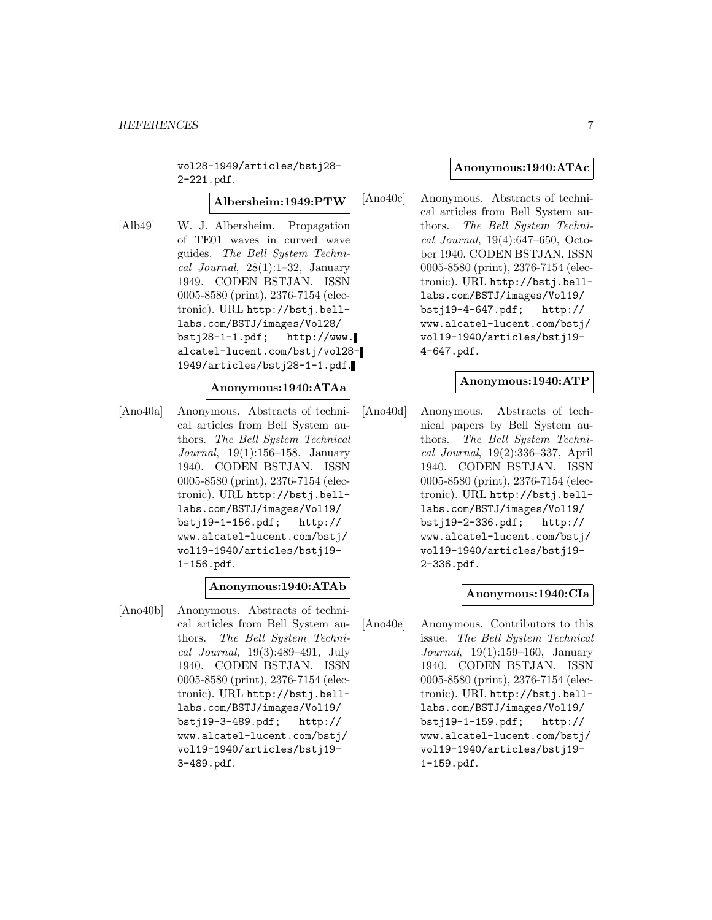vol28-1949/articles/bstj28-2-221.pdf.

**Albersheim:1949:PTW**

[Alb49] W. J. Albersheim. Propagation of TE01 waves in curved wave guides. *The Bell System Technical Journal*, 28(1):1–32, January 1949. CODEN BSTJAN. ISSN 0005-8580 (print), 2376-7154 (electronic). URL http://bstj.bell-labs.com/BSTJ/images/Vol28/bstj28-1-1.pdf; http://www.alcatel-lucent.com/bstj/vol28-1949/articles/bstj28-1-1.pdf.

**Anonymous:1940:ATAa**

[Ano40a] Anonymous. Abstracts of technical articles from Bell System authors. *The Bell System Technical Journal*, 19(1):156–158, January 1940. CODEN BSTJAN. ISSN 0005-8580 (print), 2376-7154 (electronic). URL http://bstj.bell-labs.com/BSTJ/images/Vol19/bstj19-1-156.pdf; http://www.alcatel-lucent.com/bstj/vol19-1940/articles/bstj19-1-156.pdf.

**Anonymous:1940:ATAb**

[Ano40b] Anonymous. Abstracts of technical articles from Bell System authors. *The Bell System Technical Journal*, 19(3):489–491, July 1940. CODEN BSTJAN. ISSN 0005-8580 (print), 2376-7154 (electronic). URL http://bstj.bell-labs.com/BSTJ/images/Vol19/bstj19-3-489.pdf; http://www.alcatel-lucent.com/bstj/vol19-1940/articles/bstj19-3-489.pdf.

**Anonymous:1940:ATAc**

[Ano40c] Anonymous. Abstracts of technical articles from Bell System authors. *The Bell System Technical Journal*, 19(4):647–650, October 1940. CODEN BSTJAN. ISSN 0005-8580 (print), 2376-7154 (electronic). URL http://bstj.bell-labs.com/BSTJ/images/Vol19/bstj19-4-647.pdf; http://www.alcatel-lucent.com/bstj/vol19-1940/articles/bstj19-4-647.pdf.

**Anonymous:1940:ATP**

[Ano40d] Anonymous. Abstracts of technical papers by Bell System authors. *The Bell System Technical Journal*, 19(2):336–337, April 1940. CODEN BSTJAN. ISSN 0005-8580 (print), 2376-7154 (electronic). URL http://bstj.bell-labs.com/BSTJ/images/Vol19/bstj19-2-336.pdf; http://www.alcatel-lucent.com/bstj/vol19-1940/articles/bstj19-2-336.pdf.

**Anonymous:1940:CIa**

[Ano40e] Anonymous. Contributors to this issue. *The Bell System Technical Journal*, 19(1):159–160, January 1940. CODEN BSTJAN. ISSN 0005-8580 (print), 2376-7154 (electronic). URL http://bstj.bell-labs.com/BSTJ/images/Vol19/bstj19-1-159.pdf; http://www.alcatel-lucent.com/bstj/vol19-1940/articles/bstj19-1-159.pdf.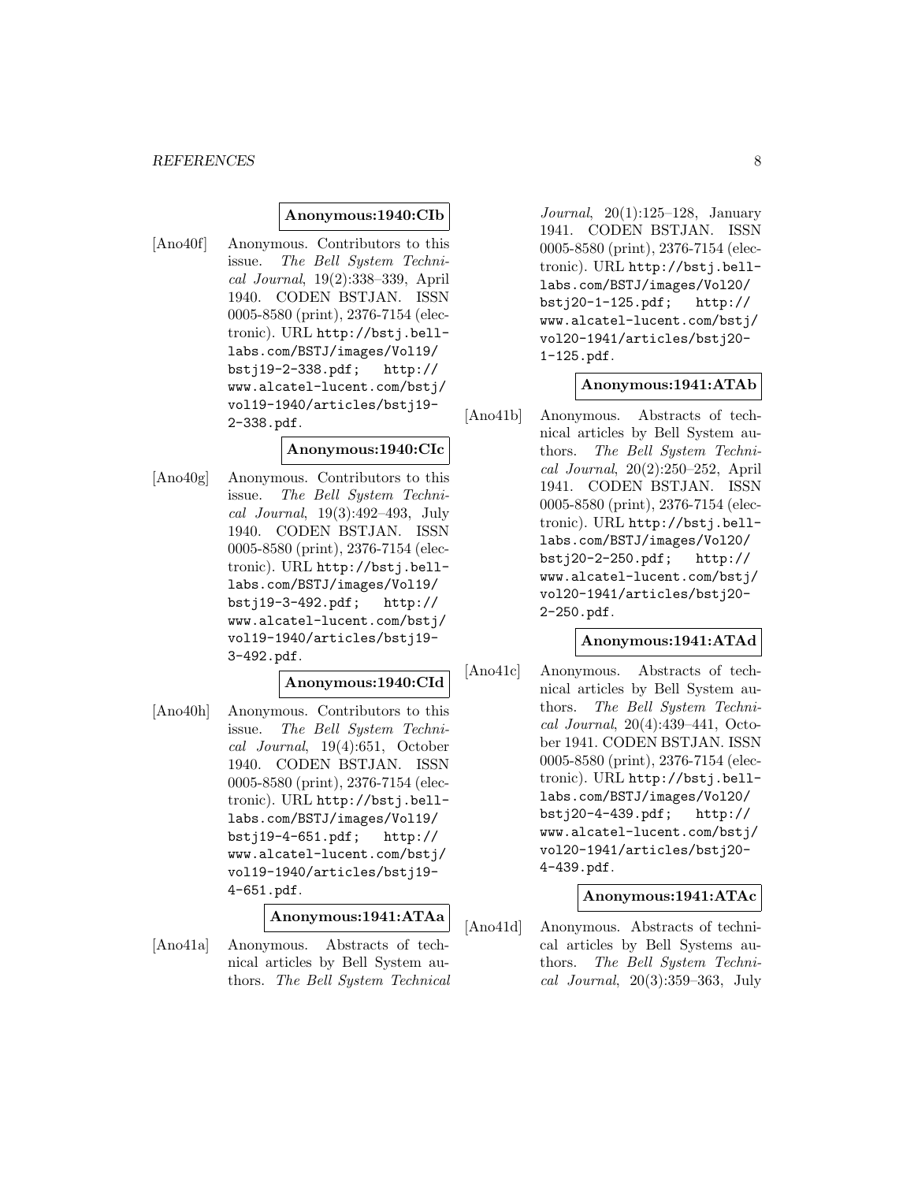**Anonymous:1940:CIb**

[Ano40f] Anonymous. Contributors to this issue. *The Bell System Technical Journal*, 19(2):338–339, April 1940. CODEN BSTJAN. ISSN 0005-8580 (print), 2376-7154 (electronic). URL http://bstj.bell-labs.com/BSTJ/images/Vol19/bstj19-2-338.pdf; http://www.alcatel-lucent.com/bstj/vol19-1940/articles/bstj19-2-338.pdf.

**Anonymous:1940:CIc**

[Ano40g] Anonymous. Contributors to this issue. *The Bell System Technical Journal*, 19(3):492–493, July 1940. CODEN BSTJAN. ISSN 0005-8580 (print), 2376-7154 (electronic). URL http://bstj.bell-labs.com/BSTJ/images/Vol19/bstj19-3-492.pdf; http://www.alcatel-lucent.com/bstj/vol19-1940/articles/bstj19-3-492.pdf.

**Anonymous:1940:CId**

[Ano40h] Anonymous. Contributors to this issue. *The Bell System Technical Journal*, 19(4):651, October 1940. CODEN BSTJAN. ISSN 0005-8580 (print), 2376-7154 (electronic). URL http://bstj.bell-labs.com/BSTJ/images/Vol19/bstj19-4-651.pdf; http://www.alcatel-lucent.com/bstj/vol19-1940/articles/bstj19-4-651.pdf.

**Anonymous:1941:ATAa**

[Ano41a] Anonymous. Abstracts of technical articles by Bell System authors. *The Bell System Technical Journal*, 20(1):125–128, January 1941. CODEN BSTJAN. ISSN 0005-8580 (print), 2376-7154 (electronic). URL http://bstj.bell-labs.com/BSTJ/images/Vol20/bstj20-1-125.pdf; http://www.alcatel-lucent.com/bstj/vol20-1941/articles/bstj20-1-125.pdf.

**Anonymous:1941:ATAb**

[Ano41b] Anonymous. Abstracts of technical articles by Bell System authors. *The Bell System Technical Journal*, 20(2):250–252, April 1941. CODEN BSTJAN. ISSN 0005-8580 (print), 2376-7154 (electronic). URL http://bstj.bell-labs.com/BSTJ/images/Vol20/bstj20-2-250.pdf; http://www.alcatel-lucent.com/bstj/vol20-1941/articles/bstj20-2-250.pdf.

**Anonymous:1941:ATAd**

[Ano41c] Anonymous. Abstracts of technical articles by Bell System authors. *The Bell System Technical Journal*, 20(4):439–441, October 1941. CODEN BSTJAN. ISSN 0005-8580 (print), 2376-7154 (electronic). URL http://bstj.bell-labs.com/BSTJ/images/Vol20/bstj20-4-439.pdf; http://www.alcatel-lucent.com/bstj/vol20-1941/articles/bstj20-4-439.pdf.

**Anonymous:1941:ATAc**

[Ano41d] Anonymous. Abstracts of technical articles by Bell Systems authors. *The Bell System Technical Journal*, 20(3):359–363, July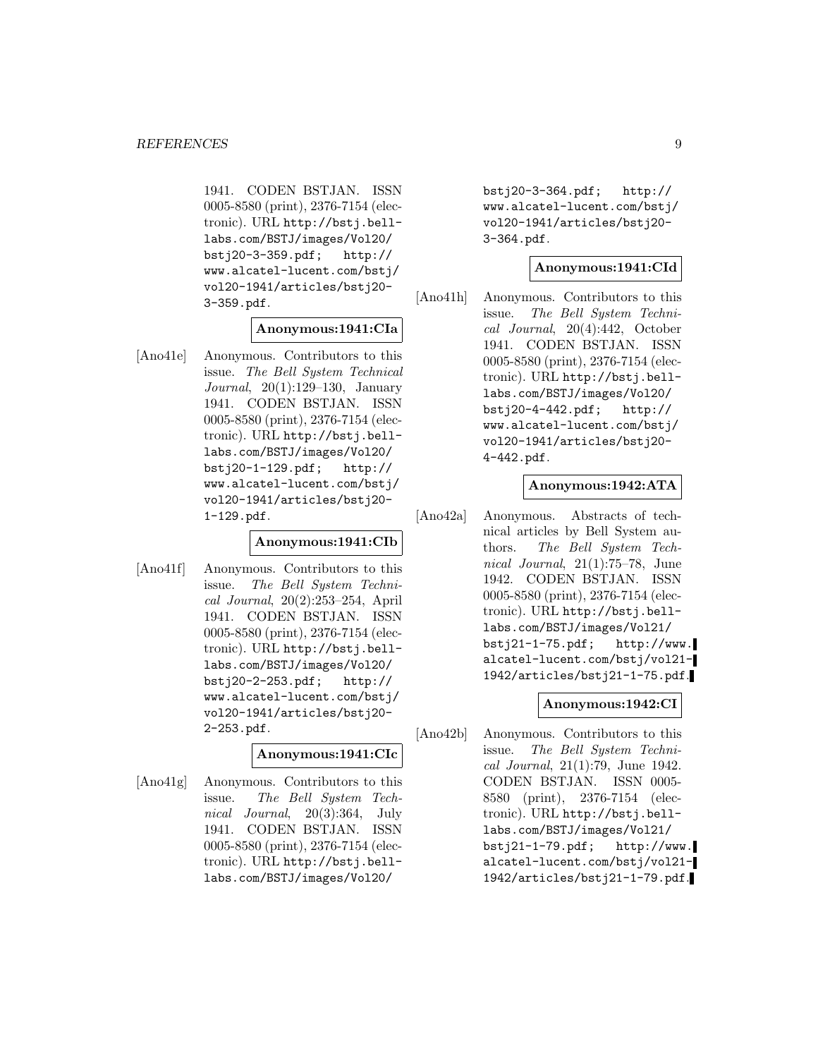1941. CODEN BSTJAN. ISSN 0005-8580 (print), 2376-7154 (electronic). URL http://bstj.bell-labs.com/BSTJ/images/Vol20/bstj20-3-359.pdf; http://www.alcatel-lucent.com/bstj/vol20-1941/articles/bstj20-3-359.pdf.

**Anonymous:1941:CIa**

[Ano41e] Anonymous. Contributors to this issue. *The Bell System Technical Journal*, 20(1):129–130, January 1941. CODEN BSTJAN. ISSN 0005-8580 (print), 2376-7154 (electronic). URL http://bstj.bell-labs.com/BSTJ/images/Vol20/bstj20-1-129.pdf; http://www.alcatel-lucent.com/bstj/vol20-1941/articles/bstj20-1-129.pdf.

**Anonymous:1941:CIb**

[Ano41f] Anonymous. Contributors to this issue. *The Bell System Technical Journal*, 20(2):253–254, April 1941. CODEN BSTJAN. ISSN 0005-8580 (print), 2376-7154 (electronic). URL http://bstj.bell-labs.com/BSTJ/images/Vol20/bstj20-2-253.pdf; http://www.alcatel-lucent.com/bstj/vol20-1941/articles/bstj20-2-253.pdf.

**Anonymous:1941:CIc**

[Ano41g] Anonymous. Contributors to this issue. *The Bell System Technical Journal*, 20(3):364, July 1941. CODEN BSTJAN. ISSN 0005-8580 (print), 2376-7154 (electronic). URL http://bstj.bell-labs.com/BSTJ/images/Vol20/bstj20-3-364.pdf; http://www.alcatel-lucent.com/bstj/vol20-1941/articles/bstj20-3-364.pdf.

**Anonymous:1941:CId**

[Ano41h] Anonymous. Contributors to this issue. *The Bell System Technical Journal*, 20(4):442, October 1941. CODEN BSTJAN. ISSN 0005-8580 (print), 2376-7154 (electronic). URL http://bstj.bell-labs.com/BSTJ/images/Vol20/bstj20-4-442.pdf; http://www.alcatel-lucent.com/bstj/vol20-1941/articles/bstj20-4-442.pdf.

**Anonymous:1942:ATA**

[Ano42a] Anonymous. Abstracts of technical articles by Bell System authors. *The Bell System Technical Journal*, 21(1):75–78, June 1942. CODEN BSTJAN. ISSN 0005-8580 (print), 2376-7154 (electronic). URL http://bstj.bell-labs.com/BSTJ/images/Vol21/bstj21-1-75.pdf; http://www.alcatel-lucent.com/bstj/vol21-1942/articles/bstj21-1-75.pdf.

**Anonymous:1942:CI**

[Ano42b] Anonymous. Contributors to this issue. *The Bell System Technical Journal*, 21(1):79, June 1942. CODEN BSTJAN. ISSN 0005-8580 (print), 2376-7154 (electronic). URL http://bstj.bell-labs.com/BSTJ/images/Vol21/bstj21-1-79.pdf; http://www.alcatel-lucent.com/bstj/vol21-1942/articles/bstj21-1-79.pdf.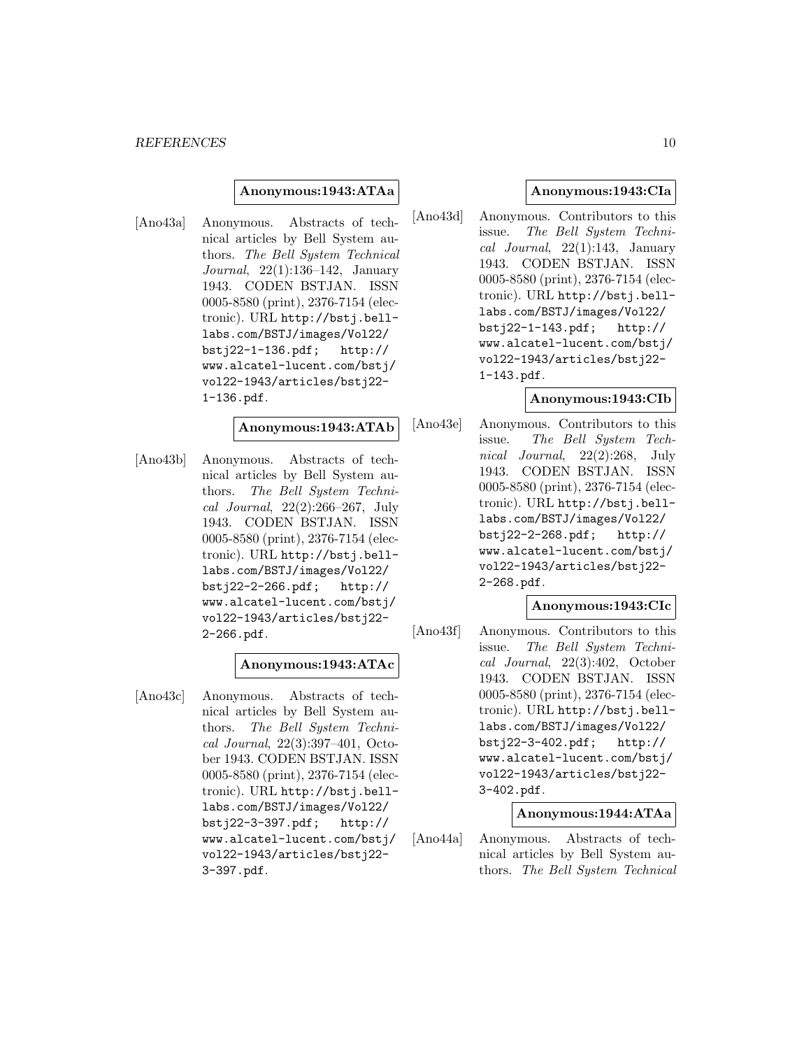**Anonymous:1943:ATAa**

[Ano43a] Anonymous. Abstracts of technical articles by Bell System authors. *The Bell System Technical Journal*, 22(1):136–142, January 1943. CODEN BSTJAN. ISSN 0005-8580 (print), 2376-7154 (electronic). URL http://bstj.bell-labs.com/BSTJ/images/Vol22/bstj22-1-136.pdf; http://www.alcatel-lucent.com/bstj/vol22-1943/articles/bstj22-1-136.pdf.

**Anonymous:1943:ATAb**

[Ano43b] Anonymous. Abstracts of technical articles by Bell System authors. *The Bell System Technical Journal*, 22(2):266–267, July 1943. CODEN BSTJAN. ISSN 0005-8580 (print), 2376-7154 (electronic). URL http://bstj.bell-labs.com/BSTJ/images/Vol22/bstj22-2-266.pdf; http://www.alcatel-lucent.com/bstj/vol22-1943/articles/bstj22-2-266.pdf.

**Anonymous:1943:ATAc**

[Ano43c] Anonymous. Abstracts of technical articles by Bell System authors. *The Bell System Technical Journal*, 22(3):397–401, October 1943. CODEN BSTJAN. ISSN 0005-8580 (print), 2376-7154 (electronic). URL http://bstj.bell-labs.com/BSTJ/images/Vol22/bstj22-3-397.pdf; http://www.alcatel-lucent.com/bstj/vol22-1943/articles/bstj22-3-397.pdf.

**Anonymous:1943:CIa**

[Ano43d] Anonymous. Contributors to this issue. *The Bell System Technical Journal*, 22(1):143, January 1943. CODEN BSTJAN. ISSN 0005-8580 (print), 2376-7154 (electronic). URL http://bstj.bell-labs.com/BSTJ/images/Vol22/bstj22-1-143.pdf; http://www.alcatel-lucent.com/bstj/vol22-1943/articles/bstj22-1-143.pdf.

**Anonymous:1943:CIb**

[Ano43e] Anonymous. Contributors to this issue. *The Bell System Technical Journal*, 22(2):268, July 1943. CODEN BSTJAN. ISSN 0005-8580 (print), 2376-7154 (electronic). URL http://bstj.bell-labs.com/BSTJ/images/Vol22/bstj22-2-268.pdf; http://www.alcatel-lucent.com/bstj/vol22-1943/articles/bstj22-2-268.pdf.

**Anonymous:1943:CIc**

[Ano43f] Anonymous. Contributors to this issue. *The Bell System Technical Journal*, 22(3):402, October 1943. CODEN BSTJAN. ISSN 0005-8580 (print), 2376-7154 (electronic). URL http://bstj.bell-labs.com/BSTJ/images/Vol22/bstj22-3-402.pdf; http://www.alcatel-lucent.com/bstj/vol22-1943/articles/bstj22-3-402.pdf.

**Anonymous:1944:ATAa**

[Ano44a] Anonymous. Abstracts of technical articles by Bell System authors. *The Bell System Technical*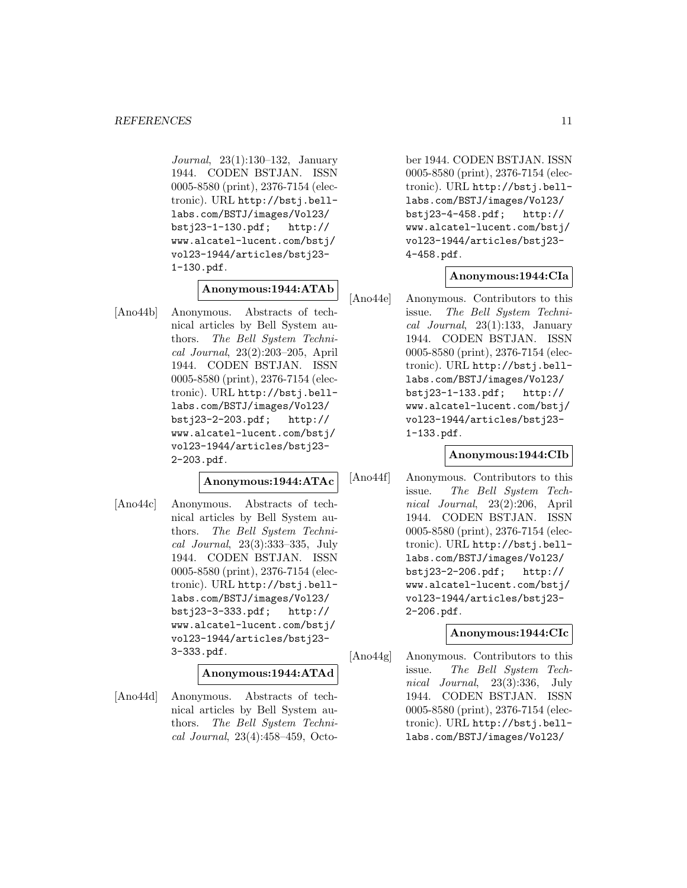*Journal*, 23(1):130–132, January 1944. CODEN BSTJAN. ISSN 0005-8580 (print), 2376-7154 (electronic). URL http://bstj.bell-labs.com/BSTJ/images/Vol23/bstj23-1-130.pdf; http://www.alcatel-lucent.com/bstj/vol23-1944/articles/bstj23-1-130.pdf.

**Anonymous:1944:ATAb**

[Ano44b] Anonymous. Abstracts of technical articles by Bell System authors. *The Bell System Technical Journal*, 23(2):203–205, April 1944. CODEN BSTJAN. ISSN 0005-8580 (print), 2376-7154 (electronic). URL http://bstj.bell-labs.com/BSTJ/images/Vol23/bstj23-2-203.pdf; http://www.alcatel-lucent.com/bstj/vol23-1944/articles/bstj23-2-203.pdf.

**Anonymous:1944:ATAc**

[Ano44c] Anonymous. Abstracts of technical articles by Bell System authors. *The Bell System Technical Journal*, 23(3):333–335, July 1944. CODEN BSTJAN. ISSN 0005-8580 (print), 2376-7154 (electronic). URL http://bstj.bell-labs.com/BSTJ/images/Vol23/bstj23-3-333.pdf; http://www.alcatel-lucent.com/bstj/vol23-1944/articles/bstj23-3-333.pdf.

**Anonymous:1944:ATAd**

[Ano44d] Anonymous. Abstracts of technical articles by Bell System authors. *The Bell System Technical Journal*, 23(4):458–459, October 1944. CODEN BSTJAN. ISSN 0005-8580 (print), 2376-7154 (electronic). URL http://bstj.bell-labs.com/BSTJ/images/Vol23/bstj23-4-458.pdf; http://www.alcatel-lucent.com/bstj/vol23-1944/articles/bstj23-4-458.pdf.

**Anonymous:1944:CIa**

[Ano44e] Anonymous. Contributors to this issue. *The Bell System Technical Journal*, 23(1):133, January 1944. CODEN BSTJAN. ISSN 0005-8580 (print), 2376-7154 (electronic). URL http://bstj.bell-labs.com/BSTJ/images/Vol23/bstj23-1-133.pdf; http://www.alcatel-lucent.com/bstj/vol23-1944/articles/bstj23-1-133.pdf.

**Anonymous:1944:CIb**

[Ano44f] Anonymous. Contributors to this issue. *The Bell System Technical Journal*, 23(2):206, April 1944. CODEN BSTJAN. ISSN 0005-8580 (print), 2376-7154 (electronic). URL http://bstj.bell-labs.com/BSTJ/images/Vol23/bstj23-2-206.pdf; http://www.alcatel-lucent.com/bstj/vol23-1944/articles/bstj23-2-206.pdf.

**Anonymous:1944:CIc**

[Ano44g] Anonymous. Contributors to this issue. *The Bell System Technical Journal*, 23(3):336, July 1944. CODEN BSTJAN. ISSN 0005-8580 (print), 2376-7154 (electronic). URL http://bstj.bell-labs.com/BSTJ/images/Vol23/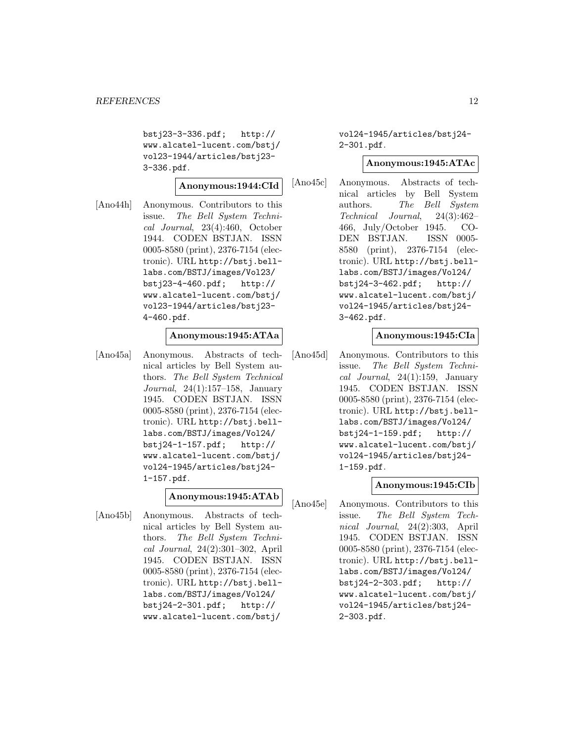bstj23-3-336.pdf; http://www.alcatel-lucent.com/bstj/vol23-1944/articles/bstj23-3-336.pdf.

**Anonymous:1944:CId**

[Ano44h] Anonymous. Contributors to this issue. *The Bell System Technical Journal*, 23(4):460, October 1944. CODEN BSTJAN. ISSN 0005-8580 (print), 2376-7154 (electronic). URL http://bstj.bell-labs.com/BSTJ/images/Vol23/bstj23-4-460.pdf; http://www.alcatel-lucent.com/bstj/vol23-1944/articles/bstj23-4-460.pdf.

**Anonymous:1945:ATAa**

[Ano45a] Anonymous. Abstracts of technical articles by Bell System authors. *The Bell System Technical Journal*, 24(1):157–158, January 1945. CODEN BSTJAN. ISSN 0005-8580 (print), 2376-7154 (electronic). URL http://bstj.bell-labs.com/BSTJ/images/Vol24/bstj24-1-157.pdf; http://www.alcatel-lucent.com/bstj/vol24-1945/articles/bstj24-1-157.pdf.

**Anonymous:1945:ATAb**

[Ano45b] Anonymous. Abstracts of technical articles by Bell System authors. *The Bell System Technical Journal*, 24(2):301–302, April 1945. CODEN BSTJAN. ISSN 0005-8580 (print), 2376-7154 (electronic). URL http://bstj.bell-labs.com/BSTJ/images/Vol24/bstj24-2-301.pdf; http://www.alcatel-lucent.com/bstj/vol24-1945/articles/bstj24-2-301.pdf.

**Anonymous:1945:ATAc**

[Ano45c] Anonymous. Abstracts of technical articles by Bell System authors. *The Bell System Technical Journal*, 24(3):462–466, July/October 1945. CODEN BSTJAN. ISSN 0005-8580 (print), 2376-7154 (electronic). URL http://bstj.bell-labs.com/BSTJ/images/Vol24/bstj24-3-462.pdf; http://www.alcatel-lucent.com/bstj/vol24-1945/articles/bstj24-3-462.pdf.

**Anonymous:1945:CIa**

[Ano45d] Anonymous. Contributors to this issue. *The Bell System Technical Journal*, 24(1):159, January 1945. CODEN BSTJAN. ISSN 0005-8580 (print), 2376-7154 (electronic). URL http://bstj.bell-labs.com/BSTJ/images/Vol24/bstj24-1-159.pdf; http://www.alcatel-lucent.com/bstj/vol24-1945/articles/bstj24-1-159.pdf.

**Anonymous:1945:CIb**

[Ano45e] Anonymous. Contributors to this issue. *The Bell System Technical Journal*, 24(2):303, April 1945. CODEN BSTJAN. ISSN 0005-8580 (print), 2376-7154 (electronic). URL http://bstj.bell-labs.com/BSTJ/images/Vol24/bstj24-2-303.pdf; http://www.alcatel-lucent.com/bstj/vol24-1945/articles/bstj24-2-303.pdf.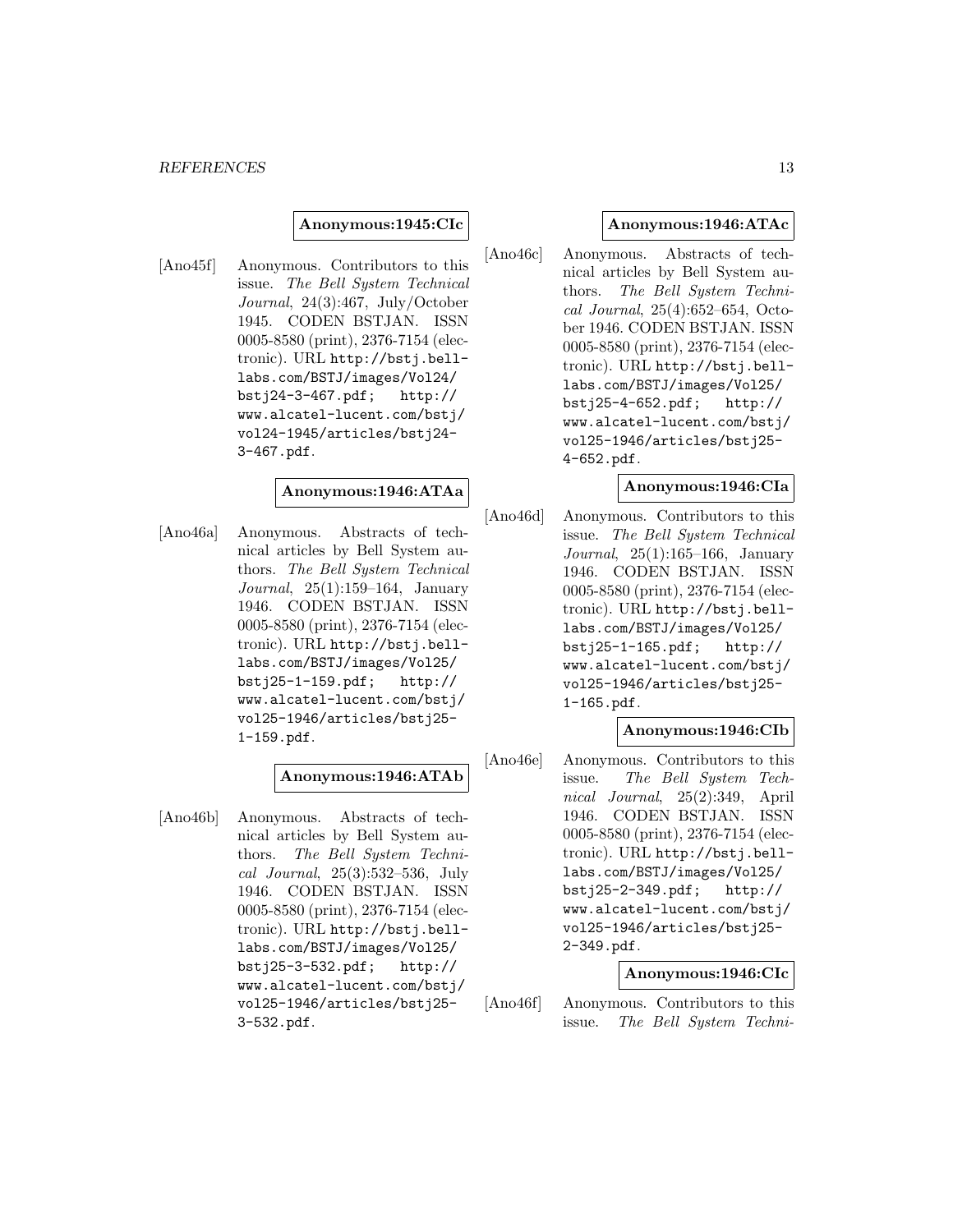**Anonymous:1945:CIc**

[Ano45f] Anonymous. Contributors to this issue. *The Bell System Technical Journal*, 24(3):467, July/October 1945. CODEN BSTJAN. ISSN 0005-8580 (print), 2376-7154 (electronic). URL http://bstj.bell-labs.com/BSTJ/images/Vol24/bstj24-3-467.pdf; http://www.alcatel-lucent.com/bstj/vol24-1945/articles/bstj24-3-467.pdf.

**Anonymous:1946:ATAa**

[Ano46a] Anonymous. Abstracts of technical articles by Bell System authors. *The Bell System Technical Journal*, 25(1):159–164, January 1946. CODEN BSTJAN. ISSN 0005-8580 (print), 2376-7154 (electronic). URL http://bstj.bell-labs.com/BSTJ/images/Vol25/bstj25-1-159.pdf; http://www.alcatel-lucent.com/bstj/vol25-1946/articles/bstj25-1-159.pdf.

**Anonymous:1946:ATAb**

[Ano46b] Anonymous. Abstracts of technical articles by Bell System authors. *The Bell System Technical Journal*, 25(3):532–536, July 1946. CODEN BSTJAN. ISSN 0005-8580 (print), 2376-7154 (electronic). URL http://bstj.bell-labs.com/BSTJ/images/Vol25/bstj25-3-532.pdf; http://www.alcatel-lucent.com/bstj/vol25-1946/articles/bstj25-3-532.pdf.

**Anonymous:1946:ATAc**

[Ano46c] Anonymous. Abstracts of technical articles by Bell System authors. *The Bell System Technical Journal*, 25(4):652–654, October 1946. CODEN BSTJAN. ISSN 0005-8580 (print), 2376-7154 (electronic). URL http://bstj.bell-labs.com/BSTJ/images/Vol25/bstj25-4-652.pdf; http://www.alcatel-lucent.com/bstj/vol25-1946/articles/bstj25-4-652.pdf.

**Anonymous:1946:CIa**

[Ano46d] Anonymous. Contributors to this issue. *The Bell System Technical Journal*, 25(1):165–166, January 1946. CODEN BSTJAN. ISSN 0005-8580 (print), 2376-7154 (electronic). URL http://bstj.bell-labs.com/BSTJ/images/Vol25/bstj25-1-165.pdf; http://www.alcatel-lucent.com/bstj/vol25-1946/articles/bstj25-1-165.pdf.

**Anonymous:1946:CIb**

[Ano46e] Anonymous. Contributors to this issue. *The Bell System Technical Journal*, 25(2):349, April 1946. CODEN BSTJAN. ISSN 0005-8580 (print), 2376-7154 (electronic). URL http://bstj.bell-labs.com/BSTJ/images/Vol25/bstj25-2-349.pdf; http://www.alcatel-lucent.com/bstj/vol25-1946/articles/bstj25-2-349.pdf.

**Anonymous:1946:CIc**

[Ano46f] Anonymous. Contributors to this issue. *The Bell System Techni-*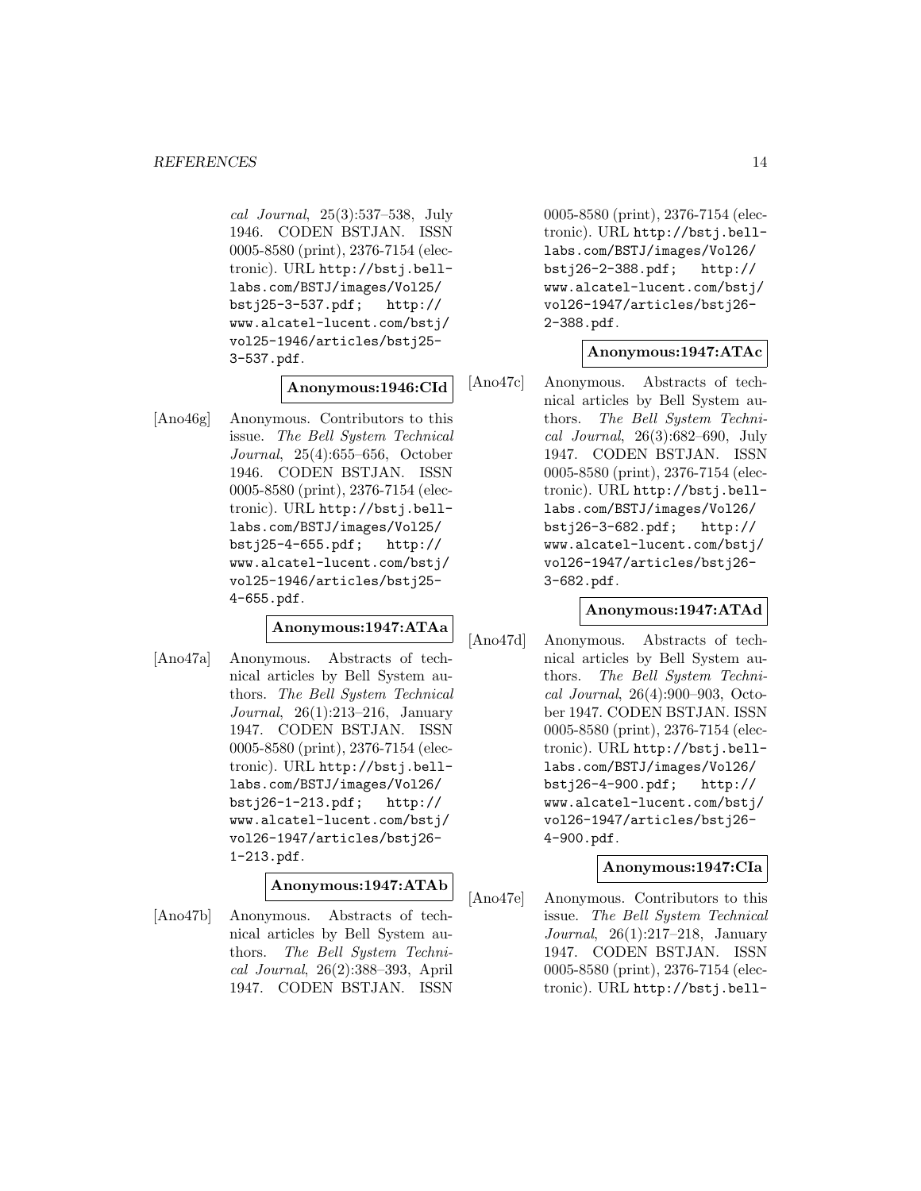*cal Journal*, 25(3):537–538, July 1946. CODEN BSTJAN. ISSN 0005-8580 (print), 2376-7154 (electronic). URL http://bstj.bell-labs.com/BSTJ/images/Vol25/bstj25-3-537.pdf; http://www.alcatel-lucent.com/bstj/vol25-1946/articles/bstj25-3-537.pdf.

**Anonymous:1946:CId**

[Ano46g] Anonymous. Contributors to this issue. *The Bell System Technical Journal*, 25(4):655–656, October 1946. CODEN BSTJAN. ISSN 0005-8580 (print), 2376-7154 (electronic). URL http://bstj.bell-labs.com/BSTJ/images/Vol25/bstj25-4-655.pdf; http://www.alcatel-lucent.com/bstj/vol25-1946/articles/bstj25-4-655.pdf.

**Anonymous:1947:ATAa**

[Ano47a] Anonymous. Abstracts of technical articles by Bell System authors. *The Bell System Technical Journal*, 26(1):213–216, January 1947. CODEN BSTJAN. ISSN 0005-8580 (print), 2376-7154 (electronic). URL http://bstj.bell-labs.com/BSTJ/images/Vol26/bstj26-1-213.pdf; http://www.alcatel-lucent.com/bstj/vol26-1947/articles/bstj26-1-213.pdf.

**Anonymous:1947:ATAb**

[Ano47b] Anonymous. Abstracts of technical articles by Bell System authors. *The Bell System Technical Journal*, 26(2):388–393, April 1947. CODEN BSTJAN. ISSN 0005-8580 (print), 2376-7154 (electronic). URL http://bstj.bell-labs.com/BSTJ/images/Vol26/bstj26-2-388.pdf; http://www.alcatel-lucent.com/bstj/vol26-1947/articles/bstj26-2-388.pdf.

**Anonymous:1947:ATAc**

[Ano47c] Anonymous. Abstracts of technical articles by Bell System authors. *The Bell System Technical Journal*, 26(3):682–690, July 1947. CODEN BSTJAN. ISSN 0005-8580 (print), 2376-7154 (electronic). URL http://bstj.bell-labs.com/BSTJ/images/Vol26/bstj26-3-682.pdf; http://www.alcatel-lucent.com/bstj/vol26-1947/articles/bstj26-3-682.pdf.

**Anonymous:1947:ATAd**

[Ano47d] Anonymous. Abstracts of technical articles by Bell System authors. *The Bell System Technical Journal*, 26(4):900–903, October 1947. CODEN BSTJAN. ISSN 0005-8580 (print), 2376-7154 (electronic). URL http://bstj.bell-labs.com/BSTJ/images/Vol26/bstj26-4-900.pdf; http://www.alcatel-lucent.com/bstj/vol26-1947/articles/bstj26-4-900.pdf.

**Anonymous:1947:CIa**

[Ano47e] Anonymous. Contributors to this issue. *The Bell System Technical Journal*, 26(1):217–218, January 1947. CODEN BSTJAN. ISSN 0005-8580 (print), 2376-7154 (electronic). URL http://bstj.bell-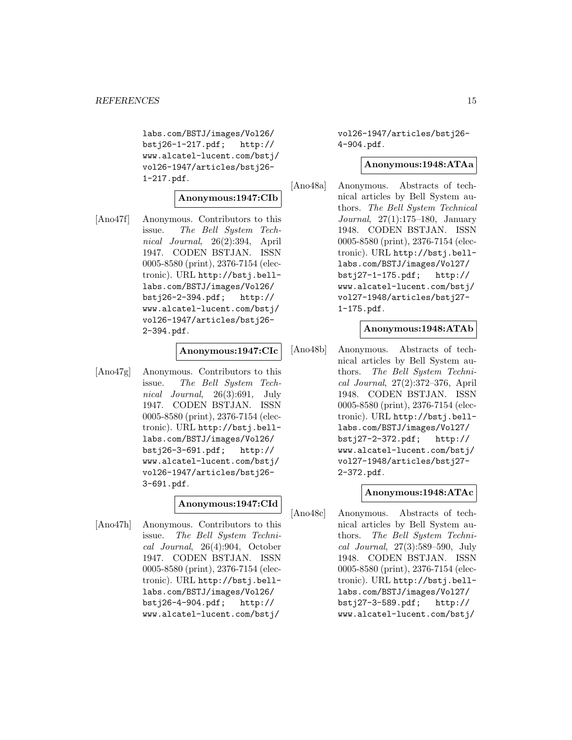labs.com/BSTJ/images/Vol26/bstj26-1-217.pdf; http://www.alcatel-lucent.com/bstj/vol26-1947/articles/bstj26-1-217.pdf.

**Anonymous:1947:CIb**

[Ano47f] Anonymous. Contributors to this issue. *The Bell System Technical Journal*, 26(2):394, April 1947. CODEN BSTJAN. ISSN 0005-8580 (print), 2376-7154 (electronic). URL http://bstj.bell-labs.com/BSTJ/images/Vol26/bstj26-2-394.pdf; http://www.alcatel-lucent.com/bstj/vol26-1947/articles/bstj26-2-394.pdf.

**Anonymous:1947:CIc**

[Ano47g] Anonymous. Contributors to this issue. *The Bell System Technical Journal*, 26(3):691, July 1947. CODEN BSTJAN. ISSN 0005-8580 (print), 2376-7154 (electronic). URL http://bstj.bell-labs.com/BSTJ/images/Vol26/bstj26-3-691.pdf; http://www.alcatel-lucent.com/bstj/vol26-1947/articles/bstj26-3-691.pdf.

**Anonymous:1947:CId**

[Ano47h] Anonymous. Contributors to this issue. *The Bell System Technical Journal*, 26(4):904, October 1947. CODEN BSTJAN. ISSN 0005-8580 (print), 2376-7154 (electronic). URL http://bstj.bell-labs.com/BSTJ/images/Vol26/bstj26-4-904.pdf; http://www.alcatel-lucent.com/bstj/vol26-1947/articles/bstj26-4-904.pdf.

**Anonymous:1948:ATAa**

[Ano48a] Anonymous. Abstracts of technical articles by Bell System authors. *The Bell System Technical Journal*, 27(1):175–180, January 1948. CODEN BSTJAN. ISSN 0005-8580 (print), 2376-7154 (electronic). URL http://bstj.bell-labs.com/BSTJ/images/Vol27/bstj27-1-175.pdf; http://www.alcatel-lucent.com/bstj/vol27-1948/articles/bstj27-1-175.pdf.

**Anonymous:1948:ATAb**

[Ano48b] Anonymous. Abstracts of technical articles by Bell System authors. *The Bell System Technical Journal*, 27(2):372–376, April 1948. CODEN BSTJAN. ISSN 0005-8580 (print), 2376-7154 (electronic). URL http://bstj.bell-labs.com/BSTJ/images/Vol27/bstj27-2-372.pdf; http://www.alcatel-lucent.com/bstj/vol27-1948/articles/bstj27-2-372.pdf.

**Anonymous:1948:ATAc**

[Ano48c] Anonymous. Abstracts of technical articles by Bell System authors. *The Bell System Technical Journal*, 27(3):589–590, July 1948. CODEN BSTJAN. ISSN 0005-8580 (print), 2376-7154 (electronic). URL http://bstj.bell-labs.com/BSTJ/images/Vol27/bstj27-3-589.pdf; http://www.alcatel-lucent.com/bstj/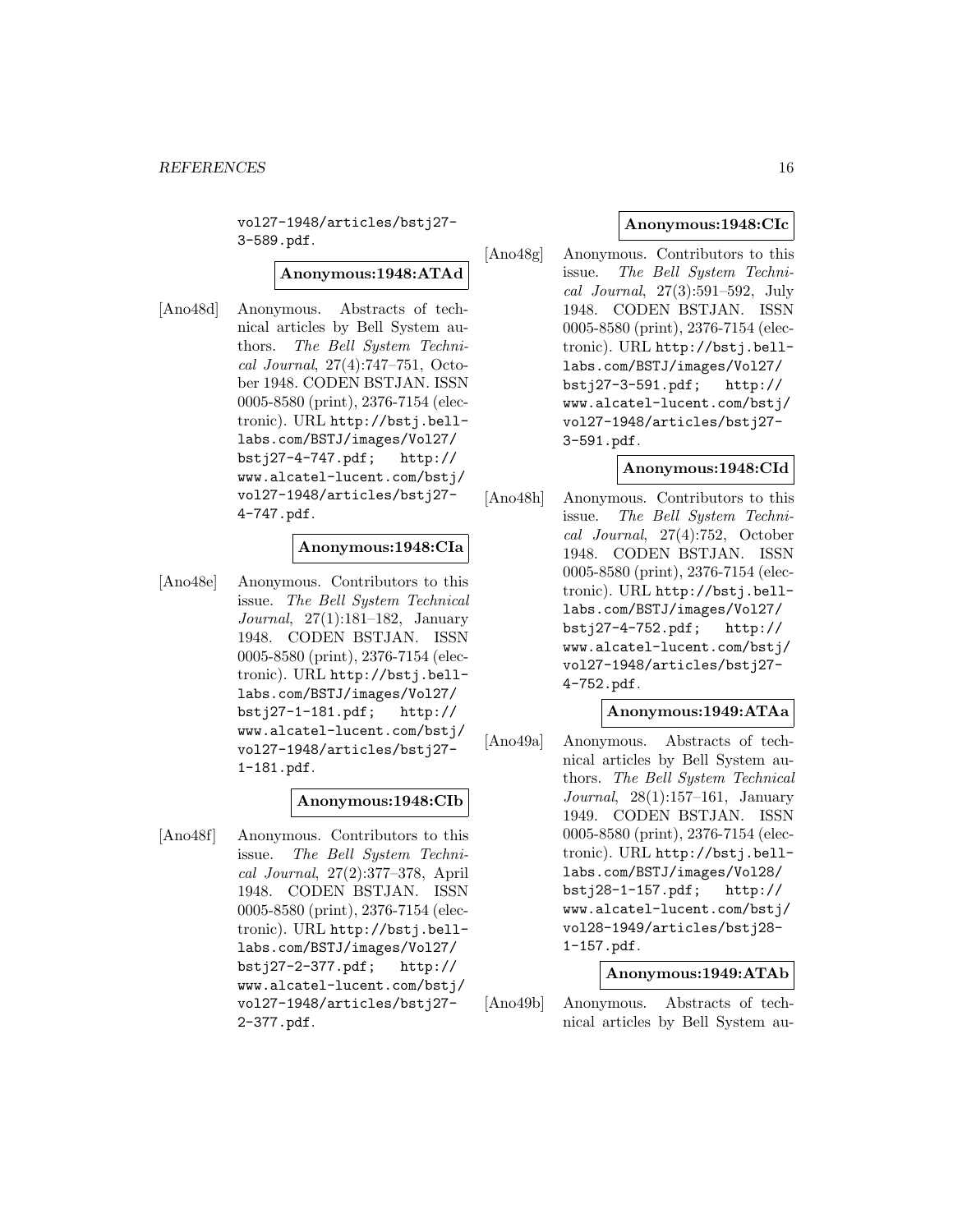vol27-1948/articles/bstj27-3-589.pdf.

**Anonymous:1948:ATAd**

[Ano48d] Anonymous. Abstracts of technical articles by Bell System authors. *The Bell System Technical Journal*, 27(4):747–751, October 1948. CODEN BSTJAN. ISSN 0005-8580 (print), 2376-7154 (electronic). URL http://bstj.bell-labs.com/BSTJ/images/Vol27/bstj27-4-747.pdf; http://www.alcatel-lucent.com/bstj/vol27-1948/articles/bstj27-4-747.pdf.

**Anonymous:1948:CIa**

[Ano48e] Anonymous. Contributors to this issue. *The Bell System Technical Journal*, 27(1):181–182, January 1948. CODEN BSTJAN. ISSN 0005-8580 (print), 2376-7154 (electronic). URL http://bstj.bell-labs.com/BSTJ/images/Vol27/bstj27-1-181.pdf; http://www.alcatel-lucent.com/bstj/vol27-1948/articles/bstj27-1-181.pdf.

**Anonymous:1948:CIb**

[Ano48f] Anonymous. Contributors to this issue. *The Bell System Technical Journal*, 27(2):377–378, April 1948. CODEN BSTJAN. ISSN 0005-8580 (print), 2376-7154 (electronic). URL http://bstj.bell-labs.com/BSTJ/images/Vol27/bstj27-2-377.pdf; http://www.alcatel-lucent.com/bstj/vol27-1948/articles/bstj27-2-377.pdf.

**Anonymous:1948:CIc**

[Ano48g] Anonymous. Contributors to this issue. *The Bell System Technical Journal*, 27(3):591–592, July 1948. CODEN BSTJAN. ISSN 0005-8580 (print), 2376-7154 (electronic). URL http://bstj.bell-labs.com/BSTJ/images/Vol27/bstj27-3-591.pdf; http://www.alcatel-lucent.com/bstj/vol27-1948/articles/bstj27-3-591.pdf.

**Anonymous:1948:CId**

[Ano48h] Anonymous. Contributors to this issue. *The Bell System Technical Journal*, 27(4):752, October 1948. CODEN BSTJAN. ISSN 0005-8580 (print), 2376-7154 (electronic). URL http://bstj.bell-labs.com/BSTJ/images/Vol27/bstj27-4-752.pdf; http://www.alcatel-lucent.com/bstj/vol27-1948/articles/bstj27-4-752.pdf.

**Anonymous:1949:ATAa**

[Ano49a] Anonymous. Abstracts of technical articles by Bell System authors. *The Bell System Technical Journal*, 28(1):157–161, January 1949. CODEN BSTJAN. ISSN 0005-8580 (print), 2376-7154 (electronic). URL http://bstj.bell-labs.com/BSTJ/images/Vol28/bstj28-1-157.pdf; http://www.alcatel-lucent.com/bstj/vol28-1949/articles/bstj28-1-157.pdf.

**Anonymous:1949:ATAb**

[Ano49b] Anonymous. Abstracts of technical articles by Bell System au-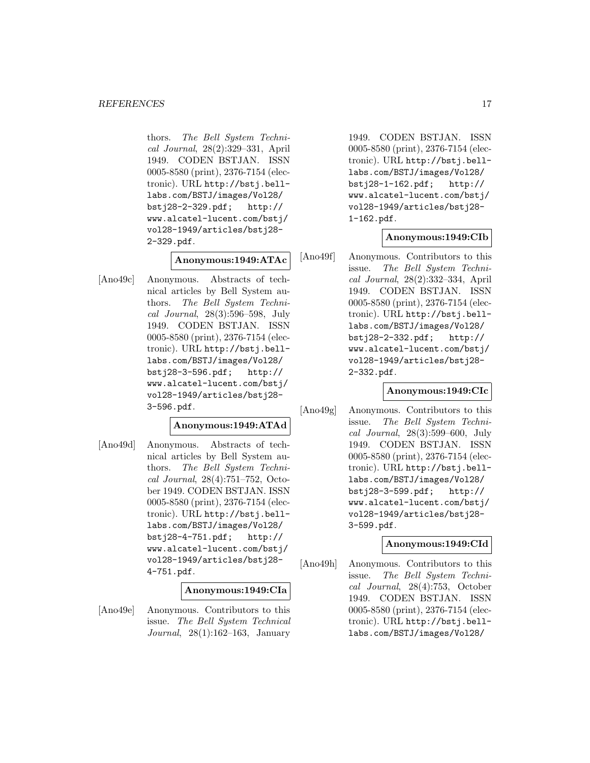thors. *The Bell System Technical Journal*, 28(2):329–331, April 1949. CODEN BSTJAN. ISSN 0005-8580 (print), 2376-7154 (electronic). URL http://bstj.bell-labs.com/BSTJ/images/Vol28/bstj28-2-329.pdf; http://www.alcatel-lucent.com/bstj/vol28-1949/articles/bstj28-2-329.pdf.

**Anonymous:1949:ATAc**

[Ano49c] Anonymous. Abstracts of technical articles by Bell System authors. *The Bell System Technical Journal*, 28(3):596–598, July 1949. CODEN BSTJAN. ISSN 0005-8580 (print), 2376-7154 (electronic). URL http://bstj.bell-labs.com/BSTJ/images/Vol28/bstj28-3-596.pdf; http://www.alcatel-lucent.com/bstj/vol28-1949/articles/bstj28-3-596.pdf.

**Anonymous:1949:ATAd**

[Ano49d] Anonymous. Abstracts of technical articles by Bell System authors. *The Bell System Technical Journal*, 28(4):751–752, October 1949. CODEN BSTJAN. ISSN 0005-8580 (print), 2376-7154 (electronic). URL http://bstj.bell-labs.com/BSTJ/images/Vol28/bstj28-4-751.pdf; http://www.alcatel-lucent.com/bstj/vol28-1949/articles/bstj28-4-751.pdf.

**Anonymous:1949:CIa**

[Ano49e] Anonymous. Contributors to this issue. *The Bell System Technical Journal*, 28(1):162–163, January 1949. CODEN BSTJAN. ISSN 0005-8580 (print), 2376-7154 (electronic). URL http://bstj.bell-labs.com/BSTJ/images/Vol28/bstj28-1-162.pdf; http://www.alcatel-lucent.com/bstj/vol28-1949/articles/bstj28-1-162.pdf.

**Anonymous:1949:CIb**

[Ano49f] Anonymous. Contributors to this issue. *The Bell System Technical Journal*, 28(2):332–334, April 1949. CODEN BSTJAN. ISSN 0005-8580 (print), 2376-7154 (electronic). URL http://bstj.bell-labs.com/BSTJ/images/Vol28/bstj28-2-332.pdf; http://www.alcatel-lucent.com/bstj/vol28-1949/articles/bstj28-2-332.pdf.

**Anonymous:1949:CIc**

[Ano49g] Anonymous. Contributors to this issue. *The Bell System Technical Journal*, 28(3):599–600, July 1949. CODEN BSTJAN. ISSN 0005-8580 (print), 2376-7154 (electronic). URL http://bstj.bell-labs.com/BSTJ/images/Vol28/bstj28-3-599.pdf; http://www.alcatel-lucent.com/bstj/vol28-1949/articles/bstj28-3-599.pdf.

**Anonymous:1949:CId**

[Ano49h] Anonymous. Contributors to this issue. *The Bell System Technical Journal*, 28(4):753, October 1949. CODEN BSTJAN. ISSN 0005-8580 (print), 2376-7154 (electronic). URL http://bstj.bell-labs.com/BSTJ/images/Vol28/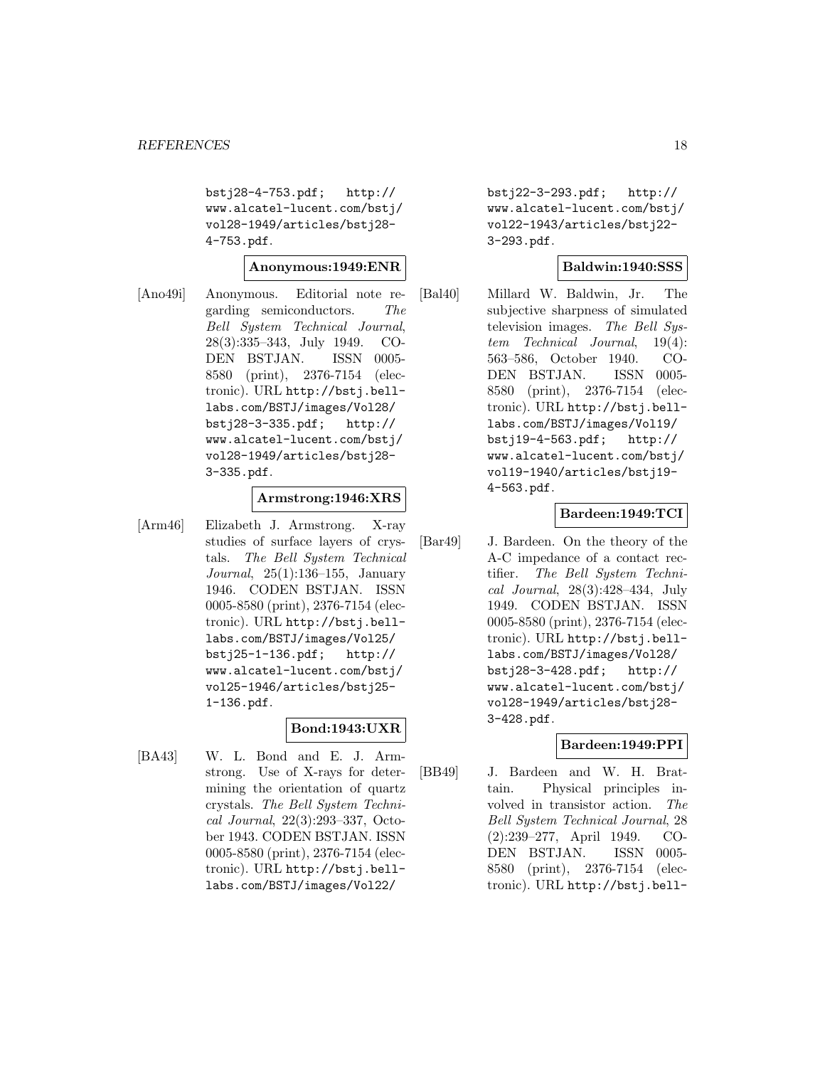bstj28-4-753.pdf; http://www.alcatel-lucent.com/bstj/vol28-1949/articles/bstj28-4-753.pdf.

**Anonymous:1949:ENR**

[Ano49i] Anonymous. Editorial note regarding semiconductors. *The Bell System Technical Journal*, 28(3):335–343, July 1949. CODEN BSTJAN. ISSN 0005-8580 (print), 2376-7154 (electronic). URL http://bstj.bell-labs.com/BSTJ/images/Vol28/bstj28-3-335.pdf; http://www.alcatel-lucent.com/bstj/vol28-1949/articles/bstj28-3-335.pdf.

**Armstrong:1946:XRS**

[Arm46] Elizabeth J. Armstrong. X-ray studies of surface layers of crystals. *The Bell System Technical Journal*, 25(1):136–155, January 1946. CODEN BSTJAN. ISSN 0005-8580 (print), 2376-7154 (electronic). URL http://bstj.bell-labs.com/BSTJ/images/Vol25/bstj25-1-136.pdf; http://www.alcatel-lucent.com/bstj/vol25-1946/articles/bstj25-1-136.pdf.

**Bond:1943:UXR**

[BA43] W. L. Bond and E. J. Armstrong. Use of X-rays for determining the orientation of quartz crystals. *The Bell System Technical Journal*, 22(3):293–337, October 1943. CODEN BSTJAN. ISSN 0005-8580 (print), 2376-7154 (electronic). URL http://bstj.bell-labs.com/BSTJ/images/Vol22/bstj22-3-293.pdf; http://www.alcatel-lucent.com/bstj/vol22-1943/articles/bstj22-3-293.pdf.

**Baldwin:1940:SSS**

[Bal40] Millard W. Baldwin, Jr. The subjective sharpness of simulated television images. *The Bell System Technical Journal*, 19(4):563–586, October 1940. CODEN BSTJAN. ISSN 0005-8580 (print), 2376-7154 (electronic). URL http://bstj.bell-labs.com/BSTJ/images/Vol19/bstj19-4-563.pdf; http://www.alcatel-lucent.com/bstj/vol19-1940/articles/bstj19-4-563.pdf.

**Bardeen:1949:TCI**

[Bar49] J. Bardeen. On the theory of the A-C impedance of a contact rectifier. *The Bell System Technical Journal*, 28(3):428–434, July 1949. CODEN BSTJAN. ISSN 0005-8580 (print), 2376-7154 (electronic). URL http://bstj.bell-labs.com/BSTJ/images/Vol28/bstj28-3-428.pdf; http://www.alcatel-lucent.com/bstj/vol28-1949/articles/bstj28-3-428.pdf.

**Bardeen:1949:PPI**

[BB49] J. Bardeen and W. H. Brattain. Physical principles involved in transistor action. *The Bell System Technical Journal*, 28(2):239–277, April 1949. CODEN BSTJAN. ISSN 0005-8580 (print), 2376-7154 (electronic). URL http://bstj.bell-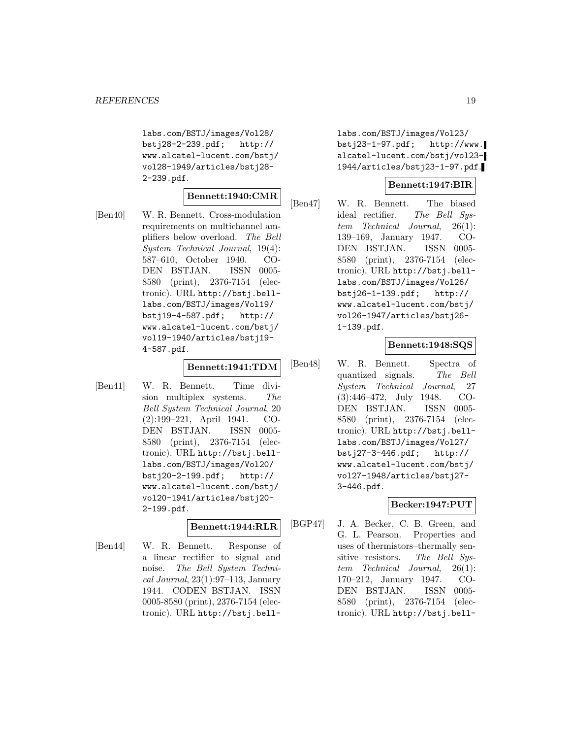labs.com/BSTJ/images/Vol28/bstj28-2-239.pdf; http://www.alcatel-lucent.com/bstj/vol28-1949/articles/bstj28-2-239.pdf.

**Bennett:1940:CMR**

[Ben40] W. R. Bennett. Cross-modulation requirements on multichannel amplifiers below overload. *The Bell System Technical Journal*, 19(4): 587–610, October 1940. CODEN BSTJAN. ISSN 0005-8580 (print), 2376-7154 (electronic). URL http://bstj.bell-labs.com/BSTJ/images/Vol19/bstj19-4-587.pdf; http://www.alcatel-lucent.com/bstj/vol19-1940/articles/bstj19-4-587.pdf.

**Bennett:1941:TDM**

[Ben41] W. R. Bennett. Time division multiplex systems. *The Bell System Technical Journal*, 20 (2):199–221, April 1941. CODEN BSTJAN. ISSN 0005-8580 (print), 2376-7154 (electronic). URL http://bstj.bell-labs.com/BSTJ/images/Vol20/bstj20-2-199.pdf; http://www.alcatel-lucent.com/bstj/vol20-1941/articles/bstj20-2-199.pdf.

**Bennett:1944:RLR**

[Ben44] W. R. Bennett. Response of a linear rectifier to signal and noise. *The Bell System Technical Journal*, 23(1):97–113, January 1944. CODEN BSTJAN. ISSN 0005-8580 (print), 2376-7154 (electronic). URL http://bstj.bell-labs.com/BSTJ/images/Vol23/bstj23-1-97.pdf; http://www.alcatel-lucent.com/bstj/vol23-1944/articles/bstj23-1-97.pdf.

**Bennett:1947:BIR**

[Ben47] W. R. Bennett. The biased ideal rectifier. *The Bell System Technical Journal*, 26(1): 139–169, January 1947. CODEN BSTJAN. ISSN 0005-8580 (print), 2376-7154 (electronic). URL http://bstj.bell-labs.com/BSTJ/images/Vol26/bstj26-1-139.pdf; http://www.alcatel-lucent.com/bstj/vol26-1947/articles/bstj26-1-139.pdf.

**Bennett:1948:SQS**

[Ben48] W. R. Bennett. Spectra of quantized signals. *The Bell System Technical Journal*, 27 (3):446–472, July 1948. CODEN BSTJAN. ISSN 0005-8580 (print), 2376-7154 (electronic). URL http://bstj.bell-labs.com/BSTJ/images/Vol27/bstj27-3-446.pdf; http://www.alcatel-lucent.com/bstj/vol27-1948/articles/bstj27-3-446.pdf.

**Becker:1947:PUT**

[BGP47] J. A. Becker, C. B. Green, and G. L. Pearson. Properties and uses of thermistors–thermally sensitive resistors. *The Bell System Technical Journal*, 26(1): 170–212, January 1947. CODEN BSTJAN. ISSN 0005-8580 (print), 2376-7154 (electronic). URL http://bstj.bell-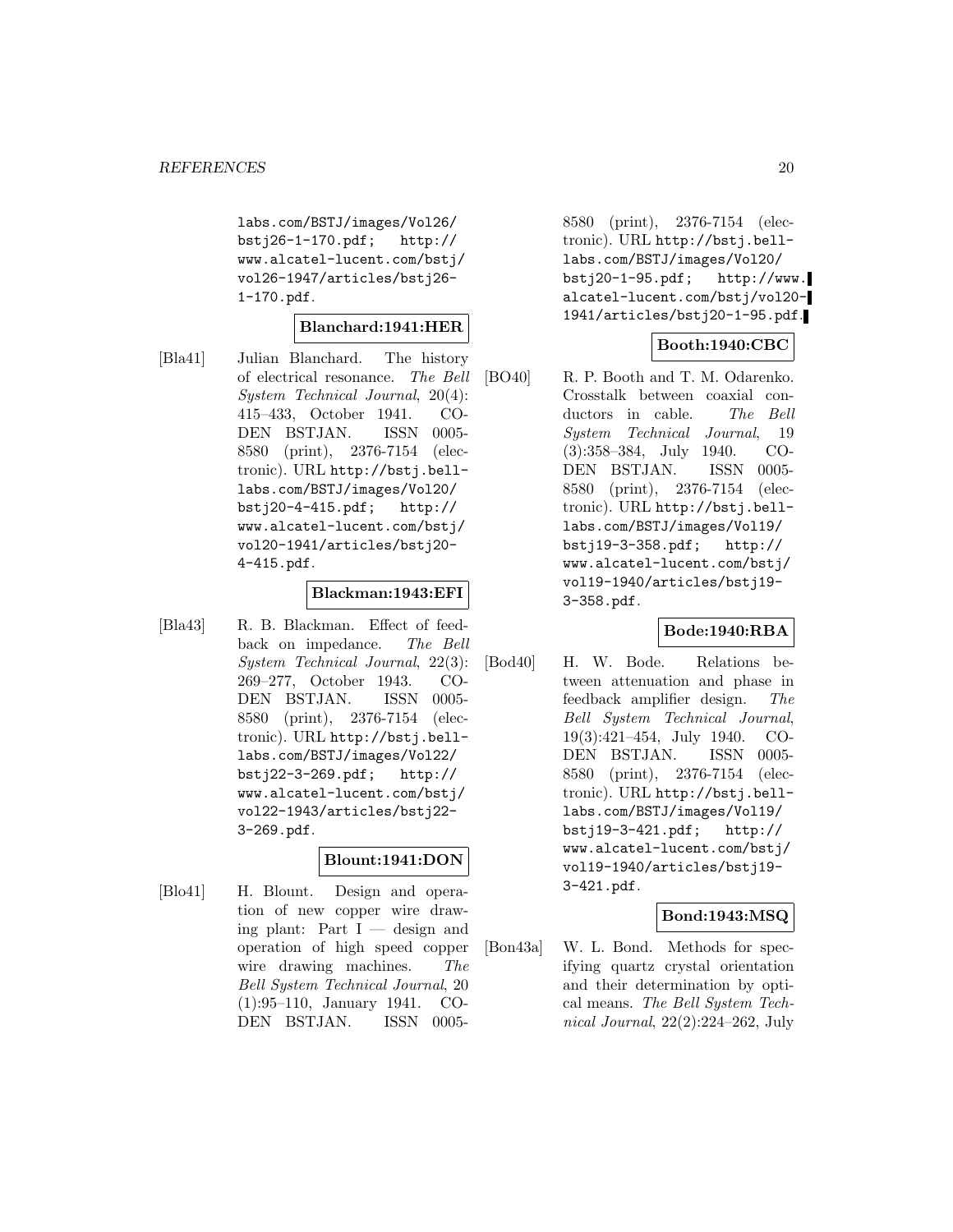labs.com/BSTJ/images/Vol26/bstj26-1-170.pdf; http://www.alcatel-lucent.com/bstj/vol26-1947/articles/bstj26-1-170.pdf.

**Blanchard:1941:HER**

[Bla41] Julian Blanchard. The history of electrical resonance. *The Bell System Technical Journal*, 20(4): 415–433, October 1941. CODEN BSTJAN. ISSN 0005-8580 (print), 2376-7154 (electronic). URL http://bstj.bell-labs.com/BSTJ/images/Vol20/bstj20-4-415.pdf; http://www.alcatel-lucent.com/bstj/vol20-1941/articles/bstj20-4-415.pdf.

**Blackman:1943:EFI**

[Bla43] R. B. Blackman. Effect of feedback on impedance. *The Bell System Technical Journal*, 22(3): 269–277, October 1943. CODEN BSTJAN. ISSN 0005-8580 (print), 2376-7154 (electronic). URL http://bstj.bell-labs.com/BSTJ/images/Vol22/bstj22-3-269.pdf; http://www.alcatel-lucent.com/bstj/vol22-1943/articles/bstj22-3-269.pdf.

**Blount:1941:DON**

[Blo41] H. Blount. Design and operation of new copper wire drawing plant: Part I — design and operation of high speed copper wire drawing machines. *The Bell System Technical Journal*, 20 (1):95–110, January 1941. CODEN BSTJAN. ISSN 0005-8580 (print), 2376-7154 (electronic). URL http://bstj.bell-labs.com/BSTJ/images/Vol20/bstj20-1-95.pdf; http://www.alcatel-lucent.com/bstj/vol20-1941/articles/bstj20-1-95.pdf.

**Booth:1940:CBC**

[BO40] R. P. Booth and T. M. Odarenko. Crosstalk between coaxial conductors in cable. *The Bell System Technical Journal*, 19 (3):358–384, July 1940. CODEN BSTJAN. ISSN 0005-8580 (print), 2376-7154 (electronic). URL http://bstj.bell-labs.com/BSTJ/images/Vol19/bstj19-3-358.pdf; http://www.alcatel-lucent.com/bstj/vol19-1940/articles/bstj19-3-358.pdf.

**Bode:1940:RBA**

[Bod40] H. W. Bode. Relations between attenuation and phase in feedback amplifier design. *The Bell System Technical Journal*, 19(3):421–454, July 1940. CODEN BSTJAN. ISSN 0005-8580 (print), 2376-7154 (electronic). URL http://bstj.bell-labs.com/BSTJ/images/Vol19/bstj19-3-421.pdf; http://www.alcatel-lucent.com/bstj/vol19-1940/articles/bstj19-3-421.pdf.

**Bond:1943:MSQ**

[Bon43a] W. L. Bond. Methods for specifying quartz crystal orientation and their determination by optical means. *The Bell System Technical Journal*, 22(2):224–262, July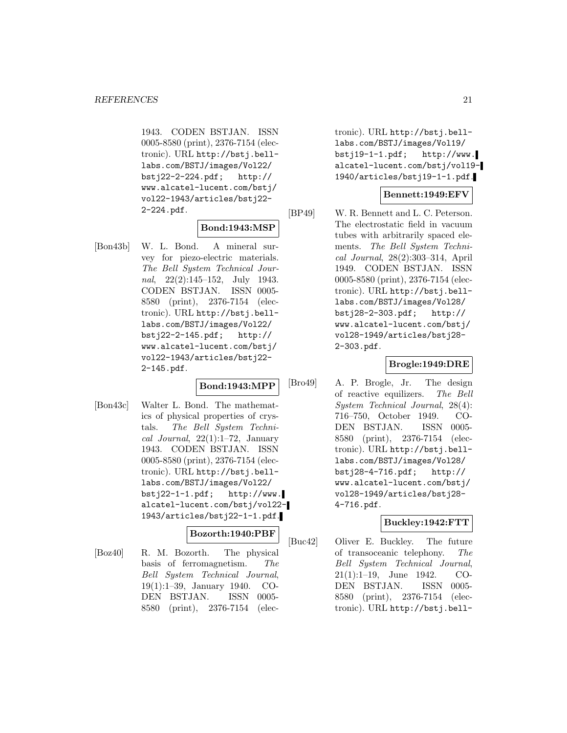1943. CODEN BSTJAN. ISSN 0005-8580 (print), 2376-7154 (electronic). URL http://bstj.bell-labs.com/BSTJ/images/Vol22/bstj22-2-224.pdf; http://www.alcatel-lucent.com/bstj/vol22-1943/articles/bstj22-2-224.pdf.

**Bond:1943:MSP**

[Bon43b] W. L. Bond. A mineral survey for piezo-electric materials. *The Bell System Technical Journal*, 22(2):145–152, July 1943. CODEN BSTJAN. ISSN 0005-8580 (print), 2376-7154 (electronic). URL http://bstj.bell-labs.com/BSTJ/images/Vol22/bstj22-2-145.pdf; http://www.alcatel-lucent.com/bstj/vol22-1943/articles/bstj22-2-145.pdf.

**Bond:1943:MPP**

[Bon43c] Walter L. Bond. The mathematics of physical properties of crystals. *The Bell System Technical Journal*, 22(1):1–72, January 1943. CODEN BSTJAN. ISSN 0005-8580 (print), 2376-7154 (electronic). URL http://bstj.bell-labs.com/BSTJ/images/Vol22/bstj22-1-1.pdf; http://www.alcatel-lucent.com/bstj/vol22-1943/articles/bstj22-1-1.pdf.

**Bozorth:1940:PBF**

[Boz40] R. M. Bozorth. The physical basis of ferromagnetism. *The Bell System Technical Journal*, 19(1):1–39, January 1940. CODEN BSTJAN. ISSN 0005-8580 (print), 2376-7154 (electronic). URL http://bstj.bell-labs.com/BSTJ/images/Vol19/bstj19-1-1.pdf; http://www.alcatel-lucent.com/bstj/vol19-1940/articles/bstj19-1-1.pdf.

**Bennett:1949:EFV**

[BP49] W. R. Bennett and L. C. Peterson. The electrostatic field in vacuum tubes with arbitrarily spaced elements. *The Bell System Technical Journal*, 28(2):303–314, April 1949. CODEN BSTJAN. ISSN 0005-8580 (print), 2376-7154 (electronic). URL http://bstj.bell-labs.com/BSTJ/images/Vol28/bstj28-2-303.pdf; http://www.alcatel-lucent.com/bstj/vol28-1949/articles/bstj28-2-303.pdf.

**Brogle:1949:DRE**

[Bro49] A. P. Brogle, Jr. The design of reactive equilizers. *The Bell System Technical Journal*, 28(4):716–750, October 1949. CODEN BSTJAN. ISSN 0005-8580 (print), 2376-7154 (electronic). URL http://bstj.bell-labs.com/BSTJ/images/Vol28/bstj28-4-716.pdf; http://www.alcatel-lucent.com/bstj/vol28-1949/articles/bstj28-4-716.pdf.

**Buckley:1942:FTT**

[Buc42] Oliver E. Buckley. The future of transoceanic telephony. *The Bell System Technical Journal*, 21(1):1–19, June 1942. CODEN BSTJAN. ISSN 0005-8580 (print), 2376-7154 (electronic). URL http://bstj.bell-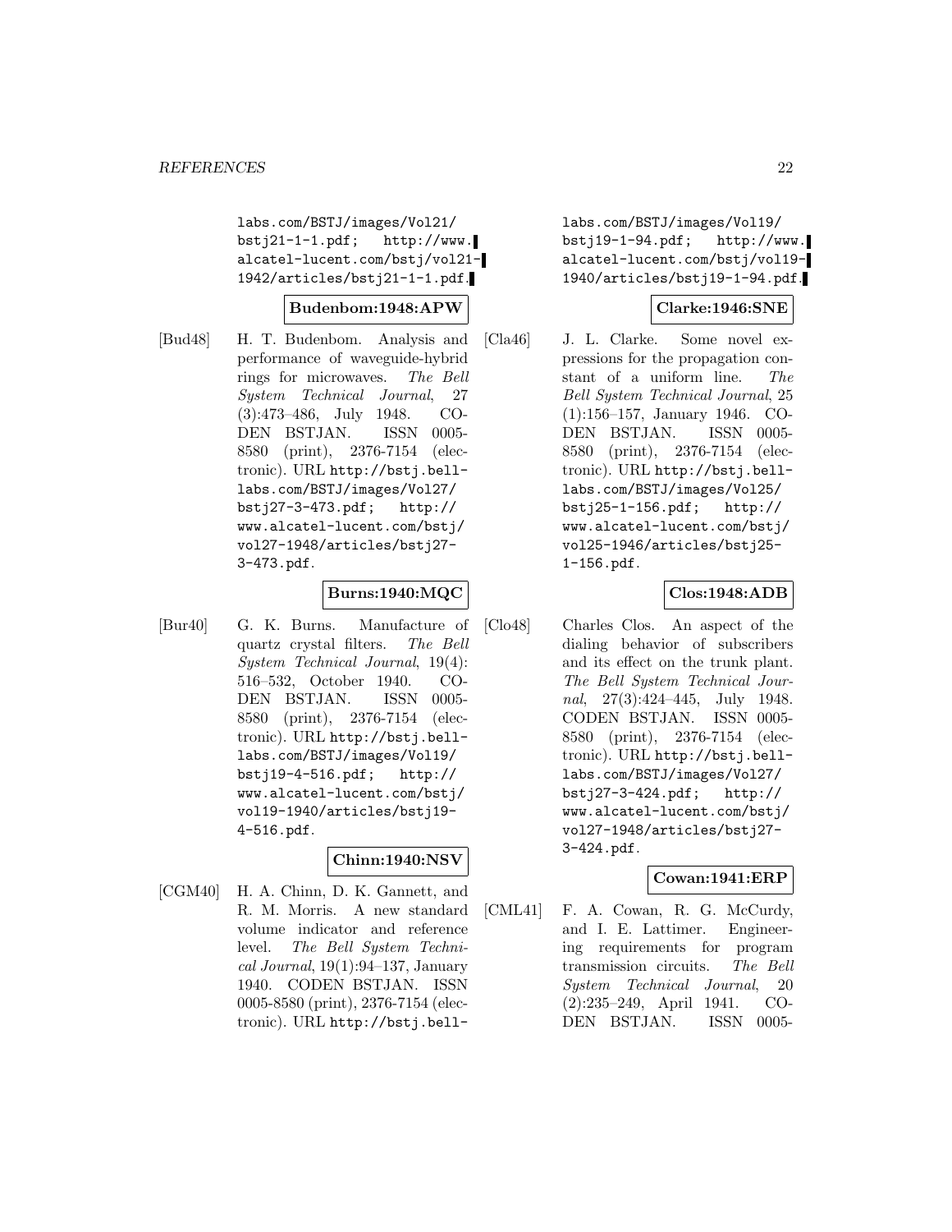labs.com/BSTJ/images/Vol21/bstj21-1-1.pdf; http://www.alcatel-lucent.com/bstj/vol21-1942/articles/bstj21-1-1.pdf.

**Budenbom:1948:APW**

[Bud48] H. T. Budenbom. Analysis and performance of waveguide-hybrid rings for microwaves. *The Bell System Technical Journal*, 27 (3):473–486, July 1948. CODEN BSTJAN. ISSN 0005-8580 (print), 2376-7154 (electronic). URL http://bstj.bell-labs.com/BSTJ/images/Vol27/bstj27-3-473.pdf; http://www.alcatel-lucent.com/bstj/vol27-1948/articles/bstj27-3-473.pdf.

**Burns:1940:MQC**

[Bur40] G. K. Burns. Manufacture of quartz crystal filters. *The Bell System Technical Journal*, 19(4): 516–532, October 1940. CODEN BSTJAN. ISSN 0005-8580 (print), 2376-7154 (electronic). URL http://bstj.bell-labs.com/BSTJ/images/Vol19/bstj19-4-516.pdf; http://www.alcatel-lucent.com/bstj/vol19-1940/articles/bstj19-4-516.pdf.

**Chinn:1940:NSV**

[CGM40] H. A. Chinn, D. K. Gannett, and R. M. Morris. A new standard volume indicator and reference level. *The Bell System Technical Journal*, 19(1):94–137, January 1940. CODEN BSTJAN. ISSN 0005-8580 (print), 2376-7154 (electronic). URL http://bstj.bell-labs.com/BSTJ/images/Vol19/bstj19-1-94.pdf; http://www.alcatel-lucent.com/bstj/vol19-1940/articles/bstj19-1-94.pdf.

**Clarke:1946:SNE**

[Cla46] J. L. Clarke. Some novel expressions for the propagation constant of a uniform line. *The Bell System Technical Journal*, 25 (1):156–157, January 1946. CODEN BSTJAN. ISSN 0005-8580 (print), 2376-7154 (electronic). URL http://bstj.bell-labs.com/BSTJ/images/Vol25/bstj25-1-156.pdf; http://www.alcatel-lucent.com/bstj/vol25-1946/articles/bstj25-1-156.pdf.

**Clos:1948:ADB**

[Clo48] Charles Clos. An aspect of the dialing behavior of subscribers and its effect on the trunk plant. *The Bell System Technical Journal*, 27(3):424–445, July 1948. CODEN BSTJAN. ISSN 0005-8580 (print), 2376-7154 (electronic). URL http://bstj.bell-labs.com/BSTJ/images/Vol27/bstj27-3-424.pdf; http://www.alcatel-lucent.com/bstj/vol27-1948/articles/bstj27-3-424.pdf.

**Cowan:1941:ERP**

[CML41] F. A. Cowan, R. G. McCurdy, and I. E. Lattimer. Engineering requirements for program transmission circuits. *The Bell System Technical Journal*, 20 (2):235–249, April 1941. CODEN BSTJAN. ISSN 0005-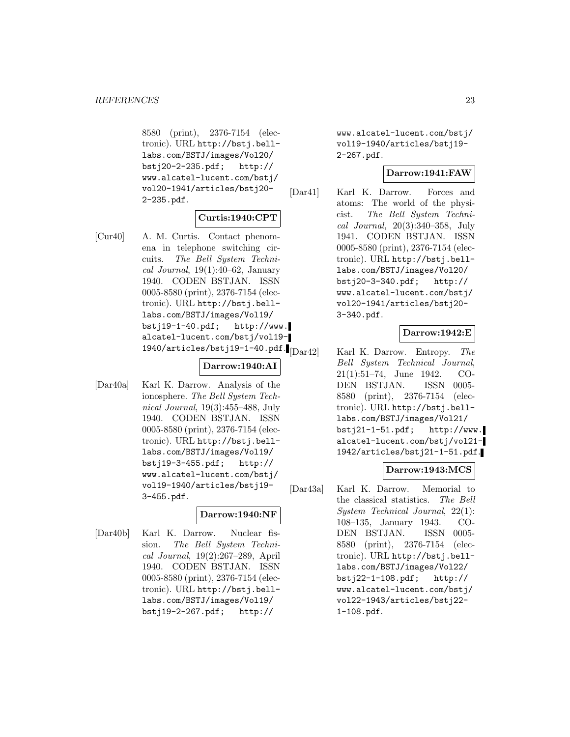8580 (print), 2376-7154 (electronic). URL http://bstj.bell-labs.com/BSTJ/images/Vol20/bstj20-2-235.pdf; http://www.alcatel-lucent.com/bstj/vol20-1941/articles/bstj20-2-235.pdf.

**Curtis:1940:CPT**

[Cur40] A. M. Curtis. Contact phenomena in telephone switching circuits. *The Bell System Technical Journal*, 19(1):40–62, January 1940. CODEN BSTJAN. ISSN 0005-8580 (print), 2376-7154 (electronic). URL http://bstj.bell-labs.com/BSTJ/images/Vol19/bstj19-1-40.pdf; http://www.alcatel-lucent.com/bstj/vol19-1940/articles/bstj19-1-40.pdf.

**Darrow:1940:AI**

[Dar40a] Karl K. Darrow. Analysis of the ionosphere. *The Bell System Technical Journal*, 19(3):455–488, July 1940. CODEN BSTJAN. ISSN 0005-8580 (print), 2376-7154 (electronic). URL http://bstj.bell-labs.com/BSTJ/images/Vol19/bstj19-3-455.pdf; http://www.alcatel-lucent.com/bstj/vol19-1940/articles/bstj19-3-455.pdf.

**Darrow:1940:NF**

[Dar40b] Karl K. Darrow. Nuclear fission. *The Bell System Technical Journal*, 19(2):267–289, April 1940. CODEN BSTJAN. ISSN 0005-8580 (print), 2376-7154 (electronic). URL http://bstj.bell-labs.com/BSTJ/images/Vol19/bstj19-2-267.pdf; http://www.alcatel-lucent.com/bstj/vol19-1940/articles/bstj19-2-267.pdf.

**Darrow:1941:FAW**

[Dar41] Karl K. Darrow. Forces and atoms: The world of the physicist. *The Bell System Technical Journal*, 20(3):340–358, July 1941. CODEN BSTJAN. ISSN 0005-8580 (print), 2376-7154 (electronic). URL http://bstj.bell-labs.com/BSTJ/images/Vol20/bstj20-3-340.pdf; http://www.alcatel-lucent.com/bstj/vol20-1941/articles/bstj20-3-340.pdf.

**Darrow:1942:E**

[Dar42] Karl K. Darrow. Entropy. *The Bell System Technical Journal*, 21(1):51–74, June 1942. CODEN BSTJAN. ISSN 0005-8580 (print), 2376-7154 (electronic). URL http://bstj.bell-labs.com/BSTJ/images/Vol21/bstj21-1-51.pdf; http://www.alcatel-lucent.com/bstj/vol21-1942/articles/bstj21-1-51.pdf.

**Darrow:1943:MCS**

[Dar43a] Karl K. Darrow. Memorial to the classical statistics. *The Bell System Technical Journal*, 22(1):108–135, January 1943. CODEN BSTJAN. ISSN 0005-8580 (print), 2376-7154 (electronic). URL http://bstj.bell-labs.com/BSTJ/images/Vol22/bstj22-1-108.pdf; http://www.alcatel-lucent.com/bstj/vol22-1943/articles/bstj22-1-108.pdf.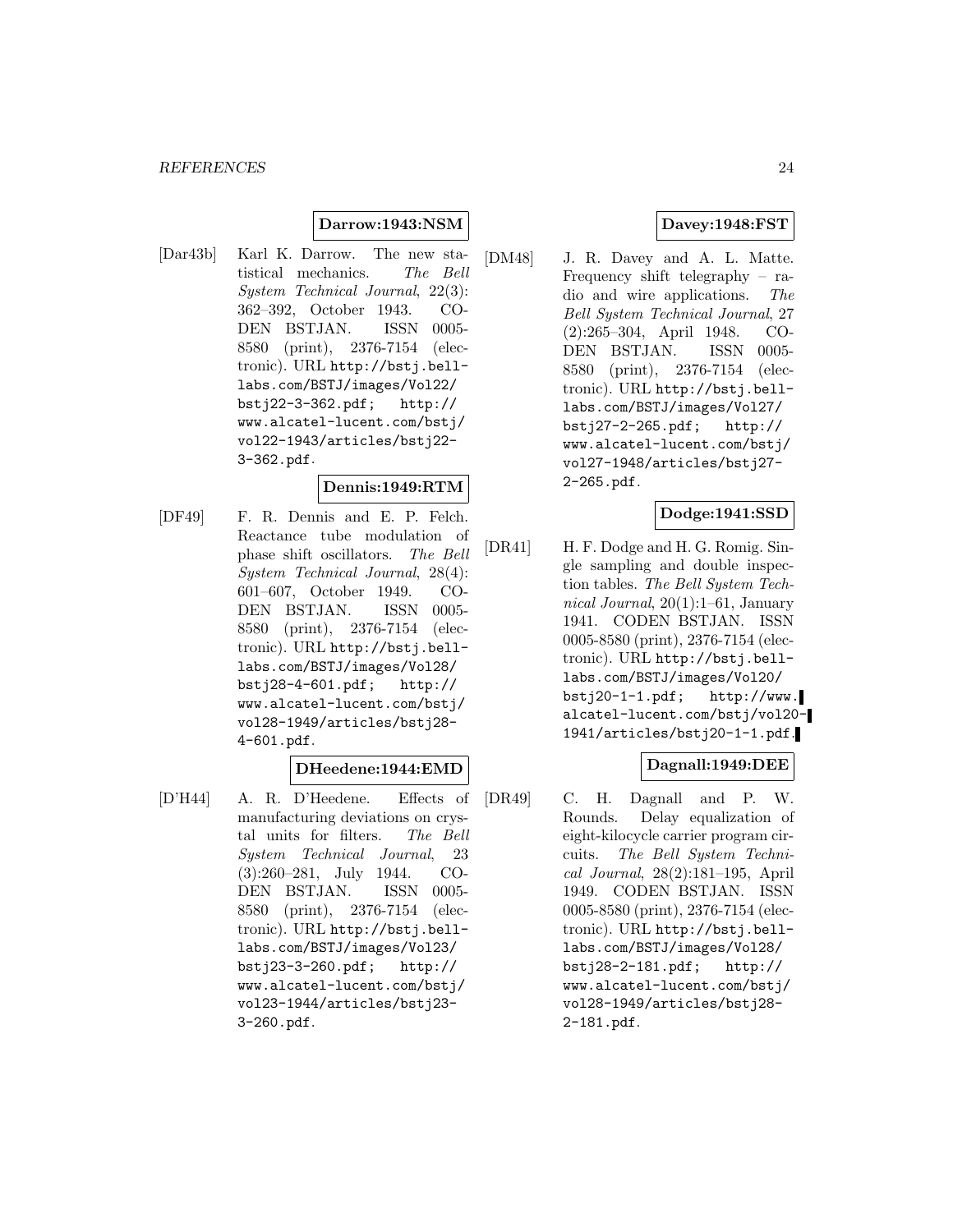**Darrow:1943:NSM**

[Dar43b] Karl K. Darrow. The new statistical mechanics. *The Bell System Technical Journal*, 22(3): 362–392, October 1943. CODEN BSTJAN. ISSN 0005-8580 (print), 2376-7154 (electronic). URL http://bstj.bell-labs.com/BSTJ/images/Vol22/bstj22-3-362.pdf; http://www.alcatel-lucent.com/bstj/vol22-1943/articles/bstj22-3-362.pdf.

**Dennis:1949:RTM**

[DF49] F. R. Dennis and E. P. Felch. Reactance tube modulation of phase shift oscillators. *The Bell System Technical Journal*, 28(4): 601–607, October 1949. CODEN BSTJAN. ISSN 0005-8580 (print), 2376-7154 (electronic). URL http://bstj.bell-labs.com/BSTJ/images/Vol28/bstj28-4-601.pdf; http://www.alcatel-lucent.com/bstj/vol28-1949/articles/bstj28-4-601.pdf.

**DHeedene:1944:EMD**

[D'H44] A. R. D'Heedene. Effects of manufacturing deviations on crystal units for filters. *The Bell System Technical Journal*, 23 (3):260–281, July 1944. CODEN BSTJAN. ISSN 0005-8580 (print), 2376-7154 (electronic). URL http://bstj.bell-labs.com/BSTJ/images/Vol23/bstj23-3-260.pdf; http://www.alcatel-lucent.com/bstj/vol23-1944/articles/bstj23-3-260.pdf.

**Davey:1948:FST**

[DM48] J. R. Davey and A. L. Matte. Frequency shift telegraphy – radio and wire applications. *The Bell System Technical Journal*, 27 (2):265–304, April 1948. CODEN BSTJAN. ISSN 0005-8580 (print), 2376-7154 (electronic). URL http://bstj.bell-labs.com/BSTJ/images/Vol27/bstj27-2-265.pdf; http://www.alcatel-lucent.com/bstj/vol27-1948/articles/bstj27-2-265.pdf.

**Dodge:1941:SSD**

[DR41] H. F. Dodge and H. G. Romig. Single sampling and double inspection tables. *The Bell System Technical Journal*, 20(1):1–61, January 1941. CODEN BSTJAN. ISSN 0005-8580 (print), 2376-7154 (electronic). URL http://bstj.bell-labs.com/BSTJ/images/Vol20/bstj20-1-1.pdf; http://www.alcatel-lucent.com/bstj/vol20-1941/articles/bstj20-1-1.pdf.

**Dagnall:1949:DEE**

[DR49] C. H. Dagnall and P. W. Rounds. Delay equalization of eight-kilocycle carrier program circuits. *The Bell System Technical Journal*, 28(2):181–195, April 1949. CODEN BSTJAN. ISSN 0005-8580 (print), 2376-7154 (electronic). URL http://bstj.bell-labs.com/BSTJ/images/Vol28/bstj28-2-181.pdf; http://www.alcatel-lucent.com/bstj/vol28-1949/articles/bstj28-2-181.pdf.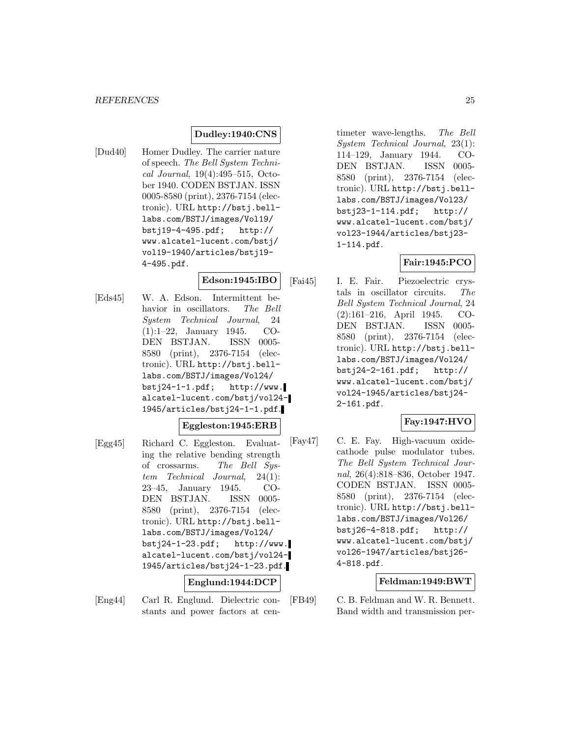**Dudley:1940:CNS**

[Dud40] Homer Dudley. The carrier nature of speech. *The Bell System Technical Journal*, 19(4):495–515, October 1940. CODEN BSTJAN. ISSN 0005-8580 (print), 2376-7154 (electronic). URL http://bstj.bell-labs.com/BSTJ/images/Vol19/bstj19-4-495.pdf; http://www.alcatel-lucent.com/bstj/vol19-1940/articles/bstj19-4-495.pdf.

**Edson:1945:IBO**

[Eds45] W. A. Edson. Intermittent behavior in oscillators. *The Bell System Technical Journal*, 24 (1):1–22, January 1945. CODEN BSTJAN. ISSN 0005-8580 (print), 2376-7154 (electronic). URL http://bstj.bell-labs.com/BSTJ/images/Vol24/bstj24-1-1.pdf; http://www.alcatel-lucent.com/bstj/vol24-1945/articles/bstj24-1-1.pdf.

**Eggleston:1945:ERB**

[Egg45] Richard C. Eggleston. Evaluating the relative bending strength of crossarms. *The Bell System Technical Journal*, 24(1):23–45, January 1945. CODEN BSTJAN. ISSN 0005-8580 (print), 2376-7154 (electronic). URL http://bstj.bell-labs.com/BSTJ/images/Vol24/bstj24-1-23.pdf; http://www.alcatel-lucent.com/bstj/vol24-1945/articles/bstj24-1-23.pdf.

**Englund:1944:DCP**

[Eng44] Carl R. Englund. Dielectric constants and power factors at centimeter wave-lengths. *The Bell System Technical Journal*, 23(1):114–129, January 1944. CODEN BSTJAN. ISSN 0005-8580 (print), 2376-7154 (electronic). URL http://bstj.bell-labs.com/BSTJ/images/Vol23/bstj23-1-114.pdf; http://www.alcatel-lucent.com/bstj/vol23-1944/articles/bstj23-1-114.pdf.

**Fair:1945:PCO**

[Fai45] I. E. Fair. Piezoelectric crystals in oscillator circuits. *The Bell System Technical Journal*, 24 (2):161–216, April 1945. CODEN BSTJAN. ISSN 0005-8580 (print), 2376-7154 (electronic). URL http://bstj.bell-labs.com/BSTJ/images/Vol24/bstj24-2-161.pdf; http://www.alcatel-lucent.com/bstj/vol24-1945/articles/bstj24-2-161.pdf.

**Fay:1947:HVO**

[Fay47] C. E. Fay. High-vacuum oxide-cathode pulse modulator tubes. *The Bell System Technical Journal*, 26(4):818–836, October 1947. CODEN BSTJAN. ISSN 0005-8580 (print), 2376-7154 (electronic). URL http://bstj.bell-labs.com/BSTJ/images/Vol26/bstj26-4-818.pdf; http://www.alcatel-lucent.com/bstj/vol26-1947/articles/bstj26-4-818.pdf.

**Feldman:1949:BWT**

[FB49] C. B. Feldman and W. R. Bennett. Band width and transmission per-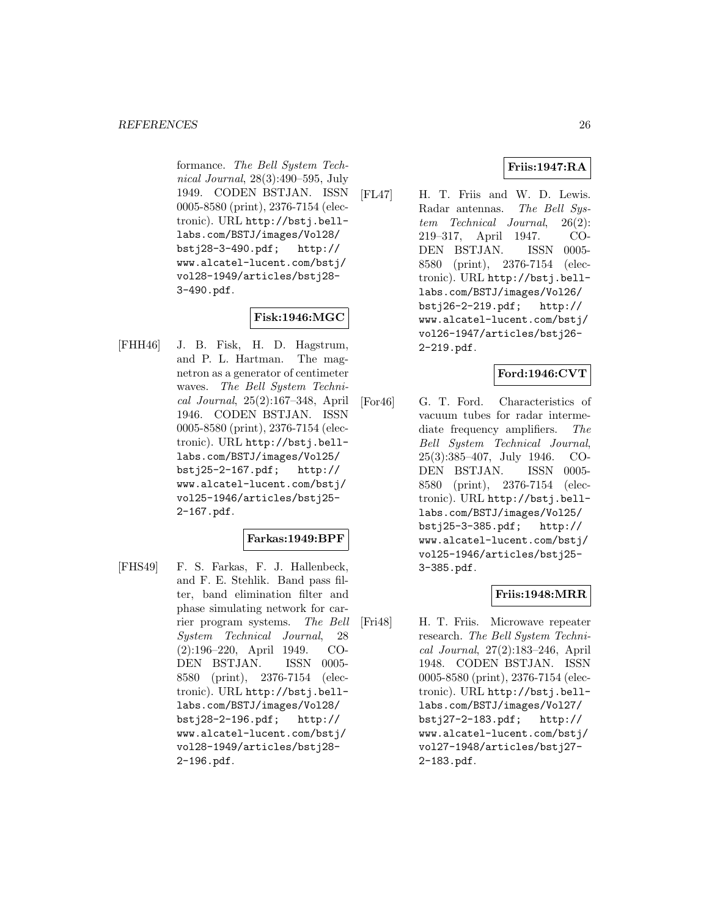formance. *The Bell System Technical Journal*, 28(3):490–595, July 1949. CODEN BSTJAN. ISSN 0005-8580 (print), 2376-7154 (electronic). URL http://bstj.bell-labs.com/BSTJ/images/Vol28/bstj28-3-490.pdf; http://www.alcatel-lucent.com/bstj/vol28-1949/articles/bstj28-3-490.pdf.

**Fisk:1946:MGC**

[FHH46] J. B. Fisk, H. D. Hagstrum, and P. L. Hartman. The magnetron as a generator of centimeter waves. *The Bell System Technical Journal*, 25(2):167–348, April 1946. CODEN BSTJAN. ISSN 0005-8580 (print), 2376-7154 (electronic). URL http://bstj.bell-labs.com/BSTJ/images/Vol25/bstj25-2-167.pdf; http://www.alcatel-lucent.com/bstj/vol25-1946/articles/bstj25-2-167.pdf.

**Farkas:1949:BPF**

[FHS49] F. S. Farkas, F. J. Hallenbeck, and F. E. Stehlik. Band pass filter, band elimination filter and phase simulating network for carrier program systems. *The Bell System Technical Journal*, 28 (2):196–220, April 1949. CODEN BSTJAN. ISSN 0005-8580 (print), 2376-7154 (electronic). URL http://bstj.bell-labs.com/BSTJ/images/Vol28/bstj28-2-196.pdf; http://www.alcatel-lucent.com/bstj/vol28-1949/articles/bstj28-2-196.pdf.

**Friis:1947:RA**

[FL47] H. T. Friis and W. D. Lewis. Radar antennas. *The Bell System Technical Journal*, 26(2): 219–317, April 1947. CODEN BSTJAN. ISSN 0005-8580 (print), 2376-7154 (electronic). URL http://bstj.bell-labs.com/BSTJ/images/Vol26/bstj26-2-219.pdf; http://www.alcatel-lucent.com/bstj/vol26-1947/articles/bstj26-2-219.pdf.

**Ford:1946:CVT**

[For46] G. T. Ford. Characteristics of vacuum tubes for radar intermediate frequency amplifiers. *The Bell System Technical Journal*, 25(3):385–407, July 1946. CODEN BSTJAN. ISSN 0005-8580 (print), 2376-7154 (electronic). URL http://bstj.bell-labs.com/BSTJ/images/Vol25/bstj25-3-385.pdf; http://www.alcatel-lucent.com/bstj/vol25-1946/articles/bstj25-3-385.pdf.

**Friis:1948:MRR**

[Fri48] H. T. Friis. Microwave repeater research. *The Bell System Technical Journal*, 27(2):183–246, April 1948. CODEN BSTJAN. ISSN 0005-8580 (print), 2376-7154 (electronic). URL http://bstj.bell-labs.com/BSTJ/images/Vol27/bstj27-2-183.pdf; http://www.alcatel-lucent.com/bstj/vol27-1948/articles/bstj27-2-183.pdf.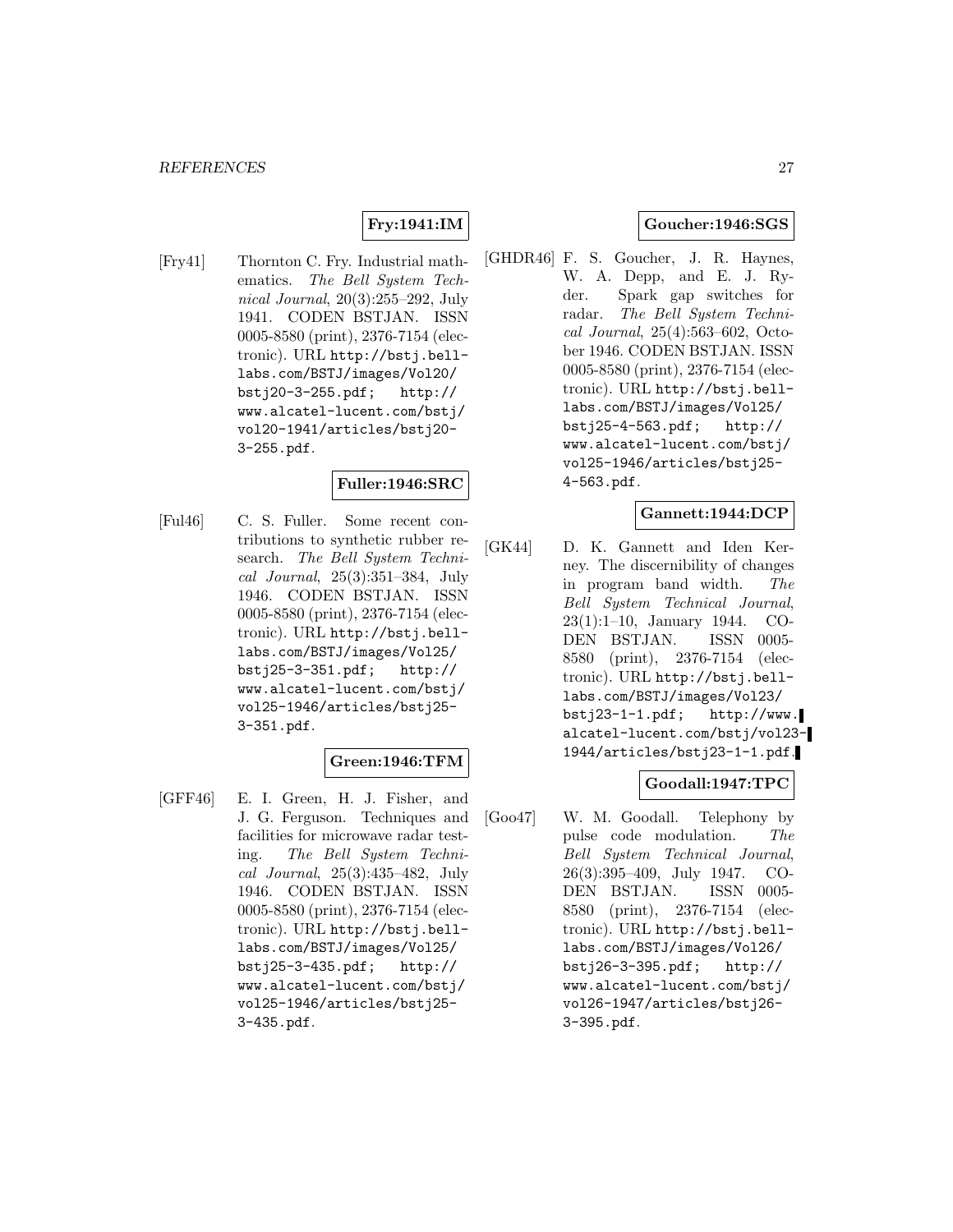**Fry:1941:IM**

[Fry41] Thornton C. Fry. Industrial mathematics. *The Bell System Technical Journal*, 20(3):255–292, July 1941. CODEN BSTJAN. ISSN 0005-8580 (print), 2376-7154 (electronic). URL `http://bstj.bell-labs.com/BSTJ/images/Vol20/bstj20-3-255.pdf`; `http://www.alcatel-lucent.com/bstj/vol20-1941/articles/bstj20-3-255.pdf`.

**Fuller:1946:SRC**

[Ful46] C. S. Fuller. Some recent contributions to synthetic rubber research. *The Bell System Technical Journal*, 25(3):351–384, July 1946. CODEN BSTJAN. ISSN 0005-8580 (print), 2376-7154 (electronic). URL `http://bstj.bell-labs.com/BSTJ/images/Vol25/bstj25-3-351.pdf`; `http://www.alcatel-lucent.com/bstj/vol25-1946/articles/bstj25-3-351.pdf`.

**Green:1946:TFM**

[GFF46] E. I. Green, H. J. Fisher, and J. G. Ferguson. Techniques and facilities for microwave radar testing. *The Bell System Technical Journal*, 25(3):435–482, July 1946. CODEN BSTJAN. ISSN 0005-8580 (print), 2376-7154 (electronic). URL `http://bstj.bell-labs.com/BSTJ/images/Vol25/bstj25-3-435.pdf`; `http://www.alcatel-lucent.com/bstj/vol25-1946/articles/bstj25-3-435.pdf`.

**Goucher:1946:SGS**

[GHDR46] F. S. Goucher, J. R. Haynes, W. A. Depp, and E. J. Ryder. Spark gap switches for radar. *The Bell System Technical Journal*, 25(4):563–602, October 1946. CODEN BSTJAN. ISSN 0005-8580 (print), 2376-7154 (electronic). URL `http://bstj.bell-labs.com/BSTJ/images/Vol25/bstj25-4-563.pdf`; `http://www.alcatel-lucent.com/bstj/vol25-1946/articles/bstj25-4-563.pdf`.

**Gannett:1944:DCP**

[GK44] D. K. Gannett and Iden Kerney. The discernibility of changes in program band width. *The Bell System Technical Journal*, 23(1):1–10, January 1944. CODEN BSTJAN. ISSN 0005-8580 (print), 2376-7154 (electronic). URL `http://bstj.bell-labs.com/BSTJ/images/Vol23/bstj23-1-1.pdf`; `http://www.alcatel-lucent.com/bstj/vol23-1944/articles/bstj23-1-1.pdf`.

**Goodall:1947:TPC**

[Goo47] W. M. Goodall. Telephony by pulse code modulation. *The Bell System Technical Journal*, 26(3):395–409, July 1947. CODEN BSTJAN. ISSN 0005-8580 (print), 2376-7154 (electronic). URL `http://bstj.bell-labs.com/BSTJ/images/Vol26/bstj26-3-395.pdf`; `http://www.alcatel-lucent.com/bstj/vol26-1947/articles/bstj26-3-395.pdf`.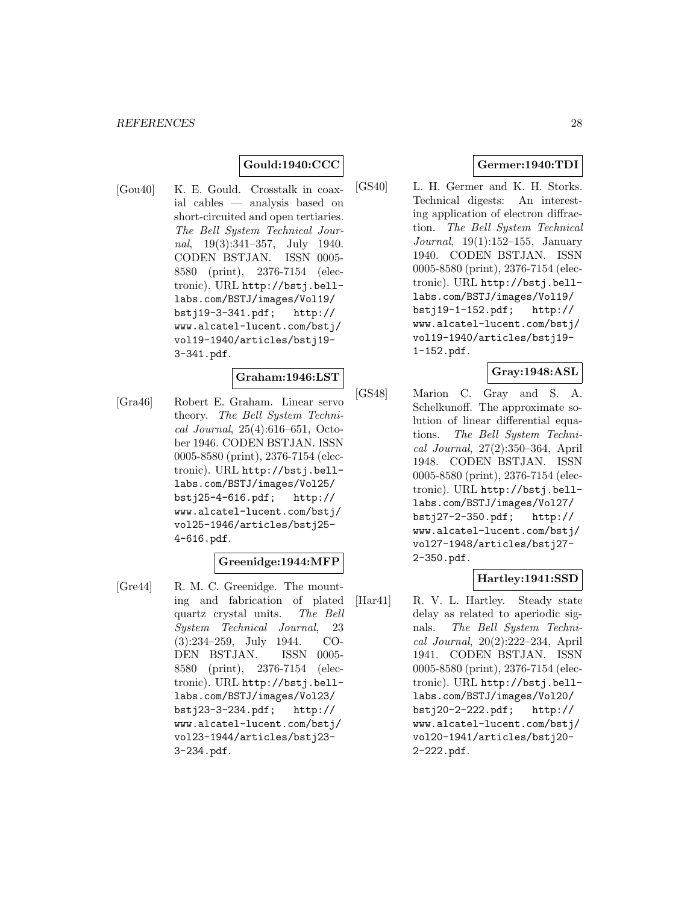**Gould:1940:CCC**

[Gou40] K. E. Gould. Crosstalk in coaxial cables — analysis based on short-circuited and open tertiaries. *The Bell System Technical Journal*, 19(3):341–357, July 1940. CODEN BSTJAN. ISSN 0005-8580 (print), 2376-7154 (electronic). URL http://bstj.bell-labs.com/BSTJ/images/Vol19/bstj19-3-341.pdf; http://www.alcatel-lucent.com/bstj/vol19-1940/articles/bstj19-3-341.pdf.

**Graham:1946:LST**

[Gra46] Robert E. Graham. Linear servo theory. *The Bell System Technical Journal*, 25(4):616–651, October 1946. CODEN BSTJAN. ISSN 0005-8580 (print), 2376-7154 (electronic). URL http://bstj.bell-labs.com/BSTJ/images/Vol25/bstj25-4-616.pdf; http://www.alcatel-lucent.com/bstj/vol25-1946/articles/bstj25-4-616.pdf.

**Greenidge:1944:MFP**

[Gre44] R. M. C. Greenidge. The mounting and fabrication of plated quartz crystal units. *The Bell System Technical Journal*, 23(3):234–259, July 1944. CODEN BSTJAN. ISSN 0005-8580 (print), 2376-7154 (electronic). URL http://bstj.bell-labs.com/BSTJ/images/Vol23/bstj23-3-234.pdf; http://www.alcatel-lucent.com/bstj/vol23-1944/articles/bstj23-3-234.pdf.

**Germer:1940:TDI**

[GS40] L. H. Germer and K. H. Storks. Technical digests: An interesting application of electron diffraction. *The Bell System Technical Journal*, 19(1):152–155, January 1940. CODEN BSTJAN. ISSN 0005-8580 (print), 2376-7154 (electronic). URL http://bstj.bell-labs.com/BSTJ/images/Vol19/bstj19-1-152.pdf; http://www.alcatel-lucent.com/bstj/vol19-1940/articles/bstj19-1-152.pdf.

**Gray:1948:ASL**

[GS48] Marion C. Gray and S. A. Schelkunoff. The approximate solution of linear differential equations. *The Bell System Technical Journal*, 27(2):350–364, April 1948. CODEN BSTJAN. ISSN 0005-8580 (print), 2376-7154 (electronic). URL http://bstj.bell-labs.com/BSTJ/images/Vol27/bstj27-2-350.pdf; http://www.alcatel-lucent.com/bstj/vol27-1948/articles/bstj27-2-350.pdf.

**Hartley:1941:SSD**

[Har41] R. V. L. Hartley. Steady state delay as related to aperiodic signals. *The Bell System Technical Journal*, 20(2):222–234, April 1941. CODEN BSTJAN. ISSN 0005-8580 (print), 2376-7154 (electronic). URL http://bstj.bell-labs.com/BSTJ/images/Vol20/bstj20-2-222.pdf; http://www.alcatel-lucent.com/bstj/vol20-1941/articles/bstj20-2-222.pdf.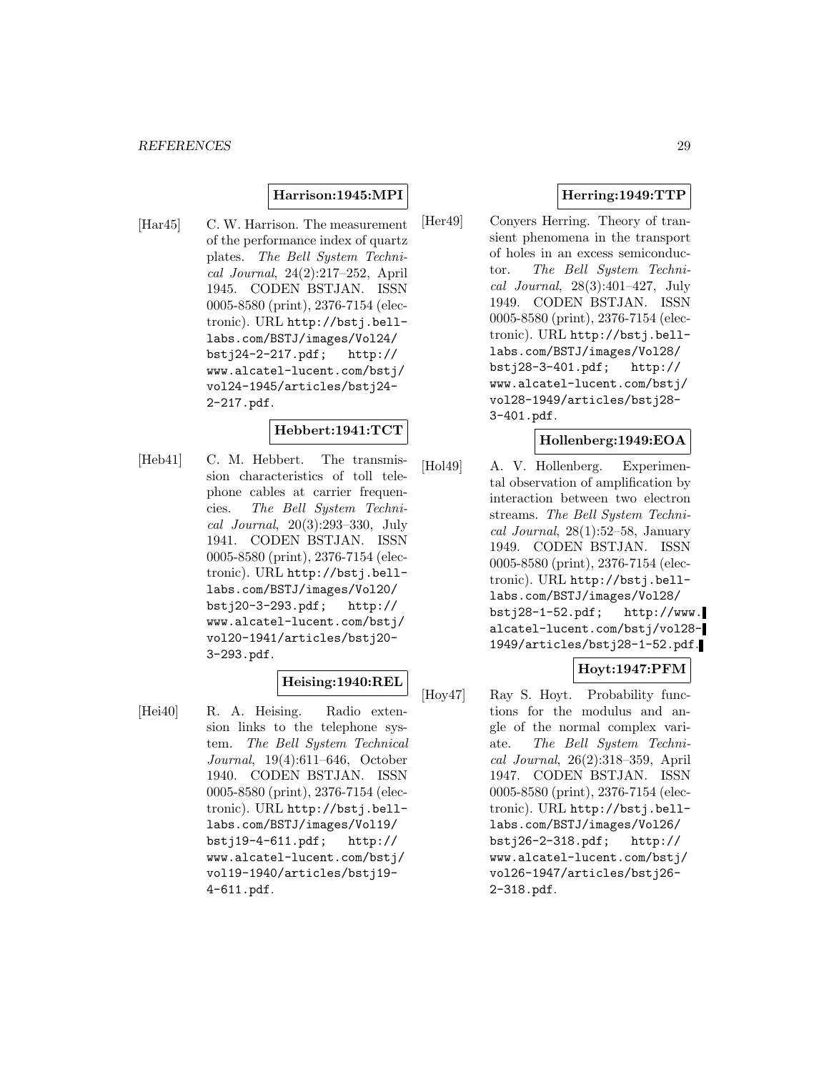**Harrison:1945:MPI**

[Har45] C. W. Harrison. The measurement of the performance index of quartz plates. *The Bell System Technical Journal*, 24(2):217–252, April 1945. CODEN BSTJAN. ISSN 0005-8580 (print), 2376-7154 (electronic). URL `http://bstj.bell-labs.com/BSTJ/images/Vol24/bstj24-2-217.pdf`; `http://www.alcatel-lucent.com/bstj/vol24-1945/articles/bstj24-2-217.pdf`.

**Hebbert:1941:TCT**

[Heb41] C. M. Hebbert. The transmission characteristics of toll telephone cables at carrier frequencies. *The Bell System Technical Journal*, 20(3):293–330, July 1941. CODEN BSTJAN. ISSN 0005-8580 (print), 2376-7154 (electronic). URL `http://bstj.bell-labs.com/BSTJ/images/Vol20/bstj20-3-293.pdf`; `http://www.alcatel-lucent.com/bstj/vol20-1941/articles/bstj20-3-293.pdf`.

**Heising:1940:REL**

[Hei40] R. A. Heising. Radio extension links to the telephone system. *The Bell System Technical Journal*, 19(4):611–646, October 1940. CODEN BSTJAN. ISSN 0005-8580 (print), 2376-7154 (electronic). URL `http://bstj.bell-labs.com/BSTJ/images/Vol19/bstj19-4-611.pdf`; `http://www.alcatel-lucent.com/bstj/vol19-1940/articles/bstj19-4-611.pdf`.

**Herring:1949:TTP**

[Her49] Conyers Herring. Theory of transient phenomena in the transport of holes in an excess semiconductor. *The Bell System Technical Journal*, 28(3):401–427, July 1949. CODEN BSTJAN. ISSN 0005-8580 (print), 2376-7154 (electronic). URL `http://bstj.bell-labs.com/BSTJ/images/Vol28/bstj28-3-401.pdf`; `http://www.alcatel-lucent.com/bstj/vol28-1949/articles/bstj28-3-401.pdf`.

**Hollenberg:1949:EOA**

[Hol49] A. V. Hollenberg. Experimental observation of amplification by interaction between two electron streams. *The Bell System Technical Journal*, 28(1):52–58, January 1949. CODEN BSTJAN. ISSN 0005-8580 (print), 2376-7154 (electronic). URL `http://bstj.bell-labs.com/BSTJ/images/Vol28/bstj28-1-52.pdf`; `http://www.alcatel-lucent.com/bstj/vol28-1949/articles/bstj28-1-52.pdf`.

**Hoyt:1947:PFM**

[Hoy47] Ray S. Hoyt. Probability functions for the modulus and angle of the normal complex variate. *The Bell System Technical Journal*, 26(2):318–359, April 1947. CODEN BSTJAN. ISSN 0005-8580 (print), 2376-7154 (electronic). URL `http://bstj.bell-labs.com/BSTJ/images/Vol26/bstj26-2-318.pdf`; `http://www.alcatel-lucent.com/bstj/vol26-1947/articles/bstj26-2-318.pdf`.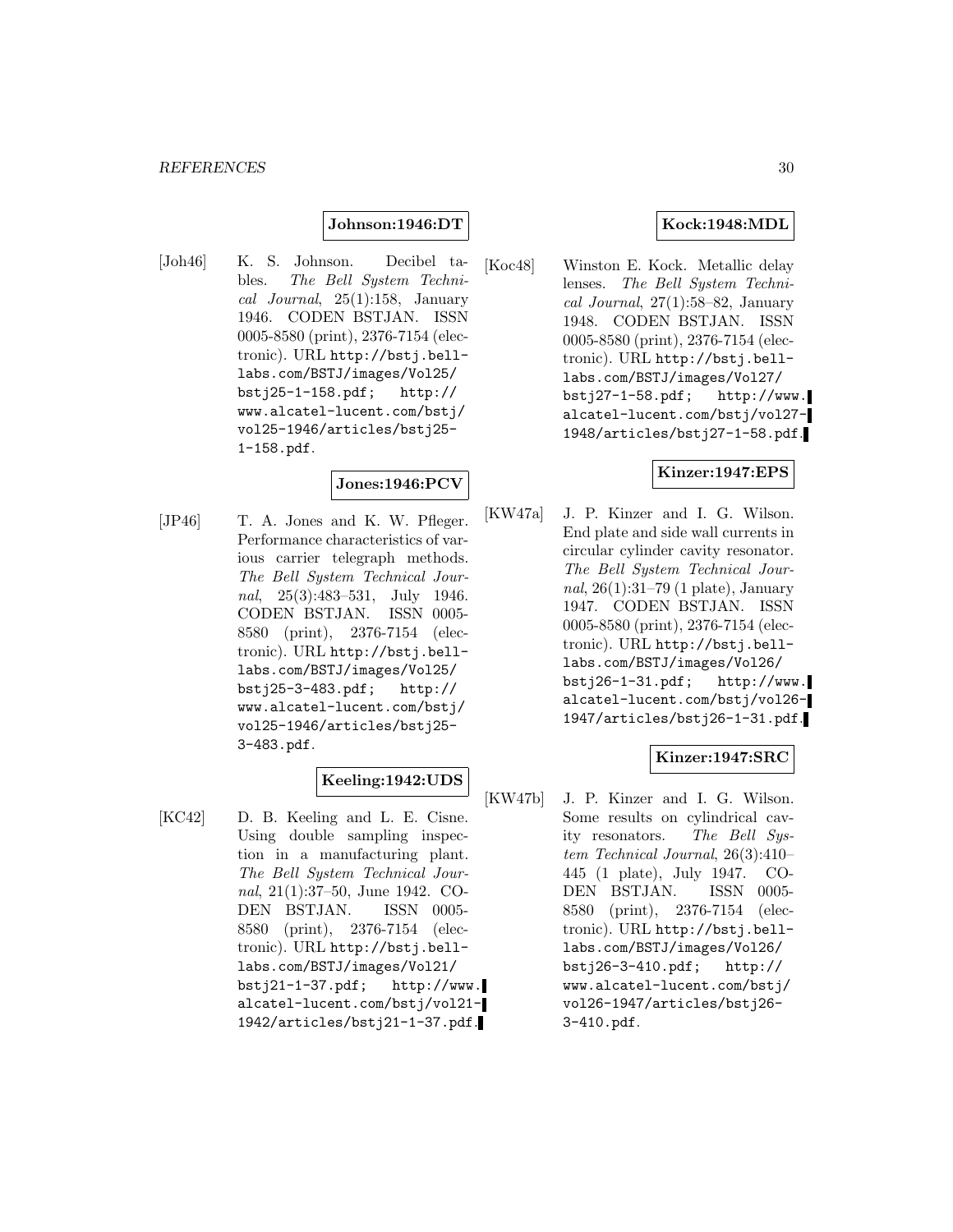**Johnson:1946:DT**

[Joh46] K. S. Johnson. Decibel tables. *The Bell System Technical Journal*, 25(1):158, January 1946. CODEN BSTJAN. ISSN 0005-8580 (print), 2376-7154 (electronic). URL http://bstj.bell-labs.com/BSTJ/images/Vol25/bstj25-1-158.pdf; http://www.alcatel-lucent.com/bstj/vol25-1946/articles/bstj25-1-158.pdf.

**Jones:1946:PCV**

[JP46] T. A. Jones and K. W. Pfleger. Performance characteristics of various carrier telegraph methods. *The Bell System Technical Journal*, 25(3):483–531, July 1946. CODEN BSTJAN. ISSN 0005-8580 (print), 2376-7154 (electronic). URL http://bstj.bell-labs.com/BSTJ/images/Vol25/bstj25-3-483.pdf; http://www.alcatel-lucent.com/bstj/vol25-1946/articles/bstj25-3-483.pdf.

**Keeling:1942:UDS**

[KC42] D. B. Keeling and L. E. Cisne. Using double sampling inspection in a manufacturing plant. *The Bell System Technical Journal*, 21(1):37–50, June 1942. CODEN BSTJAN. ISSN 0005-8580 (print), 2376-7154 (electronic). URL http://bstj.bell-labs.com/BSTJ/images/Vol21/bstj21-1-37.pdf; http://www.alcatel-lucent.com/bstj/vol21-1942/articles/bstj21-1-37.pdf.

**Kock:1948:MDL**

[Koc48] Winston E. Kock. Metallic delay lenses. *The Bell System Technical Journal*, 27(1):58–82, January 1948. CODEN BSTJAN. ISSN 0005-8580 (print), 2376-7154 (electronic). URL http://bstj.bell-labs.com/BSTJ/images/Vol27/bstj27-1-58.pdf; http://www.alcatel-lucent.com/bstj/vol27-1948/articles/bstj27-1-58.pdf.

**Kinzer:1947:EPS**

[KW47a] J. P. Kinzer and I. G. Wilson. End plate and side wall currents in circular cylinder cavity resonator. *The Bell System Technical Journal*, 26(1):31–79 (1 plate), January 1947. CODEN BSTJAN. ISSN 0005-8580 (print), 2376-7154 (electronic). URL http://bstj.bell-labs.com/BSTJ/images/Vol26/bstj26-1-31.pdf; http://www.alcatel-lucent.com/bstj/vol26-1947/articles/bstj26-1-31.pdf.

**Kinzer:1947:SRC**

[KW47b] J. P. Kinzer and I. G. Wilson. Some results on cylindrical cavity resonators. *The Bell System Technical Journal*, 26(3):410–445 (1 plate), July 1947. CODEN BSTJAN. ISSN 0005-8580 (print), 2376-7154 (electronic). URL http://bstj.bell-labs.com/BSTJ/images/Vol26/bstj26-3-410.pdf; http://www.alcatel-lucent.com/bstj/vol26-1947/articles/bstj26-3-410.pdf.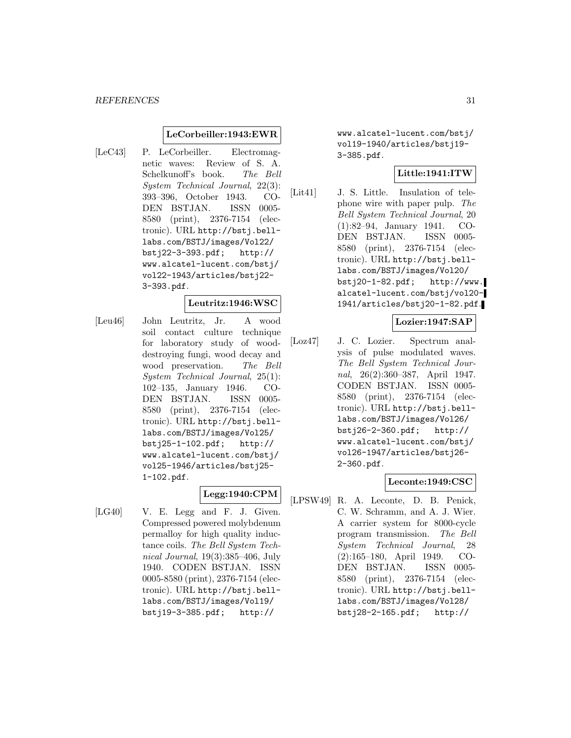**LeCorbeiller:1943:EWR**

[LeC43] P. LeCorbeiller. Electromagnetic waves: Review of S. A. Schelkunoff's book. *The Bell System Technical Journal*, 22(3): 393–396, October 1943. CODEN BSTJAN. ISSN 0005-8580 (print), 2376-7154 (electronic). URL http://bstj.bell-labs.com/BSTJ/images/Vol22/bstj22-3-393.pdf; http://www.alcatel-lucent.com/bstj/vol22-1943/articles/bstj22-3-393.pdf.

**Leutritz:1946:WSC**

[Leu46] John Leutritz, Jr. A wood soil contact culture technique for laboratory study of wood-destroying fungi, wood decay and wood preservation. *The Bell System Technical Journal*, 25(1): 102–135, January 1946. CODEN BSTJAN. ISSN 0005-8580 (print), 2376-7154 (electronic). URL http://bstj.bell-labs.com/BSTJ/images/Vol25/bstj25-1-102.pdf; http://www.alcatel-lucent.com/bstj/vol25-1946/articles/bstj25-1-102.pdf.

**Legg:1940:CPM**

[LG40] V. E. Legg and F. J. Given. Compressed powered molybdenum permalloy for high quality inductance coils. *The Bell System Technical Journal*, 19(3):385–406, July 1940. CODEN BSTJAN. ISSN 0005-8580 (print), 2376-7154 (electronic). URL http://bstj.bell-labs.com/BSTJ/images/Vol19/bstj19-3-385.pdf; http://www.alcatel-lucent.com/bstj/vol19-1940/articles/bstj19-3-385.pdf.

**Little:1941:ITW**

[Lit41] J. S. Little. Insulation of telephone wire with paper pulp. *The Bell System Technical Journal*, 20 (1):82–94, January 1941. CODEN BSTJAN. ISSN 0005-8580 (print), 2376-7154 (electronic). URL http://bstj.bell-labs.com/BSTJ/images/Vol20/bstj20-1-82.pdf; http://www.alcatel-lucent.com/bstj/vol20-1941/articles/bstj20-1-82.pdf.

**Lozier:1947:SAP**

[Loz47] J. C. Lozier. Spectrum analysis of pulse modulated waves. *The Bell System Technical Journal*, 26(2):360–387, April 1947. CODEN BSTJAN. ISSN 0005-8580 (print), 2376-7154 (electronic). URL http://bstj.bell-labs.com/BSTJ/images/Vol26/bstj26-2-360.pdf; http://www.alcatel-lucent.com/bstj/vol26-1947/articles/bstj26-2-360.pdf.

**Leconte:1949:CSC**

[LPSW49] R. A. Leconte, D. B. Penick, C. W. Schramm, and A. J. Wier. A carrier system for 8000-cycle program transmission. *The Bell System Technical Journal*, 28 (2):165–180, April 1949. CODEN BSTJAN. ISSN 0005-8580 (print), 2376-7154 (electronic). URL http://bstj.bell-labs.com/BSTJ/images/Vol28/bstj28-2-165.pdf; http://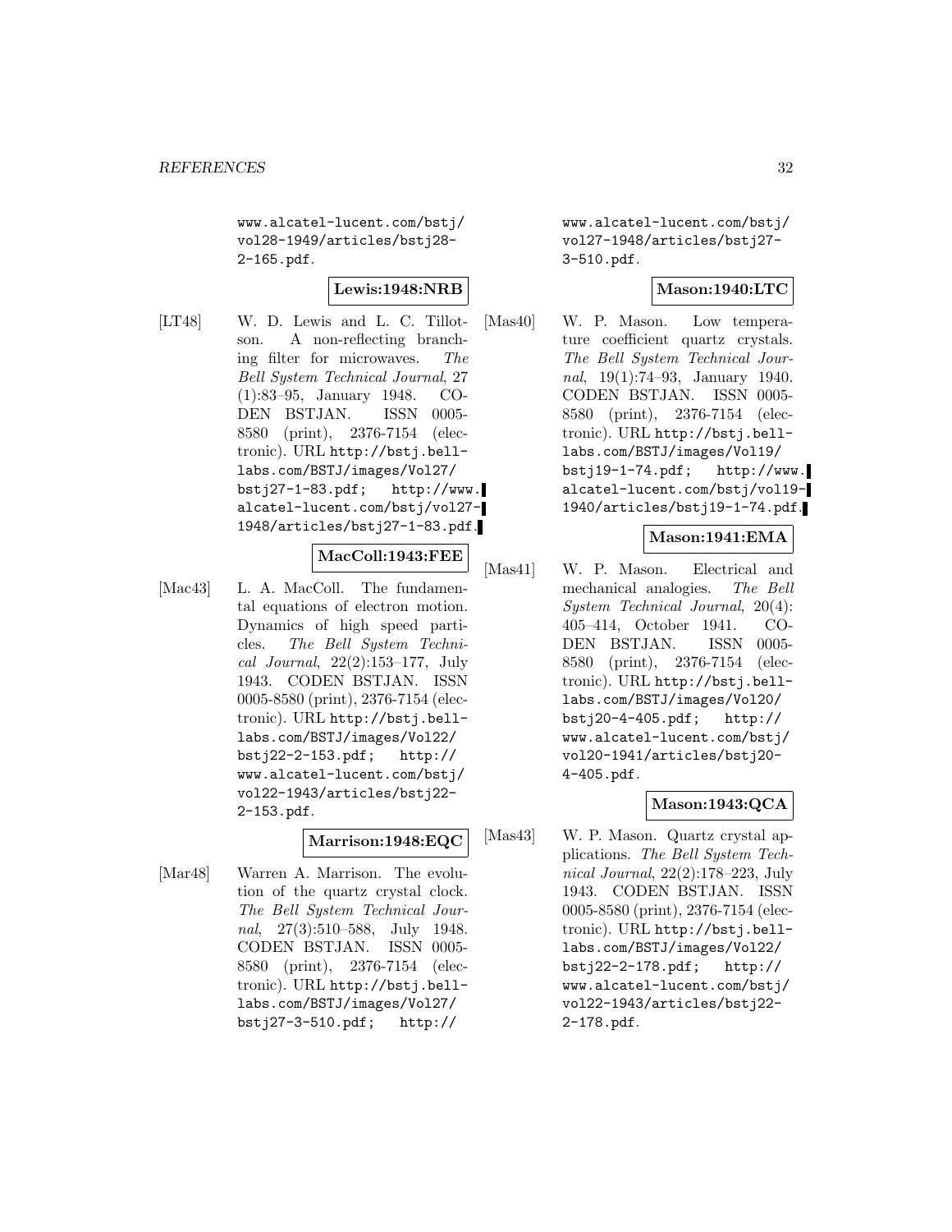www.alcatel-lucent.com/bstj/vol28-1949/articles/bstj28-2-165.pdf.

**Lewis:1948:NRB**

[LT48] W. D. Lewis and L. C. Tillotson. A non-reflecting branching filter for microwaves. *The Bell System Technical Journal*, 27 (1):83–95, January 1948. CODEN BSTJAN. ISSN 0005-8580 (print), 2376-7154 (electronic). URL `http://bstj.bell-labs.com/BSTJ/images/Vol27/bstj27-1-83.pdf`; `http://www.alcatel-lucent.com/bstj/vol27-1948/articles/bstj27-1-83.pdf`.

**MacColl:1943:FEE**

[Mac43] L. A. MacColl. The fundamental equations of electron motion. Dynamics of high speed particles. *The Bell System Technical Journal*, 22(2):153–177, July 1943. CODEN BSTJAN. ISSN 0005-8580 (print), 2376-7154 (electronic). URL `http://bstj.bell-labs.com/BSTJ/images/Vol22/bstj22-2-153.pdf`; `http://www.alcatel-lucent.com/bstj/vol22-1943/articles/bstj22-2-153.pdf`.

**Marrison:1948:EQC**

[Mar48] Warren A. Marrison. The evolution of the quartz crystal clock. *The Bell System Technical Journal*, 27(3):510–588, July 1948. CODEN BSTJAN. ISSN 0005-8580 (print), 2376-7154 (electronic). URL `http://bstj.bell-labs.com/BSTJ/images/Vol27/bstj27-3-510.pdf`; `http://www.alcatel-lucent.com/bstj/vol27-1948/articles/bstj27-3-510.pdf`.

**Mason:1940:LTC**

[Mas40] W. P. Mason. Low temperature coefficient quartz crystals. *The Bell System Technical Journal*, 19(1):74–93, January 1940. CODEN BSTJAN. ISSN 0005-8580 (print), 2376-7154 (electronic). URL `http://bstj.bell-labs.com/BSTJ/images/Vol19/bstj19-1-74.pdf`; `http://www.alcatel-lucent.com/bstj/vol19-1940/articles/bstj19-1-74.pdf`.

**Mason:1941:EMA**

[Mas41] W. P. Mason. Electrical and mechanical analogies. *The Bell System Technical Journal*, 20(4):405–414, October 1941. CODEN BSTJAN. ISSN 0005-8580 (print), 2376-7154 (electronic). URL `http://bstj.bell-labs.com/BSTJ/images/Vol20/bstj20-4-405.pdf`; `http://www.alcatel-lucent.com/bstj/vol20-1941/articles/bstj20-4-405.pdf`.

**Mason:1943:QCA**

[Mas43] W. P. Mason. Quartz crystal applications. *The Bell System Technical Journal*, 22(2):178–223, July 1943. CODEN BSTJAN. ISSN 0005-8580 (print), 2376-7154 (electronic). URL `http://bstj.bell-labs.com/BSTJ/images/Vol22/bstj22-2-178.pdf`; `http://www.alcatel-lucent.com/bstj/vol22-1943/articles/bstj22-2-178.pdf`.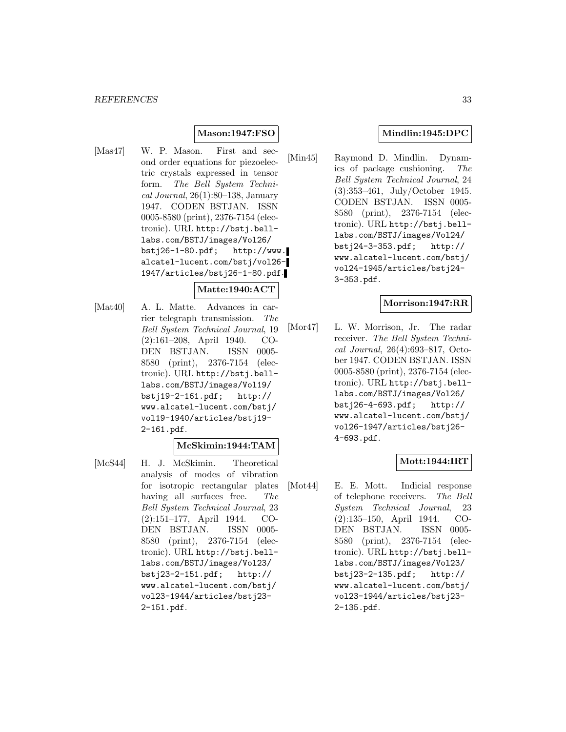**Mason:1947:FSO**

[Mas47] W. P. Mason. First and second order equations for piezoelectric crystals expressed in tensor form. *The Bell System Technical Journal*, 26(1):80–138, January 1947. CODEN BSTJAN. ISSN 0005-8580 (print), 2376-7154 (electronic). URL `http://bstj.bell-labs.com/BSTJ/images/Vol26/bstj26-1-80.pdf`; `http://www.alcatel-lucent.com/bstj/vol26-1947/articles/bstj26-1-80.pdf`.

**Matte:1940:ACT**

[Mat40] A. L. Matte. Advances in carrier telegraph transmission. *The Bell System Technical Journal*, 19 (2):161–208, April 1940. CODEN BSTJAN. ISSN 0005-8580 (print), 2376-7154 (electronic). URL `http://bstj.bell-labs.com/BSTJ/images/Vol19/bstj19-2-161.pdf`; `http://www.alcatel-lucent.com/bstj/vol19-1940/articles/bstj19-2-161.pdf`.

**McSkimin:1944:TAM**

[McS44] H. J. McSkimin. Theoretical analysis of modes of vibration for isotropic rectangular plates having all surfaces free. *The Bell System Technical Journal*, 23 (2):151–177, April 1944. CODEN BSTJAN. ISSN 0005-8580 (print), 2376-7154 (electronic). URL `http://bstj.bell-labs.com/BSTJ/images/Vol23/bstj23-2-151.pdf`; `http://www.alcatel-lucent.com/bstj/vol23-1944/articles/bstj23-2-151.pdf`.

**Mindlin:1945:DPC**

[Min45] Raymond D. Mindlin. Dynamics of package cushioning. *The Bell System Technical Journal*, 24 (3):353–461, July/October 1945. CODEN BSTJAN. ISSN 0005-8580 (print), 2376-7154 (electronic). URL `http://bstj.bell-labs.com/BSTJ/images/Vol24/bstj24-3-353.pdf`; `http://www.alcatel-lucent.com/bstj/vol24-1945/articles/bstj24-3-353.pdf`.

**Morrison:1947:RR**

[Mor47] L. W. Morrison, Jr. The radar receiver. *The Bell System Technical Journal*, 26(4):693–817, October 1947. CODEN BSTJAN. ISSN 0005-8580 (print), 2376-7154 (electronic). URL `http://bstj.bell-labs.com/BSTJ/images/Vol26/bstj26-4-693.pdf`; `http://www.alcatel-lucent.com/bstj/vol26-1947/articles/bstj26-4-693.pdf`.

**Mott:1944:IRT**

[Mot44] E. E. Mott. Indicial response of telephone receivers. *The Bell System Technical Journal*, 23 (2):135–150, April 1944. CODEN BSTJAN. ISSN 0005-8580 (print), 2376-7154 (electronic). URL `http://bstj.bell-labs.com/BSTJ/images/Vol23/bstj23-2-135.pdf`; `http://www.alcatel-lucent.com/bstj/vol23-1944/articles/bstj23-2-135.pdf`.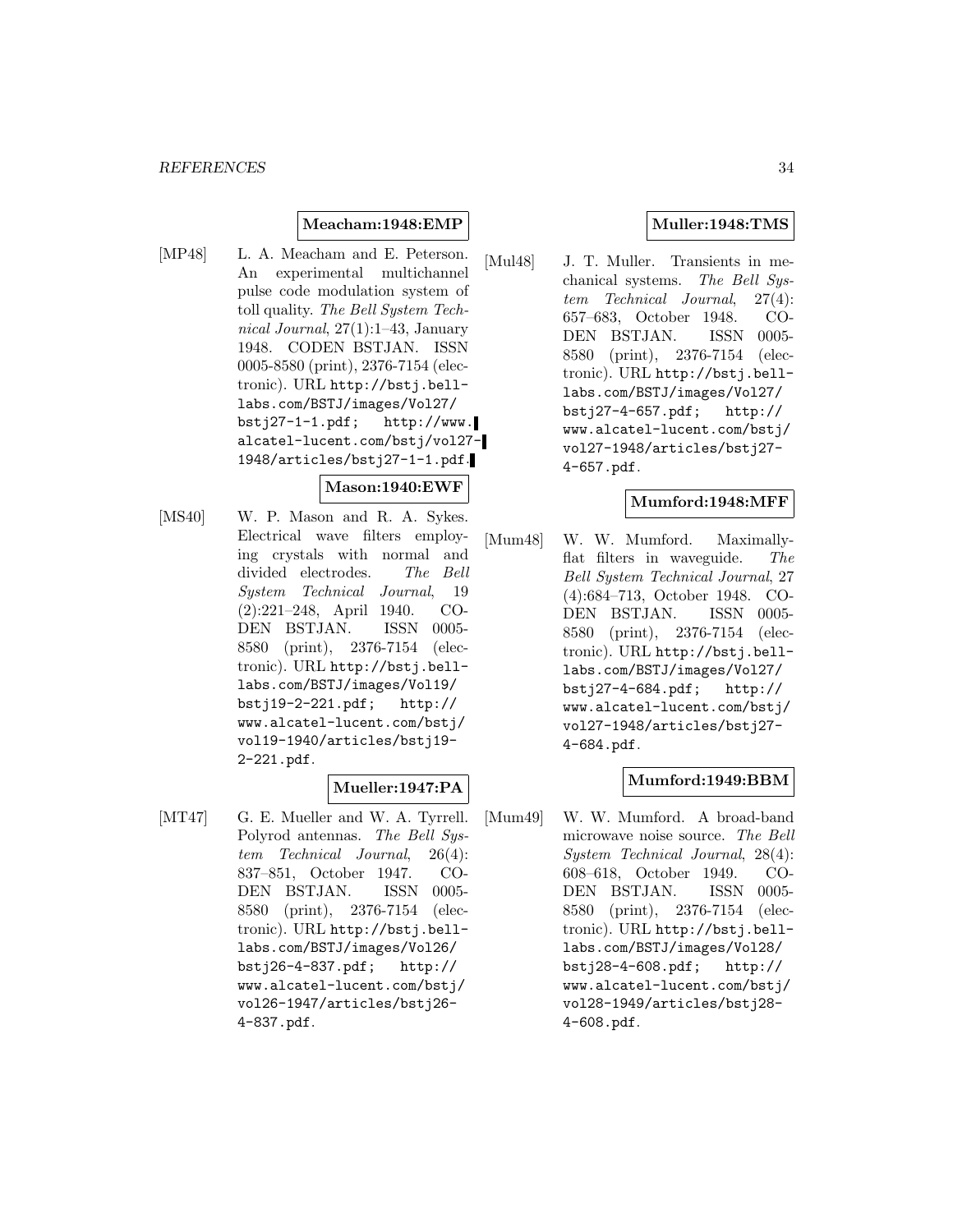**Meacham:1948:EMP**

[MP48] L. A. Meacham and E. Peterson. An experimental multichannel pulse code modulation system of toll quality. *The Bell System Technical Journal*, 27(1):1–43, January 1948. CODEN BSTJAN. ISSN 0005-8580 (print), 2376-7154 (electronic). URL `http://bstj.bell-labs.com/BSTJ/images/Vol27/bstj27-1-1.pdf`; `http://www.alcatel-lucent.com/bstj/vol27-1948/articles/bstj27-1-1.pdf`.

**Mason:1940:EWF**

[MS40] W. P. Mason and R. A. Sykes. Electrical wave filters employing crystals with normal and divided electrodes. *The Bell System Technical Journal*, 19 (2):221–248, April 1940. CODEN BSTJAN. ISSN 0005-8580 (print), 2376-7154 (electronic). URL `http://bstj.bell-labs.com/BSTJ/images/Vol19/bstj19-2-221.pdf`; `http://www.alcatel-lucent.com/bstj/vol19-1940/articles/bstj19-2-221.pdf`.

**Mueller:1947:PA**

[MT47] G. E. Mueller and W. A. Tyrrell. Polyrod antennas. *The Bell System Technical Journal*, 26(4): 837–851, October 1947. CODEN BSTJAN. ISSN 0005-8580 (print), 2376-7154 (electronic). URL `http://bstj.bell-labs.com/BSTJ/images/Vol26/bstj26-4-837.pdf`; `http://www.alcatel-lucent.com/bstj/vol26-1947/articles/bstj26-4-837.pdf`.

**Muller:1948:TMS**

[Mul48] J. T. Muller. Transients in mechanical systems. *The Bell System Technical Journal*, 27(4): 657–683, October 1948. CODEN BSTJAN. ISSN 0005-8580 (print), 2376-7154 (electronic). URL `http://bstj.bell-labs.com/BSTJ/images/Vol27/bstj27-4-657.pdf`; `http://www.alcatel-lucent.com/bstj/vol27-1948/articles/bstj27-4-657.pdf`.

**Mumford:1948:MFF**

[Mum48] W. W. Mumford. Maximally-flat filters in waveguide. *The Bell System Technical Journal*, 27 (4):684–713, October 1948. CODEN BSTJAN. ISSN 0005-8580 (print), 2376-7154 (electronic). URL `http://bstj.bell-labs.com/BSTJ/images/Vol27/bstj27-4-684.pdf`; `http://www.alcatel-lucent.com/bstj/vol27-1948/articles/bstj27-4-684.pdf`.

**Mumford:1949:BBM**

[Mum49] W. W. Mumford. A broad-band microwave noise source. *The Bell System Technical Journal*, 28(4): 608–618, October 1949. CODEN BSTJAN. ISSN 0005-8580 (print), 2376-7154 (electronic). URL `http://bstj.bell-labs.com/BSTJ/images/Vol28/bstj28-4-608.pdf`; `http://www.alcatel-lucent.com/bstj/vol28-1949/articles/bstj28-4-608.pdf`.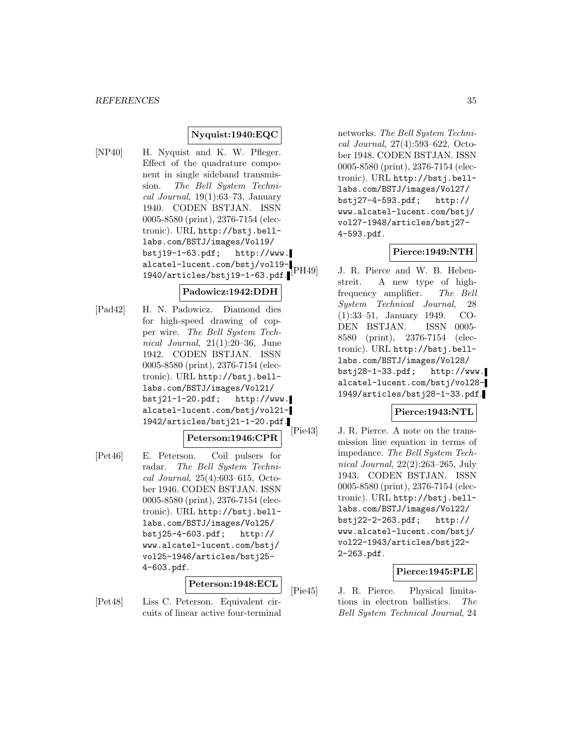**Nyquist:1940:EQC**

[NP40] H. Nyquist and K. W. Pfleger. Effect of the quadrature component in single sideband transmission. *The Bell System Technical Journal*, 19(1):63–73, January 1940. CODEN BSTJAN. ISSN 0005-8580 (print), 2376-7154 (electronic). URL http://bstj.bell-labs.com/BSTJ/images/Vol19/bstj19-1-63.pdf; http://www.alcatel-lucent.com/bstj/vol19-1940/articles/bstj19-1-63.pdf.

**Padowicz:1942:DDH**

[Pad42] H. N. Padowicz. Diamond dies for high-speed drawing of copper wire. *The Bell System Technical Journal*, 21(1):20–36, June 1942. CODEN BSTJAN. ISSN 0005-8580 (print), 2376-7154 (electronic). URL http://bstj.bell-labs.com/BSTJ/images/Vol21/bstj21-1-20.pdf; http://www.alcatel-lucent.com/bstj/vol21-1942/articles/bstj21-1-20.pdf.

**Peterson:1946:CPR**

[Pet46] E. Peterson. Coil pulsers for radar. *The Bell System Technical Journal*, 25(4):603–615, October 1946. CODEN BSTJAN. ISSN 0005-8580 (print), 2376-7154 (electronic). URL http://bstj.bell-labs.com/BSTJ/images/Vol25/bstj25-4-603.pdf; http://www.alcatel-lucent.com/bstj/vol25-1946/articles/bstj25-4-603.pdf.

**Peterson:1948:ECL**

[Pet48] Liss C. Peterson. Equivalent circuits of linear active four-terminal networks. *The Bell System Technical Journal*, 27(4):593–622, October 1948. CODEN BSTJAN. ISSN 0005-8580 (print), 2376-7154 (electronic). URL http://bstj.bell-labs.com/BSTJ/images/Vol27/bstj27-4-593.pdf; http://www.alcatel-lucent.com/bstj/vol27-1948/articles/bstj27-4-593.pdf.

**Pierce:1949:NTH**

[PH49] J. R. Pierce and W. B. Hebenstreit. A new type of high-frequency amplifier. *The Bell System Technical Journal*, 28 (1):33–51, January 1949. CODEN BSTJAN. ISSN 0005-8580 (print), 2376-7154 (electronic). URL http://bstj.bell-labs.com/BSTJ/images/Vol28/bstj28-1-33.pdf; http://www.alcatel-lucent.com/bstj/vol28-1949/articles/bstj28-1-33.pdf.

**Pierce:1943:NTL**

[Pie43] J. R. Pierce. A note on the transmission line equation in terms of impedance. *The Bell System Technical Journal*, 22(2):263–265, July 1943. CODEN BSTJAN. ISSN 0005-8580 (print), 2376-7154 (electronic). URL http://bstj.bell-labs.com/BSTJ/images/Vol22/bstj22-2-263.pdf; http://www.alcatel-lucent.com/bstj/vol22-1943/articles/bstj22-2-263.pdf.

**Pierce:1945:PLE**

[Pie45] J. R. Pierce. Physical limitations in electron ballistics. *The Bell System Technical Journal*, 24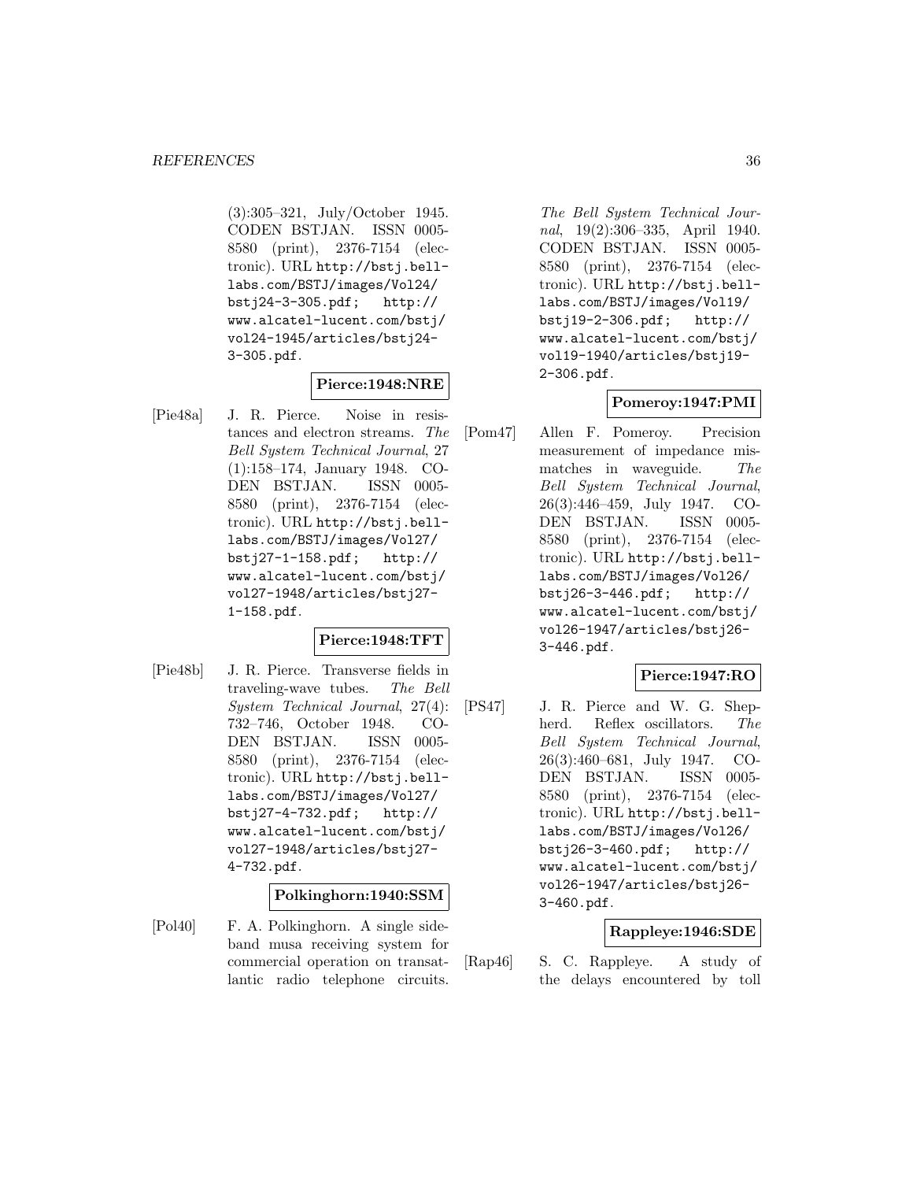(3):305–321, July/October 1945. CODEN BSTJAN. ISSN 0005-8580 (print), 2376-7154 (electronic). URL http://bstj.bell-labs.com/BSTJ/images/Vol24/bstj24-3-305.pdf; http://www.alcatel-lucent.com/bstj/vol24-1945/articles/bstj24-3-305.pdf.

**Pierce:1948:NRE**

[Pie48a] J. R. Pierce. Noise in resistances and electron streams. *The Bell System Technical Journal*, 27(1):158–174, January 1948. CODEN BSTJAN. ISSN 0005-8580 (print), 2376-7154 (electronic). URL http://bstj.bell-labs.com/BSTJ/images/Vol27/bstj27-1-158.pdf; http://www.alcatel-lucent.com/bstj/vol27-1948/articles/bstj27-1-158.pdf.

**Pierce:1948:TFT**

[Pie48b] J. R. Pierce. Transverse fields in traveling-wave tubes. *The Bell System Technical Journal*, 27(4):732–746, October 1948. CODEN BSTJAN. ISSN 0005-8580 (print), 2376-7154 (electronic). URL http://bstj.bell-labs.com/BSTJ/images/Vol27/bstj27-4-732.pdf; http://www.alcatel-lucent.com/bstj/vol27-1948/articles/bstj27-4-732.pdf.

**Polkinghorn:1940:SSM**

[Pol40] F. A. Polkinghorn. A single sideband musa receiving system for commercial operation on transatlantic radio telephone circuits. *The Bell System Technical Journal*, 19(2):306–335, April 1940. CODEN BSTJAN. ISSN 0005-8580 (print), 2376-7154 (electronic). URL http://bstj.bell-labs.com/BSTJ/images/Vol19/bstj19-2-306.pdf; http://www.alcatel-lucent.com/bstj/vol19-1940/articles/bstj19-2-306.pdf.

**Pomeroy:1947:PMI**

[Pom47] Allen F. Pomeroy. Precision measurement of impedance mismatches in waveguide. *The Bell System Technical Journal*, 26(3):446–459, July 1947. CODEN BSTJAN. ISSN 0005-8580 (print), 2376-7154 (electronic). URL http://bstj.bell-labs.com/BSTJ/images/Vol26/bstj26-3-446.pdf; http://www.alcatel-lucent.com/bstj/vol26-1947/articles/bstj26-3-446.pdf.

**Pierce:1947:RO**

[PS47] J. R. Pierce and W. G. Shepherd. Reflex oscillators. *The Bell System Technical Journal*, 26(3):460–681, July 1947. CODEN BSTJAN. ISSN 0005-8580 (print), 2376-7154 (electronic). URL http://bstj.bell-labs.com/BSTJ/images/Vol26/bstj26-3-460.pdf; http://www.alcatel-lucent.com/bstj/vol26-1947/articles/bstj26-3-460.pdf.

**Rappleye:1946:SDE**

[Rap46] S. C. Rappleye. A study of the delays encountered by toll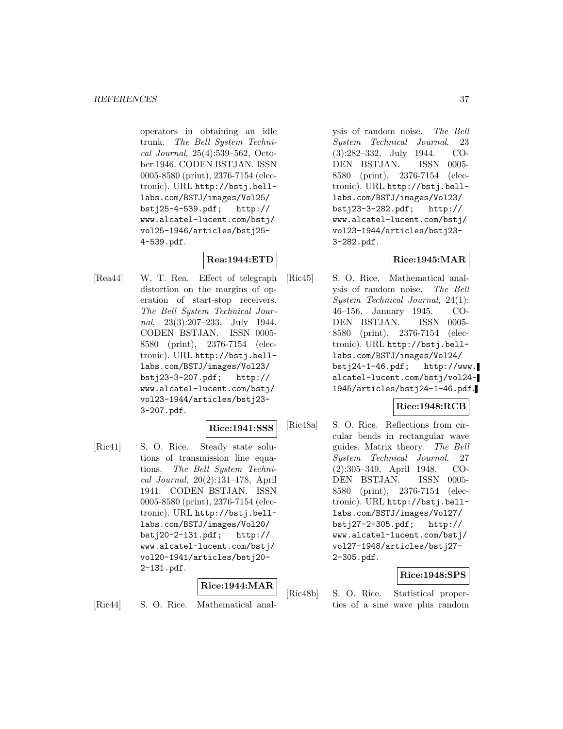operators in obtaining an idle trunk. *The Bell System Technical Journal*, 25(4):539–562, October 1946. CODEN BSTJAN. ISSN 0005-8580 (print), 2376-7154 (electronic). URL http://bstj.bell-labs.com/BSTJ/images/Vol25/bstj25-4-539.pdf; http://www.alcatel-lucent.com/bstj/vol25-1946/articles/bstj25-4-539.pdf.

**Rea:1944:ETD**

[Rea44] W. T. Rea. Effect of telegraph distortion on the margins of operation of start-stop receivers. *The Bell System Technical Journal*, 23(3):207–233, July 1944. CODEN BSTJAN. ISSN 0005-8580 (print), 2376-7154 (electronic). URL http://bstj.bell-labs.com/BSTJ/images/Vol23/bstj23-3-207.pdf; http://www.alcatel-lucent.com/bstj/vol23-1944/articles/bstj23-3-207.pdf.

**Rice:1941:SSS**

[Ric41] S. O. Rice. Steady state solutions of transmission line equations. *The Bell System Technical Journal*, 20(2):131–178, April 1941. CODEN BSTJAN. ISSN 0005-8580 (print), 2376-7154 (electronic). URL http://bstj.bell-labs.com/BSTJ/images/Vol20/bstj20-2-131.pdf; http://www.alcatel-lucent.com/bstj/vol20-1941/articles/bstj20-2-131.pdf.

**Rice:1944:MAR**

[Ric44] S. O. Rice. Mathematical analysis of random noise. *The Bell System Technical Journal*, 23(3):282–332, July 1944. CODEN BSTJAN. ISSN 0005-8580 (print), 2376-7154 (electronic). URL http://bstj.bell-labs.com/BSTJ/images/Vol23/bstj23-3-282.pdf; http://www.alcatel-lucent.com/bstj/vol23-1944/articles/bstj23-3-282.pdf.

**Rice:1945:MAR**

[Ric45] S. O. Rice. Mathematical analysis of random noise. *The Bell System Technical Journal*, 24(1):46–156, January 1945. CODEN BSTJAN. ISSN 0005-8580 (print), 2376-7154 (electronic). URL http://bstj.bell-labs.com/BSTJ/images/Vol24/bstj24-1-46.pdf; http://www.alcatel-lucent.com/bstj/vol24-1945/articles/bstj24-1-46.pdf.

**Rice:1948:RCB**

[Ric48a] S. O. Rice. Reflections from circular bends in rectangular wave guides. Matrix theory. *The Bell System Technical Journal*, 27(2):305–349, April 1948. CODEN BSTJAN. ISSN 0005-8580 (print), 2376-7154 (electronic). URL http://bstj.bell-labs.com/BSTJ/images/Vol27/bstj27-2-305.pdf; http://www.alcatel-lucent.com/bstj/vol27-1948/articles/bstj27-2-305.pdf.

**Rice:1948:SPS**

[Ric48b] S. O. Rice. Statistical properties of a sine wave plus random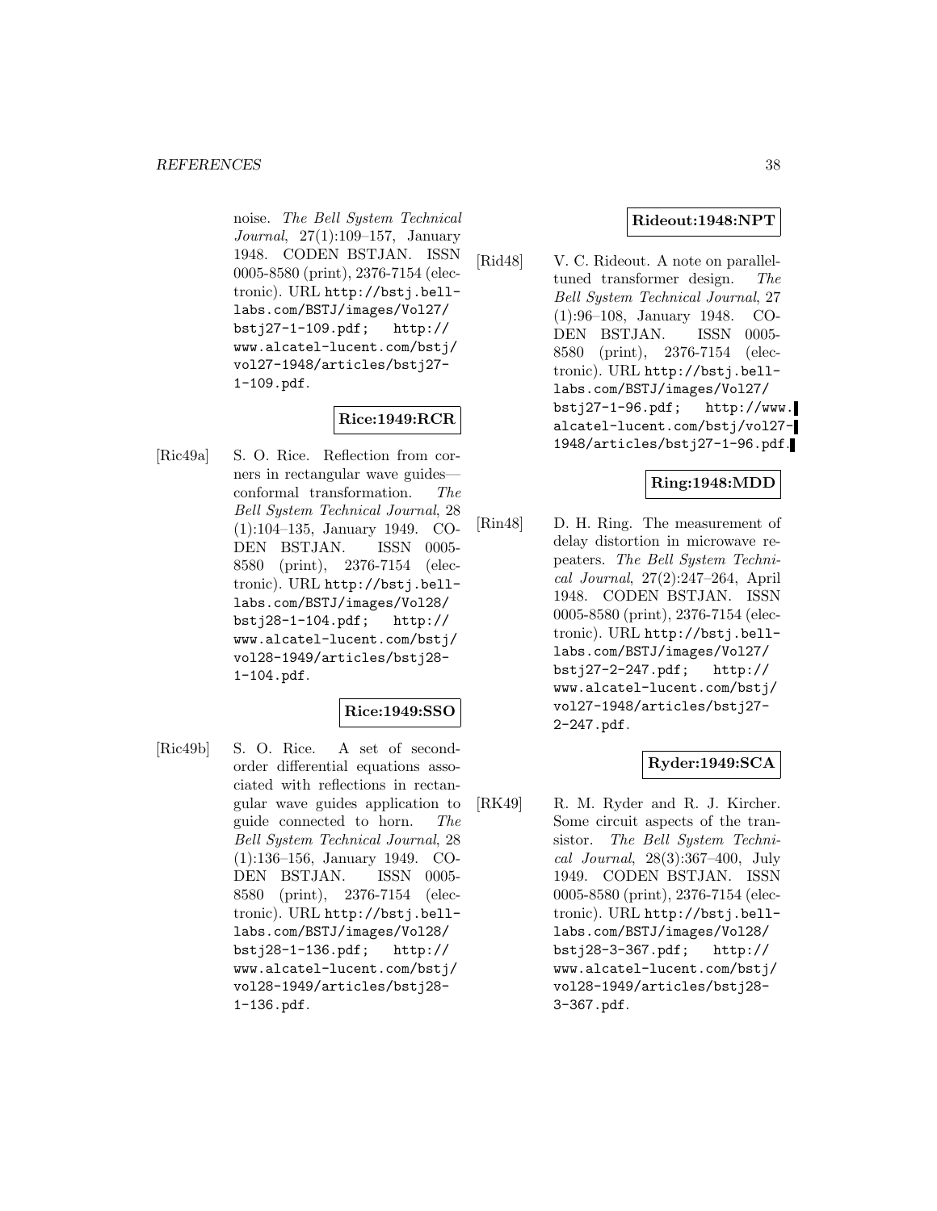noise. *The Bell System Technical Journal*, 27(1):109–157, January 1948. CODEN BSTJAN. ISSN 0005-8580 (print), 2376-7154 (electronic). URL http://bstj.bell-labs.com/BSTJ/images/Vol27/bstj27-1-109.pdf; http://www.alcatel-lucent.com/bstj/vol27-1948/articles/bstj27-1-109.pdf.

**Rice:1949:RCR**

[Ric49a] S. O. Rice. Reflection from corners in rectangular wave guides—conformal transformation. *The Bell System Technical Journal*, 28 (1):104–135, January 1949. CODEN BSTJAN. ISSN 0005-8580 (print), 2376-7154 (electronic). URL http://bstj.bell-labs.com/BSTJ/images/Vol28/bstj28-1-104.pdf; http://www.alcatel-lucent.com/bstj/vol28-1949/articles/bstj28-1-104.pdf.

**Rice:1949:SSO**

[Ric49b] S. O. Rice. A set of second-order differential equations associated with reflections in rectangular wave guides application to guide connected to horn. *The Bell System Technical Journal*, 28 (1):136–156, January 1949. CODEN BSTJAN. ISSN 0005-8580 (print), 2376-7154 (electronic). URL http://bstj.bell-labs.com/BSTJ/images/Vol28/bstj28-1-136.pdf; http://www.alcatel-lucent.com/bstj/vol28-1949/articles/bstj28-1-136.pdf.

**Rideout:1948:NPT**

[Rid48] V. C. Rideout. A note on parallel-tuned transformer design. *The Bell System Technical Journal*, 27 (1):96–108, January 1948. CODEN BSTJAN. ISSN 0005-8580 (print), 2376-7154 (electronic). URL http://bstj.bell-labs.com/BSTJ/images/Vol27/bstj27-1-96.pdf; http://www.alcatel-lucent.com/bstj/vol27-1948/articles/bstj27-1-96.pdf.

**Ring:1948:MDD**

[Rin48] D. H. Ring. The measurement of delay distortion in microwave repeaters. *The Bell System Technical Journal*, 27(2):247–264, April 1948. CODEN BSTJAN. ISSN 0005-8580 (print), 2376-7154 (electronic). URL http://bstj.bell-labs.com/BSTJ/images/Vol27/bstj27-2-247.pdf; http://www.alcatel-lucent.com/bstj/vol27-1948/articles/bstj27-2-247.pdf.

**Ryder:1949:SCA**

[RK49] R. M. Ryder and R. J. Kircher. Some circuit aspects of the transistor. *The Bell System Technical Journal*, 28(3):367–400, July 1949. CODEN BSTJAN. ISSN 0005-8580 (print), 2376-7154 (electronic). URL http://bstj.bell-labs.com/BSTJ/images/Vol28/bstj28-3-367.pdf; http://www.alcatel-lucent.com/bstj/vol28-1949/articles/bstj28-3-367.pdf.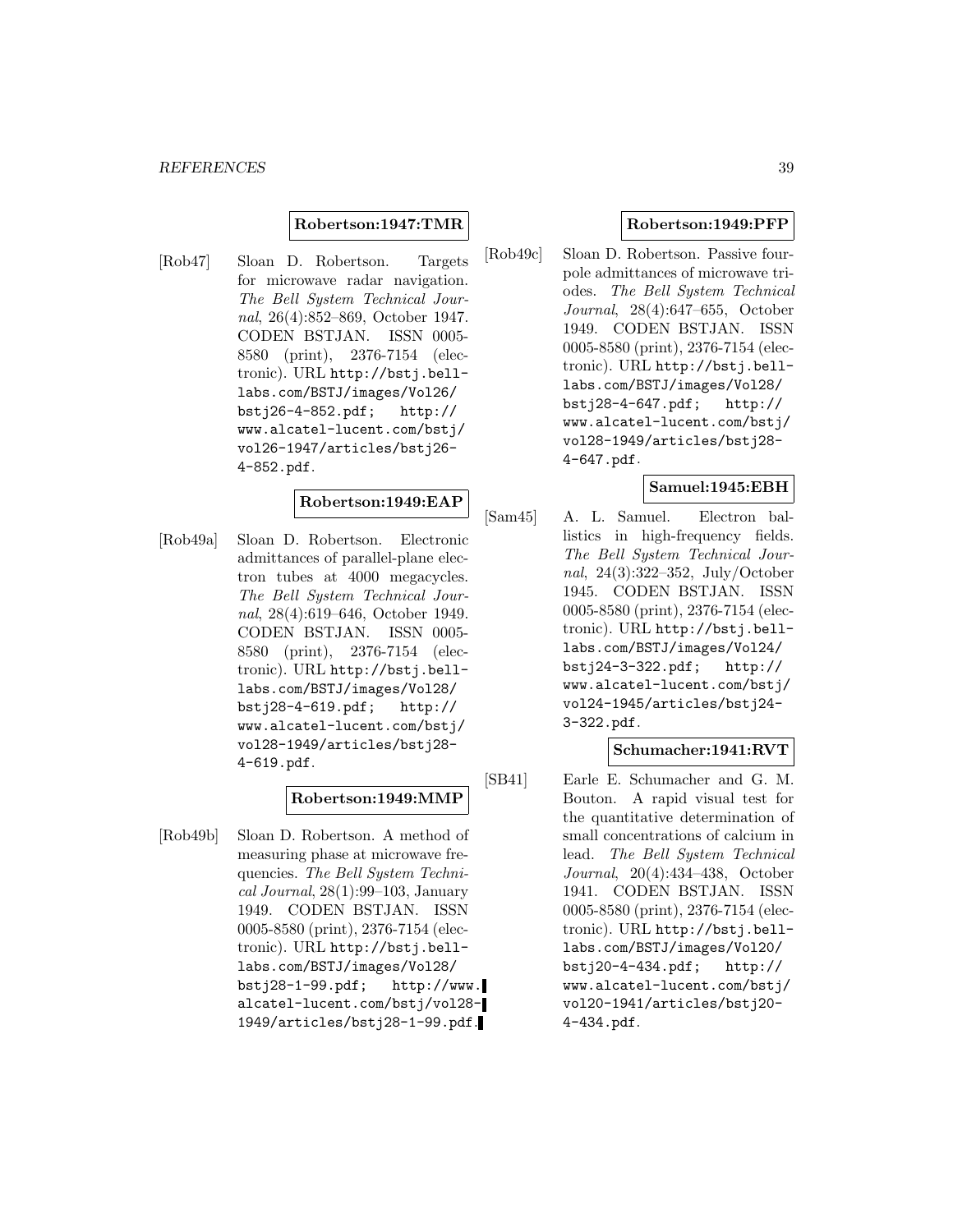**Robertson:1947:TMR**

[Rob47] Sloan D. Robertson. Targets for microwave radar navigation. *The Bell System Technical Journal*, 26(4):852–869, October 1947. CODEN BSTJAN. ISSN 0005-8580 (print), 2376-7154 (electronic). URL http://bstj.bell-labs.com/BSTJ/images/Vol26/bstj26-4-852.pdf; http://www.alcatel-lucent.com/bstj/vol26-1947/articles/bstj26-4-852.pdf.

**Robertson:1949:EAP**

[Rob49a] Sloan D. Robertson. Electronic admittances of parallel-plane electron tubes at 4000 megacycles. *The Bell System Technical Journal*, 28(4):619–646, October 1949. CODEN BSTJAN. ISSN 0005-8580 (print), 2376-7154 (electronic). URL http://bstj.bell-labs.com/BSTJ/images/Vol28/bstj28-4-619.pdf; http://www.alcatel-lucent.com/bstj/vol28-1949/articles/bstj28-4-619.pdf.

**Robertson:1949:MMP**

[Rob49b] Sloan D. Robertson. A method of measuring phase at microwave frequencies. *The Bell System Technical Journal*, 28(1):99–103, January 1949. CODEN BSTJAN. ISSN 0005-8580 (print), 2376-7154 (electronic). URL http://bstj.bell-labs.com/BSTJ/images/Vol28/bstj28-1-99.pdf; http://www.alcatel-lucent.com/bstj/vol28-1949/articles/bstj28-1-99.pdf.

**Robertson:1949:PFP**

[Rob49c] Sloan D. Robertson. Passive fourpole admittances of microwave triodes. *The Bell System Technical Journal*, 28(4):647–655, October 1949. CODEN BSTJAN. ISSN 0005-8580 (print), 2376-7154 (electronic). URL http://bstj.bell-labs.com/BSTJ/images/Vol28/bstj28-4-647.pdf; http://www.alcatel-lucent.com/bstj/vol28-1949/articles/bstj28-4-647.pdf.

**Samuel:1945:EBH**

[Sam45] A. L. Samuel. Electron ballistics in high-frequency fields. *The Bell System Technical Journal*, 24(3):322–352, July/October 1945. CODEN BSTJAN. ISSN 0005-8580 (print), 2376-7154 (electronic). URL http://bstj.bell-labs.com/BSTJ/images/Vol24/bstj24-3-322.pdf; http://www.alcatel-lucent.com/bstj/vol24-1945/articles/bstj24-3-322.pdf.

**Schumacher:1941:RVT**

[SB41] Earle E. Schumacher and G. M. Bouton. A rapid visual test for the quantitative determination of small concentrations of calcium in lead. *The Bell System Technical Journal*, 20(4):434–438, October 1941. CODEN BSTJAN. ISSN 0005-8580 (print), 2376-7154 (electronic). URL http://bstj.bell-labs.com/BSTJ/images/Vol20/bstj20-4-434.pdf; http://www.alcatel-lucent.com/bstj/vol20-1941/articles/bstj20-4-434.pdf.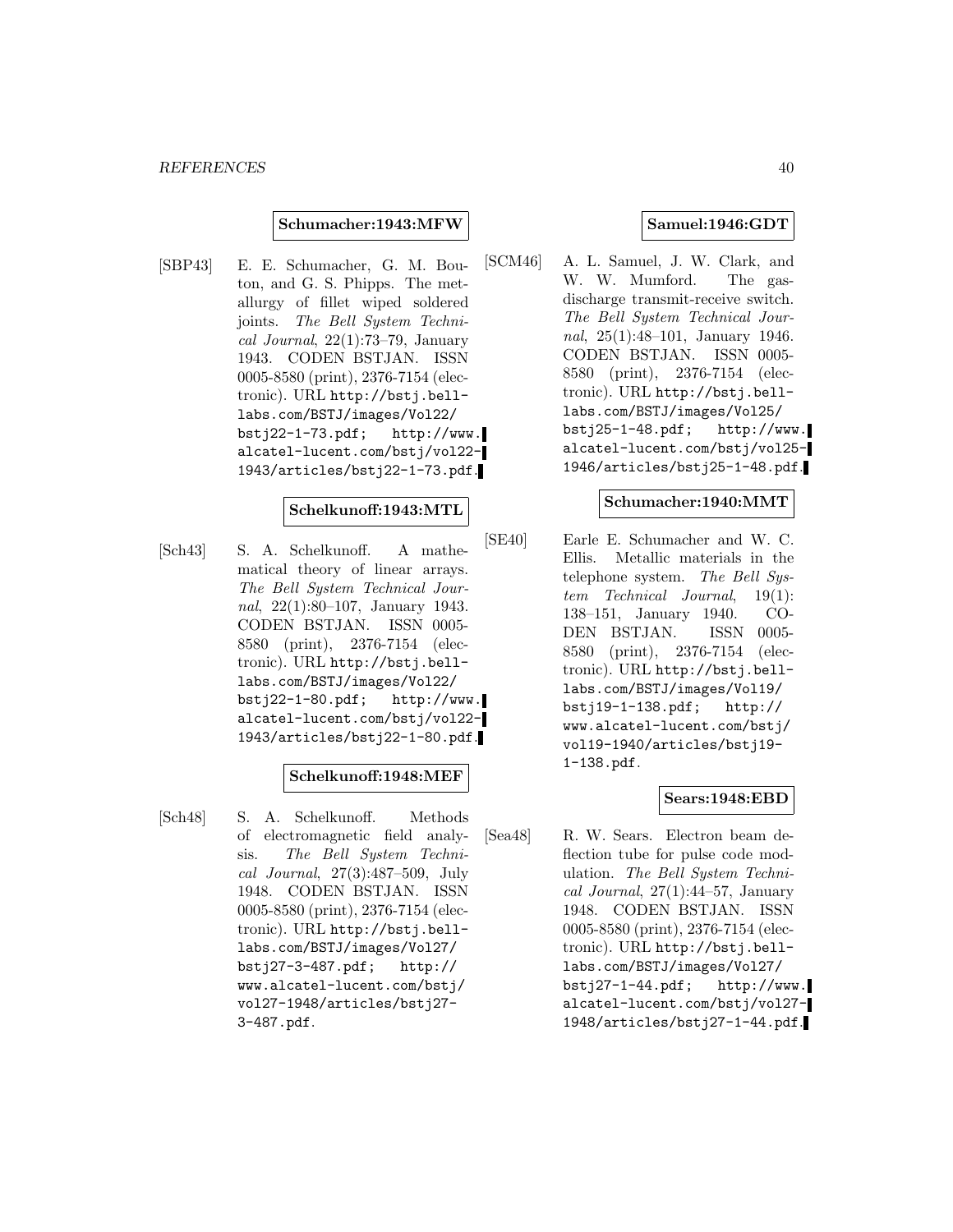**Schumacher:1943:MFW**

[SBP43] E. E. Schumacher, G. M. Bouton, and G. S. Phipps. The metallurgy of fillet wiped soldered joints. *The Bell System Technical Journal*, 22(1):73–79, January 1943. CODEN BSTJAN. ISSN 0005-8580 (print), 2376-7154 (electronic). URL http://bstj.bell-labs.com/BSTJ/images/Vol22/bstj22-1-73.pdf; http://www.alcatel-lucent.com/bstj/vol22-1943/articles/bstj22-1-73.pdf.

**Schelkunoff:1943:MTL**

[Sch43] S. A. Schelkunoff. A mathematical theory of linear arrays. *The Bell System Technical Journal*, 22(1):80–107, January 1943. CODEN BSTJAN. ISSN 0005-8580 (print), 2376-7154 (electronic). URL http://bstj.bell-labs.com/BSTJ/images/Vol22/bstj22-1-80.pdf; http://www.alcatel-lucent.com/bstj/vol22-1943/articles/bstj22-1-80.pdf.

**Schelkunoff:1948:MEF**

[Sch48] S. A. Schelkunoff. Methods of electromagnetic field analysis. *The Bell System Technical Journal*, 27(3):487–509, July 1948. CODEN BSTJAN. ISSN 0005-8580 (print), 2376-7154 (electronic). URL http://bstj.bell-labs.com/BSTJ/images/Vol27/bstj27-3-487.pdf; http://www.alcatel-lucent.com/bstj/vol27-1948/articles/bstj27-3-487.pdf.

**Samuel:1946:GDT**

[SCM46] A. L. Samuel, J. W. Clark, and W. W. Mumford. The gas-discharge transmit-receive switch. *The Bell System Technical Journal*, 25(1):48–101, January 1946. CODEN BSTJAN. ISSN 0005-8580 (print), 2376-7154 (electronic). URL http://bstj.bell-labs.com/BSTJ/images/Vol25/bstj25-1-48.pdf; http://www.alcatel-lucent.com/bstj/vol25-1946/articles/bstj25-1-48.pdf.

**Schumacher:1940:MMT**

[SE40] Earle E. Schumacher and W. C. Ellis. Metallic materials in the telephone system. *The Bell System Technical Journal*, 19(1):138–151, January 1940. CODEN BSTJAN. ISSN 0005-8580 (print), 2376-7154 (electronic). URL http://bstj.bell-labs.com/BSTJ/images/Vol19/bstj19-1-138.pdf; http://www.alcatel-lucent.com/bstj/vol19-1940/articles/bstj19-1-138.pdf.

**Sears:1948:EBD**

[Sea48] R. W. Sears. Electron beam deflection tube for pulse code modulation. *The Bell System Technical Journal*, 27(1):44–57, January 1948. CODEN BSTJAN. ISSN 0005-8580 (print), 2376-7154 (electronic). URL http://bstj.bell-labs.com/BSTJ/images/Vol27/bstj27-1-44.pdf; http://www.alcatel-lucent.com/bstj/vol27-1948/articles/bstj27-1-44.pdf.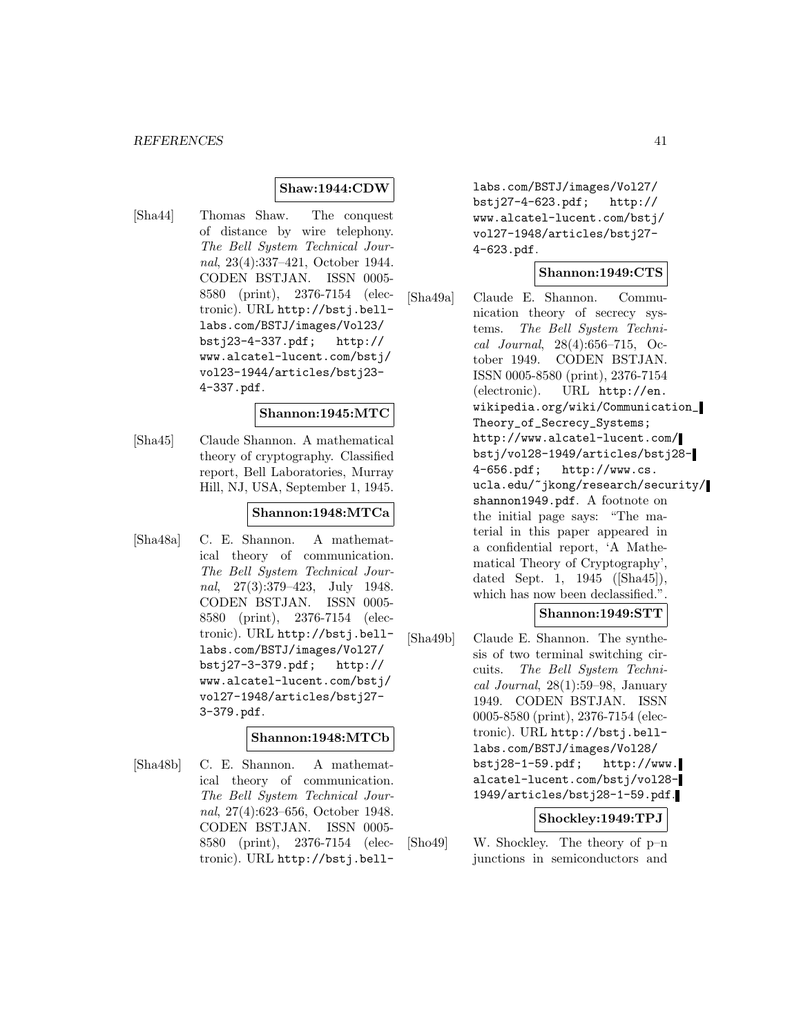**Shaw:1944:CDW**

[Sha44] Thomas Shaw. The conquest of distance by wire telephony. *The Bell System Technical Journal*, 23(4):337–421, October 1944. CODEN BSTJAN. ISSN 0005-8580 (print), 2376-7154 (electronic). URL http://bstj.bell-labs.com/BSTJ/images/Vol23/bstj23-4-337.pdf; http://www.alcatel-lucent.com/bstj/vol23-1944/articles/bstj23-4-337.pdf.

**Shannon:1945:MTC**

[Sha45] Claude Shannon. A mathematical theory of cryptography. Classified report, Bell Laboratories, Murray Hill, NJ, USA, September 1, 1945.

**Shannon:1948:MTCa**

[Sha48a] C. E. Shannon. A mathematical theory of communication. *The Bell System Technical Journal*, 27(3):379–423, July 1948. CODEN BSTJAN. ISSN 0005-8580 (print), 2376-7154 (electronic). URL http://bstj.bell-labs.com/BSTJ/images/Vol27/bstj27-3-379.pdf; http://www.alcatel-lucent.com/bstj/vol27-1948/articles/bstj27-3-379.pdf.

**Shannon:1948:MTCb**

[Sha48b] C. E. Shannon. A mathematical theory of communication. *The Bell System Technical Journal*, 27(4):623–656, October 1948. CODEN BSTJAN. ISSN 0005-8580 (print), 2376-7154 (electronic). URL http://bstj.bell-labs.com/BSTJ/images/Vol27/bstj27-4-623.pdf; http://www.alcatel-lucent.com/bstj/vol27-1948/articles/bstj27-4-623.pdf.

**Shannon:1949:CTS**

[Sha49a] Claude E. Shannon. Communication theory of secrecy systems. *The Bell System Technical Journal*, 28(4):656–715, October 1949. CODEN BSTJAN. ISSN 0005-8580 (print), 2376-7154 (electronic). URL http://en.wikipedia.org/wiki/Communication_Theory_of_Secrecy_Systems; http://www.alcatel-lucent.com/bstj/vol28-1949/articles/bstj28-4-656.pdf; http://www.cs.ucla.edu/~jkong/research/security/shannon1949.pdf. A footnote on the initial page says: "The material in this paper appeared in a confidential report, 'A Mathematical Theory of Cryptography', dated Sept. 1, 1945 ([Sha45]), which has now been declassified.".

**Shannon:1949:STT**

[Sha49b] Claude E. Shannon. The synthesis of two terminal switching circuits. *The Bell System Technical Journal*, 28(1):59–98, January 1949. CODEN BSTJAN. ISSN 0005-8580 (print), 2376-7154 (electronic). URL http://bstj.bell-labs.com/BSTJ/images/Vol28/bstj28-1-59.pdf; http://www.alcatel-lucent.com/bstj/vol28-1949/articles/bstj28-1-59.pdf.

**Shockley:1949:TPJ**

[Sho49] W. Shockley. The theory of p–n junctions in semiconductors and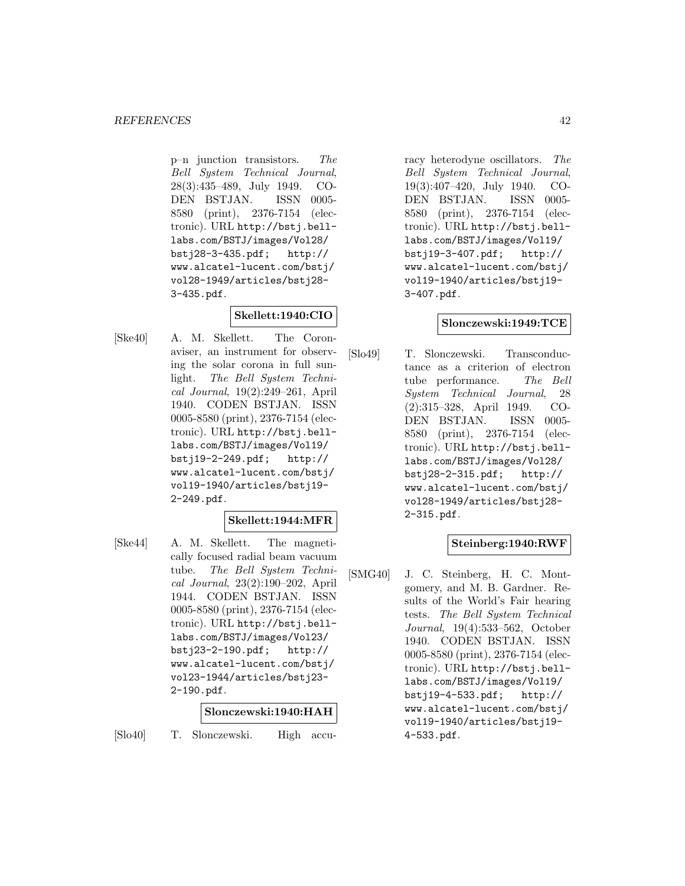p–n junction transistors. *The Bell System Technical Journal*, 28(3):435–489, July 1949. CODEN BSTJAN. ISSN 0005-8580 (print), 2376-7154 (electronic). URL http://bstj.bell-labs.com/BSTJ/images/Vol28/bstj28-3-435.pdf; http://www.alcatel-lucent.com/bstj/vol28-1949/articles/bstj28-3-435.pdf.

**Skellett:1940:CIO**

[Ske40] A. M. Skellett. The Coronaviser, an instrument for observing the solar corona in full sunlight. *The Bell System Technical Journal*, 19(2):249–261, April 1940. CODEN BSTJAN. ISSN 0005-8580 (print), 2376-7154 (electronic). URL http://bstj.bell-labs.com/BSTJ/images/Vol19/bstj19-2-249.pdf; http://www.alcatel-lucent.com/bstj/vol19-1940/articles/bstj19-2-249.pdf.

**Skellett:1944:MFR**

[Ske44] A. M. Skellett. The magnetically focused radial beam vacuum tube. *The Bell System Technical Journal*, 23(2):190–202, April 1944. CODEN BSTJAN. ISSN 0005-8580 (print), 2376-7154 (electronic). URL http://bstj.bell-labs.com/BSTJ/images/Vol23/bstj23-2-190.pdf; http://www.alcatel-lucent.com/bstj/vol23-1944/articles/bstj23-2-190.pdf.

**Slonczewski:1940:HAH**

[Slo40] T. Slonczewski. High accuracy heterodyne oscillators. *The Bell System Technical Journal*, 19(3):407–420, July 1940. CODEN BSTJAN. ISSN 0005-8580 (print), 2376-7154 (electronic). URL http://bstj.bell-labs.com/BSTJ/images/Vol19/bstj19-3-407.pdf; http://www.alcatel-lucent.com/bstj/vol19-1940/articles/bstj19-3-407.pdf.

**Slonczewski:1949:TCE**

[Slo49] T. Slonczewski. Transconductance as a criterion of electron tube performance. *The Bell System Technical Journal*, 28 (2):315–328, April 1949. CODEN BSTJAN. ISSN 0005-8580 (print), 2376-7154 (electronic). URL http://bstj.bell-labs.com/BSTJ/images/Vol28/bstj28-2-315.pdf; http://www.alcatel-lucent.com/bstj/vol28-1949/articles/bstj28-2-315.pdf.

**Steinberg:1940:RWF**

[SMG40] J. C. Steinberg, H. C. Montgomery, and M. B. Gardner. Results of the World's Fair hearing tests. *The Bell System Technical Journal*, 19(4):533–562, October 1940. CODEN BSTJAN. ISSN 0005-8580 (print), 2376-7154 (electronic). URL http://bstj.bell-labs.com/BSTJ/images/Vol19/bstj19-4-533.pdf; http://www.alcatel-lucent.com/bstj/vol19-1940/articles/bstj19-4-533.pdf.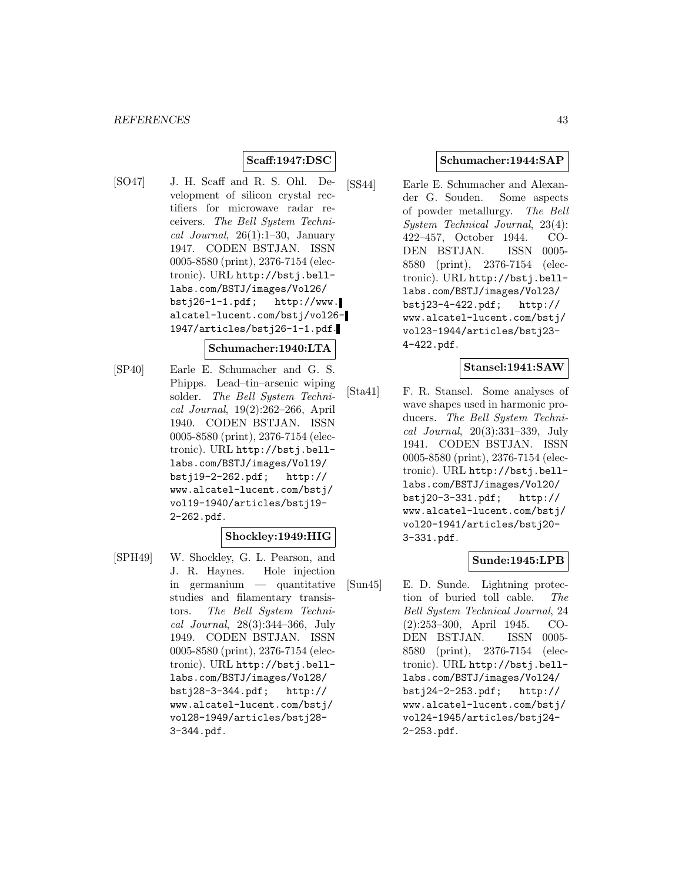**Scaff:1947:DSC**

[SO47] J. H. Scaff and R. S. Ohl. Development of silicon crystal rectifiers for microwave radar receivers. *The Bell System Technical Journal*, 26(1):1–30, January 1947. CODEN BSTJAN. ISSN 0005-8580 (print), 2376-7154 (electronic). URL `http://bstj.bell-labs.com/BSTJ/images/Vol26/bstj26-1-1.pdf`; `http://www.alcatel-lucent.com/bstj/vol26-1947/articles/bstj26-1-1.pdf`.

**Schumacher:1940:LTA**

[SP40] Earle E. Schumacher and G. S. Phipps. Lead–tin–arsenic wiping solder. *The Bell System Technical Journal*, 19(2):262–266, April 1940. CODEN BSTJAN. ISSN 0005-8580 (print), 2376-7154 (electronic). URL `http://bstj.bell-labs.com/BSTJ/images/Vol19/bstj19-2-262.pdf`; `http://www.alcatel-lucent.com/bstj/vol19-1940/articles/bstj19-2-262.pdf`.

**Shockley:1949:HIG**

[SPH49] W. Shockley, G. L. Pearson, and J. R. Haynes. Hole injection in germanium — quantitative studies and filamentary transistors. *The Bell System Technical Journal*, 28(3):344–366, July 1949. CODEN BSTJAN. ISSN 0005-8580 (print), 2376-7154 (electronic). URL `http://bstj.bell-labs.com/BSTJ/images/Vol28/bstj28-3-344.pdf`; `http://www.alcatel-lucent.com/bstj/vol28-1949/articles/bstj28-3-344.pdf`.

**Schumacher:1944:SAP**

[SS44] Earle E. Schumacher and Alexander G. Souden. Some aspects of powder metallurgy. *The Bell System Technical Journal*, 23(4):422–457, October 1944. CODEN BSTJAN. ISSN 0005-8580 (print), 2376-7154 (electronic). URL `http://bstj.bell-labs.com/BSTJ/images/Vol23/bstj23-4-422.pdf`; `http://www.alcatel-lucent.com/bstj/vol23-1944/articles/bstj23-4-422.pdf`.

**Stansel:1941:SAW**

[Sta41] F. R. Stansel. Some analyses of wave shapes used in harmonic producers. *The Bell System Technical Journal*, 20(3):331–339, July 1941. CODEN BSTJAN. ISSN 0005-8580 (print), 2376-7154 (electronic). URL `http://bstj.bell-labs.com/BSTJ/images/Vol20/bstj20-3-331.pdf`; `http://www.alcatel-lucent.com/bstj/vol20-1941/articles/bstj20-3-331.pdf`.

**Sunde:1945:LPB**

[Sun45] E. D. Sunde. Lightning protection of buried toll cable. *The Bell System Technical Journal*, 24(2):253–300, April 1945. CODEN BSTJAN. ISSN 0005-8580 (print), 2376-7154 (electronic). URL `http://bstj.bell-labs.com/BSTJ/images/Vol24/bstj24-2-253.pdf`; `http://www.alcatel-lucent.com/bstj/vol24-1945/articles/bstj24-2-253.pdf`.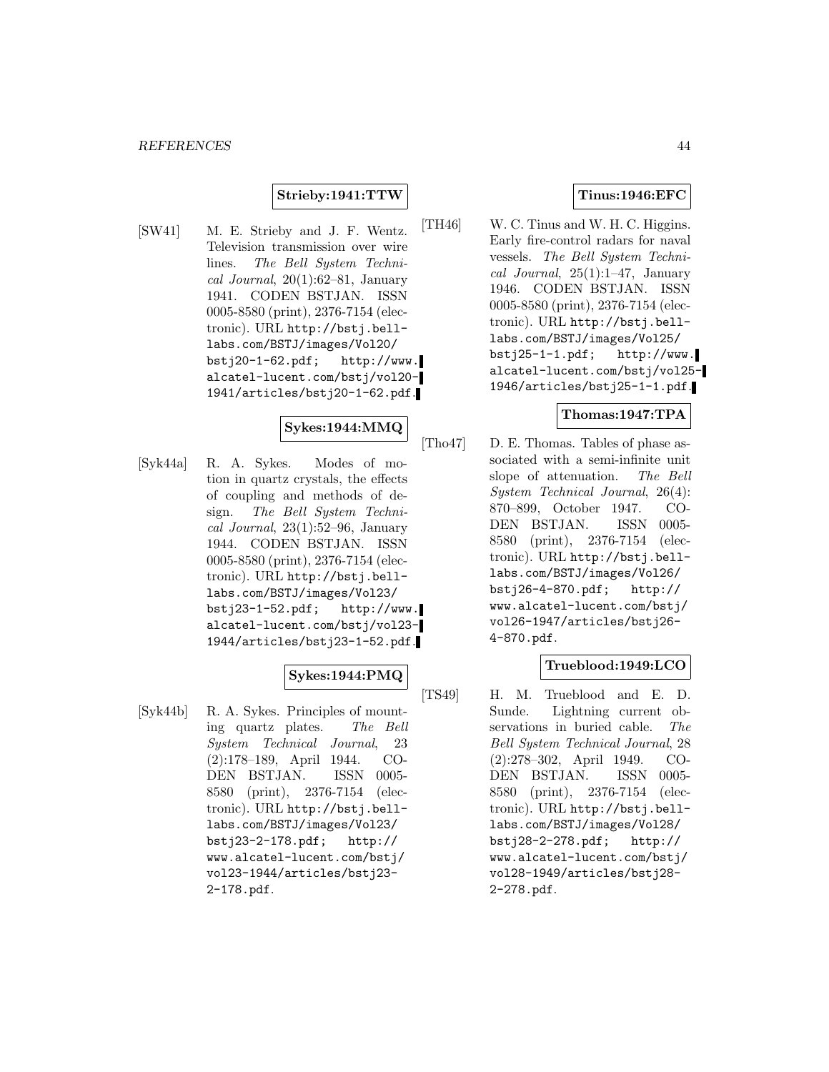**Strieby:1941:TTW**

[SW41] M. E. Strieby and J. F. Wentz. Television transmission over wire lines. *The Bell System Technical Journal*, 20(1):62–81, January 1941. CODEN BSTJAN. ISSN 0005-8580 (print), 2376-7154 (electronic). URL http://bstj.bell-labs.com/BSTJ/images/Vol20/bstj20-1-62.pdf; http://www.alcatel-lucent.com/bstj/vol20-1941/articles/bstj20-1-62.pdf.

**Sykes:1944:MMQ**

[Syk44a] R. A. Sykes. Modes of motion in quartz crystals, the effects of coupling and methods of design. *The Bell System Technical Journal*, 23(1):52–96, January 1944. CODEN BSTJAN. ISSN 0005-8580 (print), 2376-7154 (electronic). URL http://bstj.bell-labs.com/BSTJ/images/Vol23/bstj23-1-52.pdf; http://www.alcatel-lucent.com/bstj/vol23-1944/articles/bstj23-1-52.pdf.

**Sykes:1944:PMQ**

[Syk44b] R. A. Sykes. Principles of mounting quartz plates. *The Bell System Technical Journal*, 23(2):178–189, April 1944. CODEN BSTJAN. ISSN 0005-8580 (print), 2376-7154 (electronic). URL http://bstj.bell-labs.com/BSTJ/images/Vol23/bstj23-2-178.pdf; http://www.alcatel-lucent.com/bstj/vol23-1944/articles/bstj23-2-178.pdf.

**Tinus:1946:EFC**

[TH46] W. C. Tinus and W. H. C. Higgins. Early fire-control radars for naval vessels. *The Bell System Technical Journal*, 25(1):1–47, January 1946. CODEN BSTJAN. ISSN 0005-8580 (print), 2376-7154 (electronic). URL http://bstj.bell-labs.com/BSTJ/images/Vol25/bstj25-1-1.pdf; http://www.alcatel-lucent.com/bstj/vol25-1946/articles/bstj25-1-1.pdf.

**Thomas:1947:TPA**

[Tho47] D. E. Thomas. Tables of phase associated with a semi-infinite unit slope of attenuation. *The Bell System Technical Journal*, 26(4):870–899, October 1947. CODEN BSTJAN. ISSN 0005-8580 (print), 2376-7154 (electronic). URL http://bstj.bell-labs.com/BSTJ/images/Vol26/bstj26-4-870.pdf; http://www.alcatel-lucent.com/bstj/vol26-1947/articles/bstj26-4-870.pdf.

**Trueblood:1949:LCO**

[TS49] H. M. Trueblood and E. D. Sunde. Lightning current observations in buried cable. *The Bell System Technical Journal*, 28(2):278–302, April 1949. CODEN BSTJAN. ISSN 0005-8580 (print), 2376-7154 (electronic). URL http://bstj.bell-labs.com/BSTJ/images/Vol28/bstj28-2-278.pdf; http://www.alcatel-lucent.com/bstj/vol28-1949/articles/bstj28-2-278.pdf.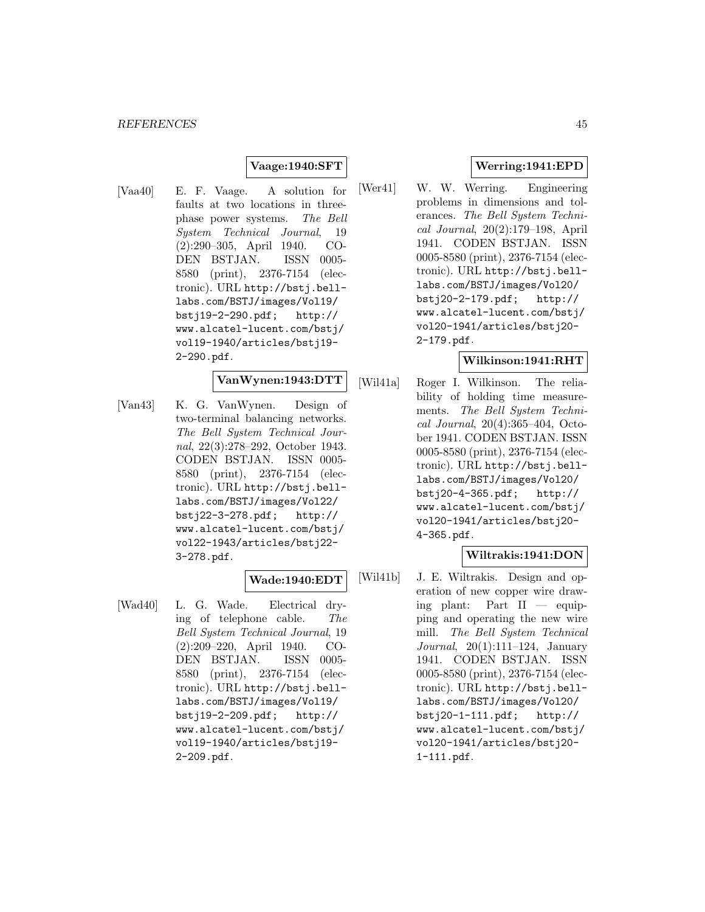**Vaage:1940:SFT**

[Vaa40] E. F. Vaage. A solution for faults at two locations in three-phase power systems. *The Bell System Technical Journal*, 19 (2):290–305, April 1940. CODEN BSTJAN. ISSN 0005-8580 (print), 2376-7154 (electronic). URL `http://bstj.bell-labs.com/BSTJ/images/Vol19/bstj19-2-290.pdf`; `http://www.alcatel-lucent.com/bstj/vol19-1940/articles/bstj19-2-290.pdf`.

**VanWynen:1943:DTT**

[Van43] K. G. VanWynen. Design of two-terminal balancing networks. *The Bell System Technical Journal*, 22(3):278–292, October 1943. CODEN BSTJAN. ISSN 0005-8580 (print), 2376-7154 (electronic). URL `http://bstj.bell-labs.com/BSTJ/images/Vol22/bstj22-3-278.pdf`; `http://www.alcatel-lucent.com/bstj/vol22-1943/articles/bstj22-3-278.pdf`.

**Wade:1940:EDT**

[Wad40] L. G. Wade. Electrical drying of telephone cable. *The Bell System Technical Journal*, 19 (2):209–220, April 1940. CODEN BSTJAN. ISSN 0005-8580 (print), 2376-7154 (electronic). URL `http://bstj.bell-labs.com/BSTJ/images/Vol19/bstj19-2-209.pdf`; `http://www.alcatel-lucent.com/bstj/vol19-1940/articles/bstj19-2-209.pdf`.

**Werring:1941:EPD**

[Wer41] W. W. Werring. Engineering problems in dimensions and tolerances. *The Bell System Technical Journal*, 20(2):179–198, April 1941. CODEN BSTJAN. ISSN 0005-8580 (print), 2376-7154 (electronic). URL `http://bstj.bell-labs.com/BSTJ/images/Vol20/bstj20-2-179.pdf`; `http://www.alcatel-lucent.com/bstj/vol20-1941/articles/bstj20-2-179.pdf`.

**Wilkinson:1941:RHT**

[Wil41a] Roger I. Wilkinson. The reliability of holding time measurements. *The Bell System Technical Journal*, 20(4):365–404, October 1941. CODEN BSTJAN. ISSN 0005-8580 (print), 2376-7154 (electronic). URL `http://bstj.bell-labs.com/BSTJ/images/Vol20/bstj20-4-365.pdf`; `http://www.alcatel-lucent.com/bstj/vol20-1941/articles/bstj20-4-365.pdf`.

**Wiltrakis:1941:DON**

[Wil41b] J. E. Wiltrakis. Design and operation of new copper wire drawing plant: Part II — equipping and operating the new wire mill. *The Bell System Technical Journal*, 20(1):111–124, January 1941. CODEN BSTJAN. ISSN 0005-8580 (print), 2376-7154 (electronic). URL `http://bstj.bell-labs.com/BSTJ/images/Vol20/bstj20-1-111.pdf`; `http://www.alcatel-lucent.com/bstj/vol20-1941/articles/bstj20-1-111.pdf`.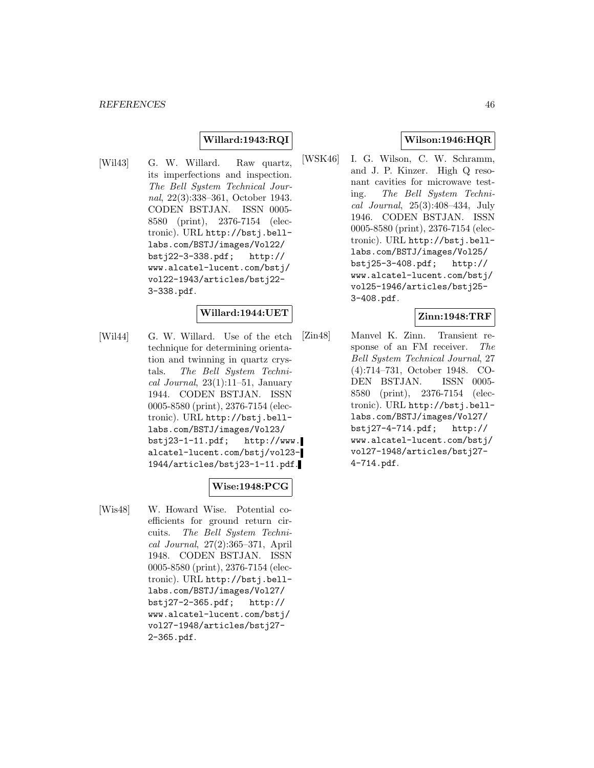**Willard:1943:RQI**

[Wil43] G. W. Willard. Raw quartz, its imperfections and inspection. *The Bell System Technical Journal*, 22(3):338–361, October 1943. CODEN BSTJAN. ISSN 0005-8580 (print), 2376-7154 (electronic). URL http://bstj.bell-labs.com/BSTJ/images/Vol22/bstj22-3-338.pdf; http://www.alcatel-lucent.com/bstj/vol22-1943/articles/bstj22-3-338.pdf.

**Willard:1944:UET**

[Wil44] G. W. Willard. Use of the etch technique for determining orientation and twinning in quartz crystals. *The Bell System Technical Journal*, 23(1):11–51, January 1944. CODEN BSTJAN. ISSN 0005-8580 (print), 2376-7154 (electronic). URL http://bstj.bell-labs.com/BSTJ/images/Vol23/bstj23-1-11.pdf; http://www.alcatel-lucent.com/bstj/vol23-1944/articles/bstj23-1-11.pdf.

**Wise:1948:PCG**

[Wis48] W. Howard Wise. Potential coefficients for ground return circuits. *The Bell System Technical Journal*, 27(2):365–371, April 1948. CODEN BSTJAN. ISSN 0005-8580 (print), 2376-7154 (electronic). URL http://bstj.bell-labs.com/BSTJ/images/Vol27/bstj27-2-365.pdf; http://www.alcatel-lucent.com/bstj/vol27-1948/articles/bstj27-2-365.pdf.

**Wilson:1946:HQR**

[WSK46] I. G. Wilson, C. W. Schramm, and J. P. Kinzer. High Q resonant cavities for microwave testing. *The Bell System Technical Journal*, 25(3):408–434, July 1946. CODEN BSTJAN. ISSN 0005-8580 (print), 2376-7154 (electronic). URL http://bstj.bell-labs.com/BSTJ/images/Vol25/bstj25-3-408.pdf; http://www.alcatel-lucent.com/bstj/vol25-1946/articles/bstj25-3-408.pdf.

**Zinn:1948:TRF**

[Zin48] Manvel K. Zinn. Transient response of an FM receiver. *The Bell System Technical Journal*, 27(4):714–731, October 1948. CODEN BSTJAN. ISSN 0005-8580 (print), 2376-7154 (electronic). URL http://bstj.bell-labs.com/BSTJ/images/Vol27/bstj27-4-714.pdf; http://www.alcatel-lucent.com/bstj/vol27-1948/articles/bstj27-4-714.pdf.